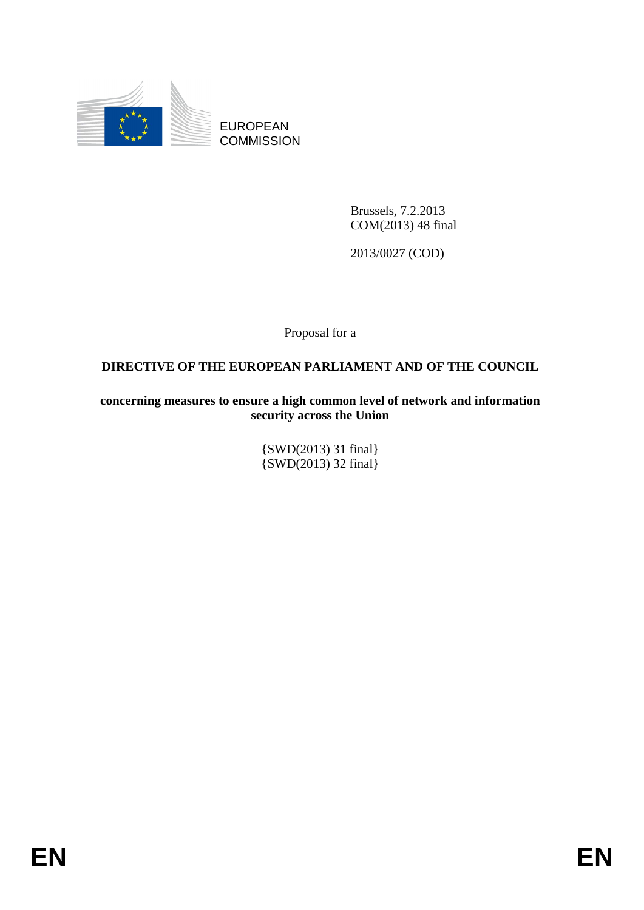EUROPEAN COMMISSION

Brussels, 7.2.2013
COM(2013) 48 final

2013/0027 (COD)

Proposal for a

**DIRECTIVE OF THE EUROPEAN PARLIAMENT AND OF THE COUNCIL**

**concerning measures to ensure a high common level of network and information security across the Union**

{SWD(2013) 31 final}
{SWD(2013) 32 final}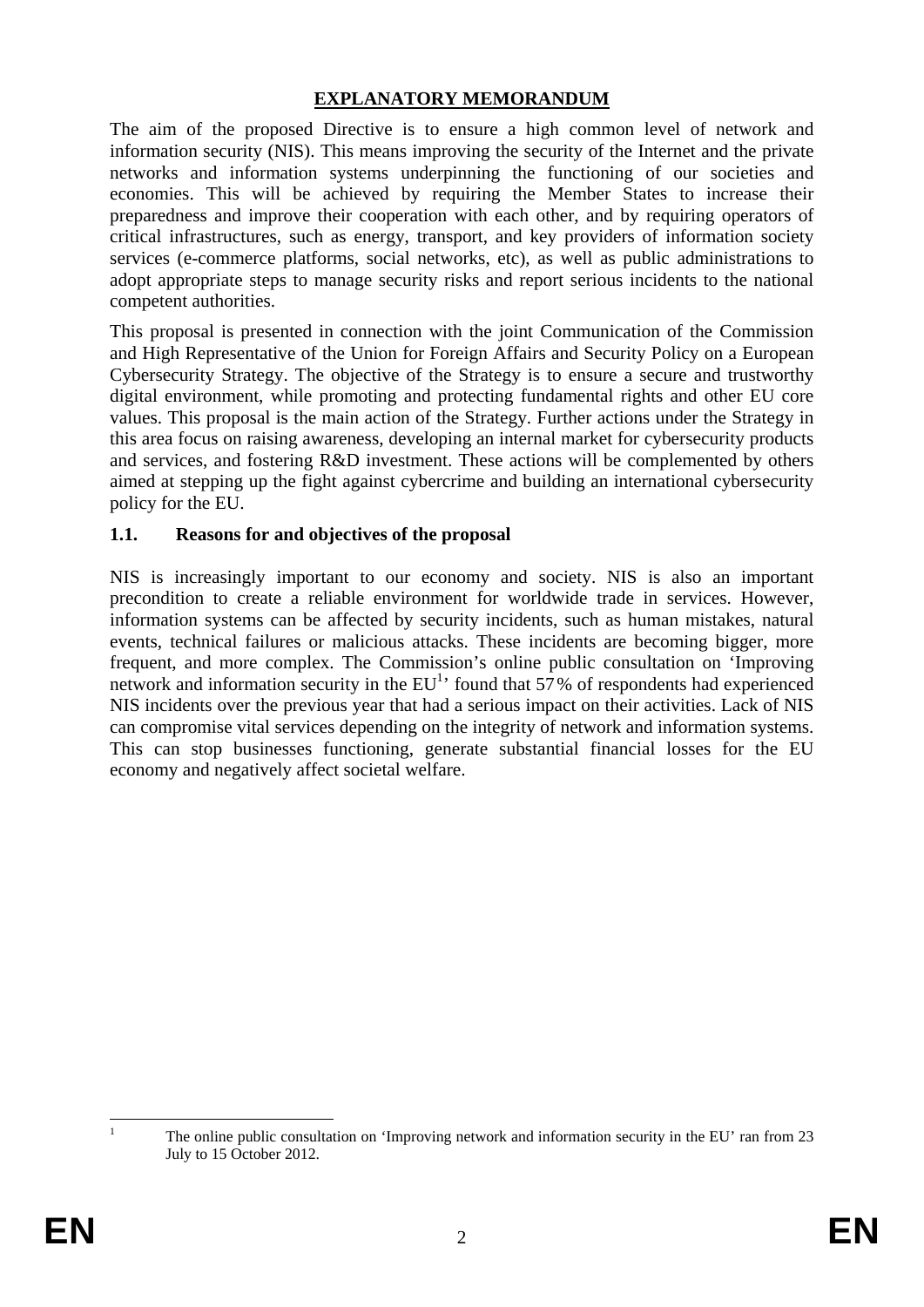# EXPLANATORY MEMORANDUM

The aim of the proposed Directive is to ensure a high common level of network and information security (NIS). This means improving the security of the Internet and the private networks and information systems underpinning the functioning of our societies and economies. This will be achieved by requiring the Member States to increase their preparedness and improve their cooperation with each other, and by requiring operators of critical infrastructures, such as energy, transport, and key providers of information society services (e-commerce platforms, social networks, etc), as well as public administrations to adopt appropriate steps to manage security risks and report serious incidents to the national competent authorities.

This proposal is presented in connection with the joint Communication of the Commission and High Representative of the Union for Foreign Affairs and Security Policy on a European Cybersecurity Strategy. The objective of the Strategy is to ensure a secure and trustworthy digital environment, while promoting and protecting fundamental rights and other EU core values. This proposal is the main action of the Strategy. Further actions under the Strategy in this area focus on raising awareness, developing an internal market for cybersecurity products and services, and fostering R&D investment. These actions will be complemented by others aimed at stepping up the fight against cybercrime and building an international cybersecurity policy for the EU.

## 1.1. Reasons for and objectives of the proposal

NIS is increasingly important to our economy and society. NIS is also an important precondition to create a reliable environment for worldwide trade in services. However, information systems can be affected by security incidents, such as human mistakes, natural events, technical failures or malicious attacks. These incidents are becoming bigger, more frequent, and more complex. The Commission's online public consultation on 'Improving network and information security in the EU[1]' found that 57% of respondents had experienced NIS incidents over the previous year that had a serious impact on their activities. Lack of NIS can compromise vital services depending on the integrity of network and information systems. This can stop businesses functioning, generate substantial financial losses for the EU economy and negatively affect societal welfare.

---

[1] The online public consultation on 'Improving network and information security in the EU' ran from 23 July to 15 October 2012.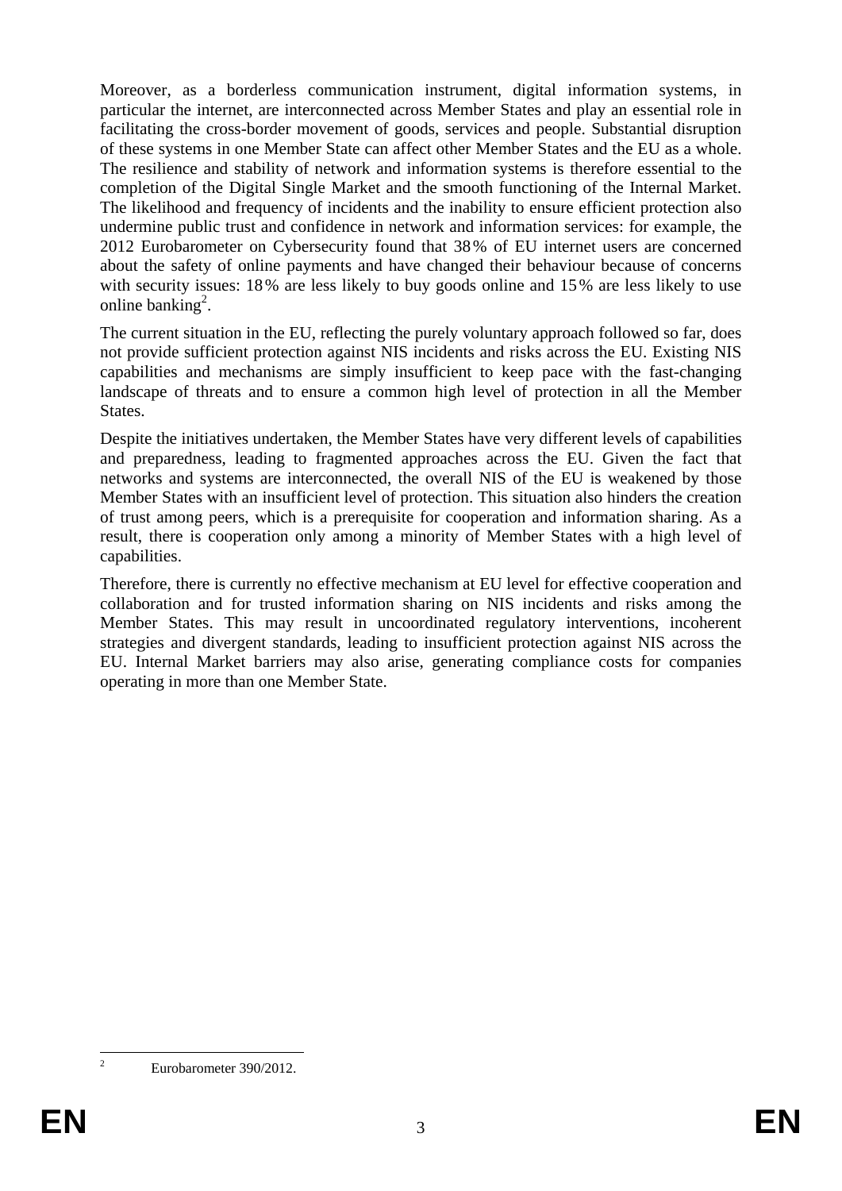Moreover, as a borderless communication instrument, digital information systems, in particular the internet, are interconnected across Member States and play an essential role in facilitating the cross-border movement of goods, services and people. Substantial disruption of these systems in one Member State can affect other Member States and the EU as a whole. The resilience and stability of network and information systems is therefore essential to the completion of the Digital Single Market and the smooth functioning of the Internal Market. The likelihood and frequency of incidents and the inability to ensure efficient protection also undermine public trust and confidence in network and information services: for example, the 2012 Eurobarometer on Cybersecurity found that 38% of EU internet users are concerned about the safety of online payments and have changed their behaviour because of concerns with security issues: 18% are less likely to buy goods online and 15% are less likely to use online banking[2].

The current situation in the EU, reflecting the purely voluntary approach followed so far, does not provide sufficient protection against NIS incidents and risks across the EU. Existing NIS capabilities and mechanisms are simply insufficient to keep pace with the fast-changing landscape of threats and to ensure a common high level of protection in all the Member States.

Despite the initiatives undertaken, the Member States have very different levels of capabilities and preparedness, leading to fragmented approaches across the EU. Given the fact that networks and systems are interconnected, the overall NIS of the EU is weakened by those Member States with an insufficient level of protection. This situation also hinders the creation of trust among peers, which is a prerequisite for cooperation and information sharing. As a result, there is cooperation only among a minority of Member States with a high level of capabilities.

Therefore, there is currently no effective mechanism at EU level for effective cooperation and collaboration and for trusted information sharing on NIS incidents and risks among the Member States. This may result in uncoordinated regulatory interventions, incoherent strategies and divergent standards, leading to insufficient protection against NIS across the EU. Internal Market barriers may also arise, generating compliance costs for companies operating in more than one Member State.

---

[2] Eurobarometer 390/2012.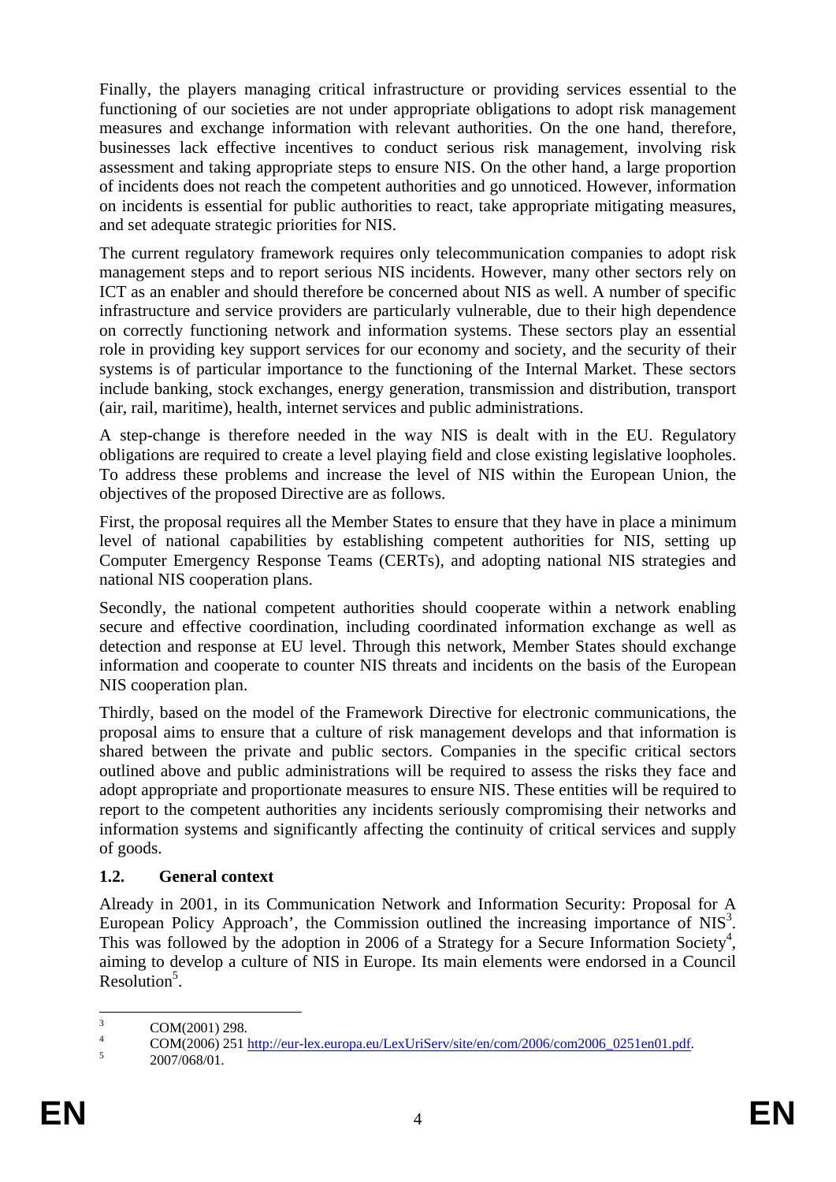Finally, the players managing critical infrastructure or providing services essential to the functioning of our societies are not under appropriate obligations to adopt risk management measures and exchange information with relevant authorities. On the one hand, therefore, businesses lack effective incentives to conduct serious risk management, involving risk assessment and taking appropriate steps to ensure NIS. On the other hand, a large proportion of incidents does not reach the competent authorities and go unnoticed. However, information on incidents is essential for public authorities to react, take appropriate mitigating measures, and set adequate strategic priorities for NIS.

The current regulatory framework requires only telecommunication companies to adopt risk management steps and to report serious NIS incidents. However, many other sectors rely on ICT as an enabler and should therefore be concerned about NIS as well. A number of specific infrastructure and service providers are particularly vulnerable, due to their high dependence on correctly functioning network and information systems. These sectors play an essential role in providing key support services for our economy and society, and the security of their systems is of particular importance to the functioning of the Internal Market. These sectors include banking, stock exchanges, energy generation, transmission and distribution, transport (air, rail, maritime), health, internet services and public administrations.

A step-change is therefore needed in the way NIS is dealt with in the EU. Regulatory obligations are required to create a level playing field and close existing legislative loopholes. To address these problems and increase the level of NIS within the European Union, the objectives of the proposed Directive are as follows.

First, the proposal requires all the Member States to ensure that they have in place a minimum level of national capabilities by establishing competent authorities for NIS, setting up Computer Emergency Response Teams (CERTs), and adopting national NIS strategies and national NIS cooperation plans.

Secondly, the national competent authorities should cooperate within a network enabling secure and effective coordination, including coordinated information exchange as well as detection and response at EU level. Through this network, Member States should exchange information and cooperate to counter NIS threats and incidents on the basis of the European NIS cooperation plan.

Thirdly, based on the model of the Framework Directive for electronic communications, the proposal aims to ensure that a culture of risk management develops and that information is shared between the private and public sectors. Companies in the specific critical sectors outlined above and public administrations will be required to assess the risks they face and adopt appropriate and proportionate measures to ensure NIS. These entities will be required to report to the competent authorities any incidents seriously compromising their networks and information systems and significantly affecting the continuity of critical services and supply of goods.

### 1.2. General context

Already in 2001, in its Communication Network and Information Security: Proposal for A European Policy Approach', the Commission outlined the increasing importance of NIS[3]. This was followed by the adoption in 2006 of a Strategy for a Secure Information Society[4], aiming to develop a culture of NIS in Europe. Its main elements were endorsed in a Council Resolution[5].

---

[3] COM(2001) 298.

[4] COM(2006) 251 http://eur-lex.europa.eu/LexUriServ/site/en/com/2006/com2006_0251en01.pdf.

[5] 2007/068/01.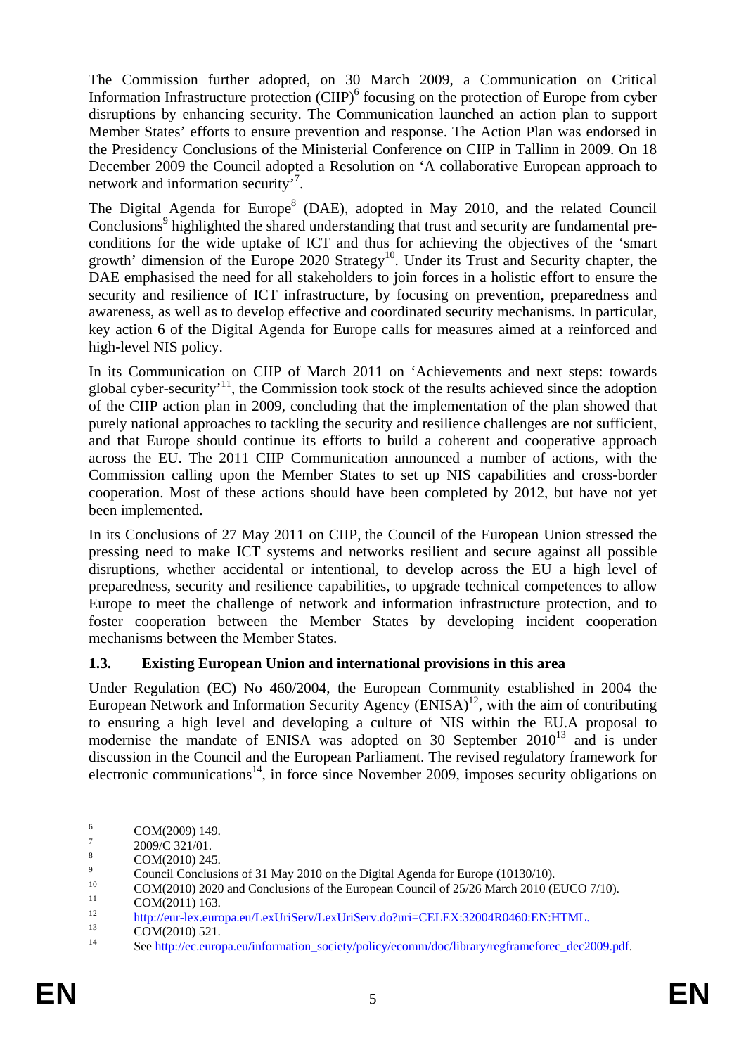The Commission further adopted, on 30 March 2009, a Communication on Critical Information Infrastructure protection (CIIP)[6] focusing on the protection of Europe from cyber disruptions by enhancing security. The Communication launched an action plan to support Member States' efforts to ensure prevention and response. The Action Plan was endorsed in the Presidency Conclusions of the Ministerial Conference on CIIP in Tallinn in 2009. On 18 December 2009 the Council adopted a Resolution on 'A collaborative European approach to network and information security'[7].

The Digital Agenda for Europe[8] (DAE), adopted in May 2010, and the related Council Conclusions[9] highlighted the shared understanding that trust and security are fundamental pre-conditions for the wide uptake of ICT and thus for achieving the objectives of the 'smart growth' dimension of the Europe 2020 Strategy[10]. Under its Trust and Security chapter, the DAE emphasised the need for all stakeholders to join forces in a holistic effort to ensure the security and resilience of ICT infrastructure, by focusing on prevention, preparedness and awareness, as well as to develop effective and coordinated security mechanisms. In particular, key action 6 of the Digital Agenda for Europe calls for measures aimed at a reinforced and high-level NIS policy.

In its Communication on CIIP of March 2011 on 'Achievements and next steps: towards global cyber-security'[11], the Commission took stock of the results achieved since the adoption of the CIIP action plan in 2009, concluding that the implementation of the plan showed that purely national approaches to tackling the security and resilience challenges are not sufficient, and that Europe should continue its efforts to build a coherent and cooperative approach across the EU. The 2011 CIIP Communication announced a number of actions, with the Commission calling upon the Member States to set up NIS capabilities and cross-border cooperation. Most of these actions should have been completed by 2012, but have not yet been implemented.

In its Conclusions of 27 May 2011 on CIIP, the Council of the European Union stressed the pressing need to make ICT systems and networks resilient and secure against all possible disruptions, whether accidental or intentional, to develop across the EU a high level of preparedness, security and resilience capabilities, to upgrade technical competences to allow Europe to meet the challenge of network and information infrastructure protection, and to foster cooperation between the Member States by developing incident cooperation mechanisms between the Member States.

### 1.3. Existing European Union and international provisions in this area

Under Regulation (EC) No 460/2004, the European Community established in 2004 the European Network and Information Security Agency (ENISA)[12], with the aim of contributing to ensuring a high level and developing a culture of NIS within the EU.A proposal to modernise the mandate of ENISA was adopted on 30 September 2010[13] and is under discussion in the Council and the European Parliament. The revised regulatory framework for electronic communications[14], in force since November 2009, imposes security obligations on

---

[6] COM(2009) 149.

[7] 2009/C 321/01.

[8] COM(2010) 245.

[9] Council Conclusions of 31 May 2010 on the Digital Agenda for Europe (10130/10).

[10] COM(2010) 2020 and Conclusions of the European Council of 25/26 March 2010 (EUCO 7/10).

[11] COM(2011) 163.

[12] http://eur-lex.europa.eu/LexUriServ/LexUriServ.do?uri=CELEX:32004R0460:EN:HTML.

[13] COM(2010) 521.

[14] See http://ec.europa.eu/information_society/policy/ecomm/doc/library/regframeforec_dec2009.pdf.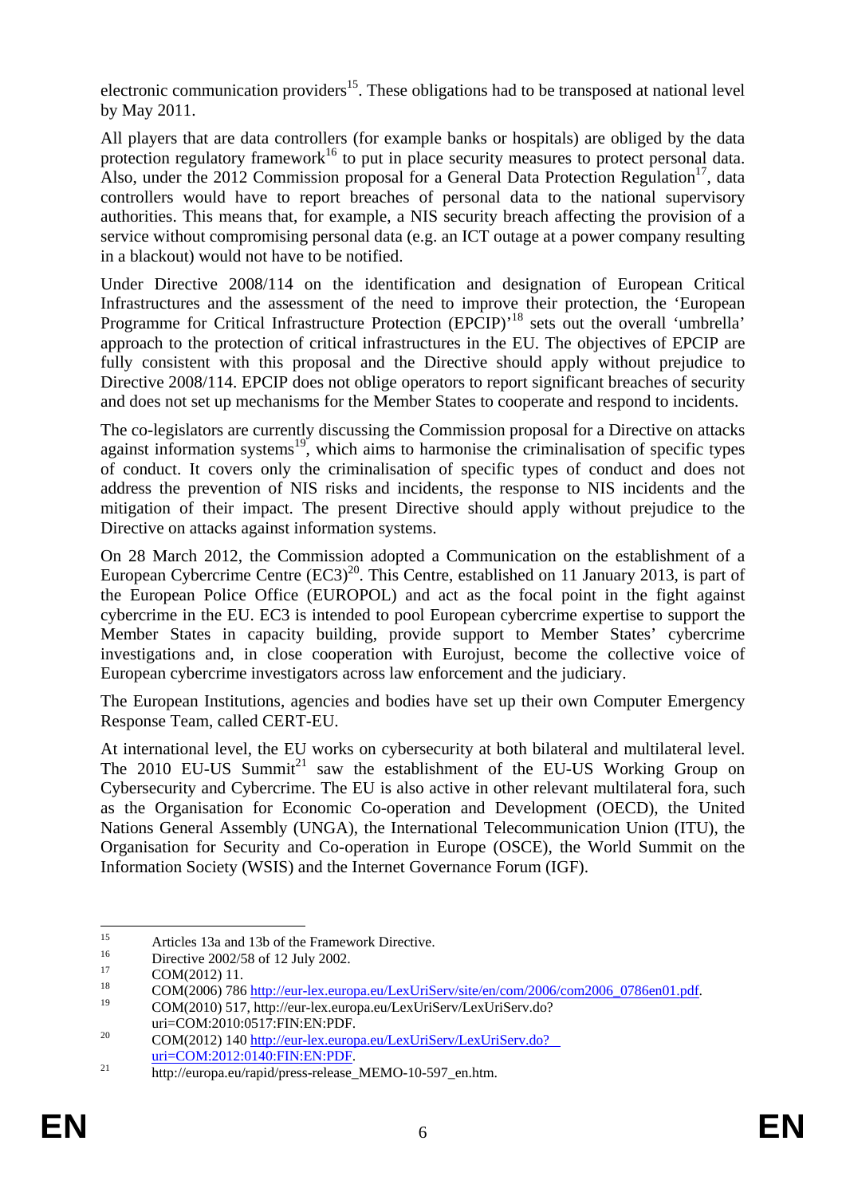electronic communication providers[15]. These obligations had to be transposed at national level by May 2011.

All players that are data controllers (for example banks or hospitals) are obliged by the data protection regulatory framework[16] to put in place security measures to protect personal data. Also, under the 2012 Commission proposal for a General Data Protection Regulation[17], data controllers would have to report breaches of personal data to the national supervisory authorities. This means that, for example, a NIS security breach affecting the provision of a service without compromising personal data (e.g. an ICT outage at a power company resulting in a blackout) would not have to be notified.

Under Directive 2008/114 on the identification and designation of European Critical Infrastructures and the assessment of the need to improve their protection, the 'European Programme for Critical Infrastructure Protection (EPCIP)'[18] sets out the overall 'umbrella' approach to the protection of critical infrastructures in the EU. The objectives of EPCIP are fully consistent with this proposal and the Directive should apply without prejudice to Directive 2008/114. EPCIP does not oblige operators to report significant breaches of security and does not set up mechanisms for the Member States to cooperate and respond to incidents.

The co-legislators are currently discussing the Commission proposal for a Directive on attacks against information systems[19], which aims to harmonise the criminalisation of specific types of conduct. It covers only the criminalisation of specific types of conduct and does not address the prevention of NIS risks and incidents, the response to NIS incidents and the mitigation of their impact. The present Directive should apply without prejudice to the Directive on attacks against information systems.

On 28 March 2012, the Commission adopted a Communication on the establishment of a European Cybercrime Centre (EC3)[20]. This Centre, established on 11 January 2013, is part of the European Police Office (EUROPOL) and act as the focal point in the fight against cybercrime in the EU. EC3 is intended to pool European cybercrime expertise to support the Member States in capacity building, provide support to Member States' cybercrime investigations and, in close cooperation with Eurojust, become the collective voice of European cybercrime investigators across law enforcement and the judiciary.

The European Institutions, agencies and bodies have set up their own Computer Emergency Response Team, called CERT-EU.

At international level, the EU works on cybersecurity at both bilateral and multilateral level. The 2010 EU-US Summit[21] saw the establishment of the EU-US Working Group on Cybersecurity and Cybercrime. The EU is also active in other relevant multilateral fora, such as the Organisation for Economic Co-operation and Development (OECD), the United Nations General Assembly (UNGA), the International Telecommunication Union (ITU), the Organisation for Security and Co-operation in Europe (OSCE), the World Summit on the Information Society (WSIS) and the Internet Governance Forum (IGF).

---

[15] Articles 13a and 13b of the Framework Directive.

[16] Directive 2002/58 of 12 July 2002.

[17] COM(2012) 11.

[18] COM(2006) 786 http://eur-lex.europa.eu/LexUriServ/site/en/com/2006/com2006_0786en01.pdf.

[19] COM(2010) 517, http://eur-lex.europa.eu/LexUriServ/LexUriServ.do?uri=COM:2010:0517:FIN:EN:PDF.

[20] COM(2012) 140 http://eur-lex.europa.eu/LexUriServ/LexUriServ.do?uri=COM:2012:0140:FIN:EN:PDF.

[21] http://europa.eu/rapid/press-release_MEMO-10-597_en.htm.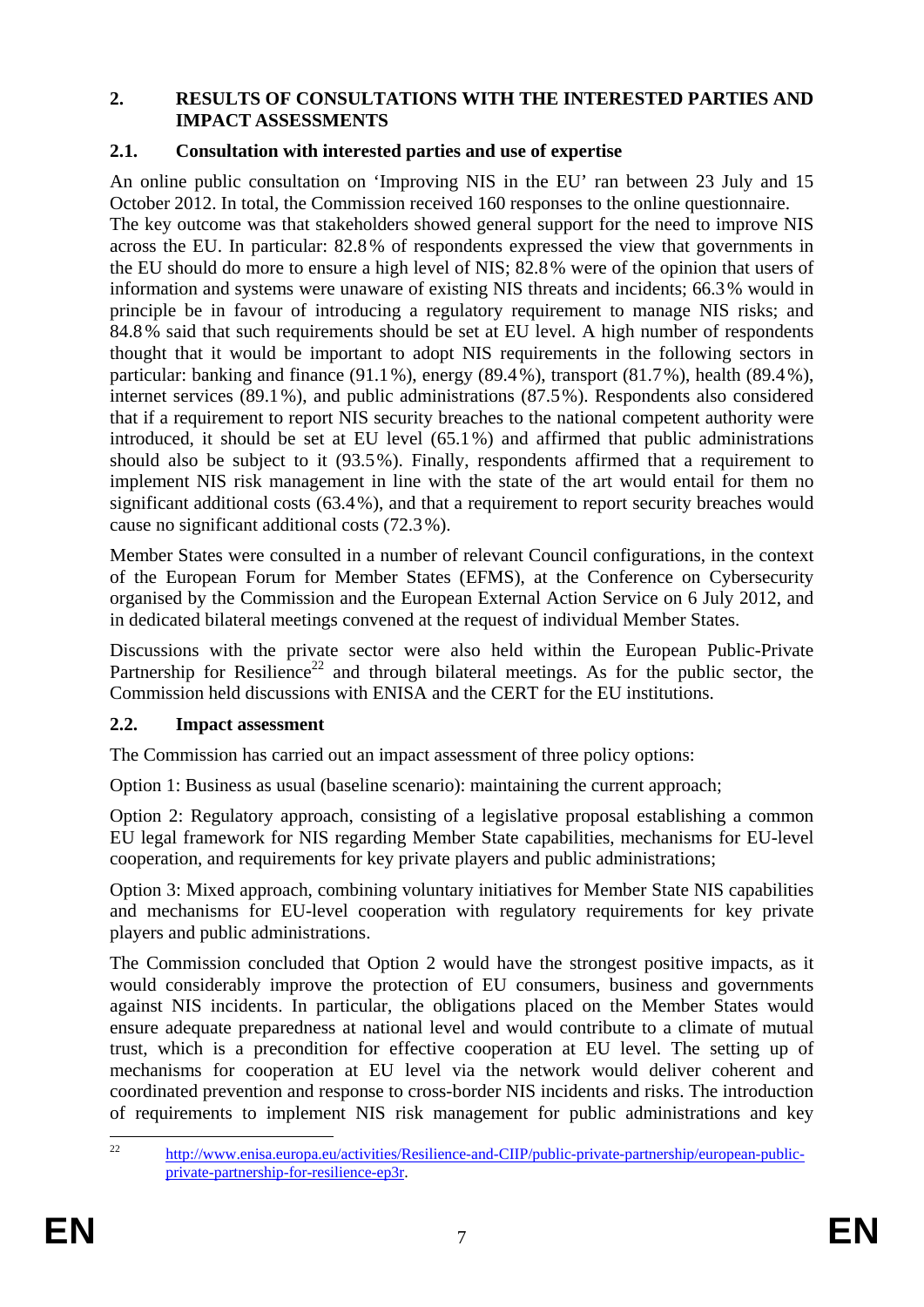## 2. RESULTS OF CONSULTATIONS WITH THE INTERESTED PARTIES AND IMPACT ASSESSMENTS

### 2.1. Consultation with interested parties and use of expertise

An online public consultation on 'Improving NIS in the EU' ran between 23 July and 15 October 2012. In total, the Commission received 160 responses to the online questionnaire.
The key outcome was that stakeholders showed general support for the need to improve NIS across the EU. In particular: 82.8% of respondents expressed the view that governments in the EU should do more to ensure a high level of NIS; 82.8% were of the opinion that users of information and systems were unaware of existing NIS threats and incidents; 66.3% would in principle be in favour of introducing a regulatory requirement to manage NIS risks; and 84.8% said that such requirements should be set at EU level. A high number of respondents thought that it would be important to adopt NIS requirements in the following sectors in particular: banking and finance (91.1%), energy (89.4%), transport (81.7%), health (89.4%), internet services (89.1%), and public administrations (87.5%). Respondents also considered that if a requirement to report NIS security breaches to the national competent authority were introduced, it should be set at EU level (65.1%) and affirmed that public administrations should also be subject to it (93.5%). Finally, respondents affirmed that a requirement to implement NIS risk management in line with the state of the art would entail for them no significant additional costs (63.4%), and that a requirement to report security breaches would cause no significant additional costs (72.3%).

Member States were consulted in a number of relevant Council configurations, in the context of the European Forum for Member States (EFMS), at the Conference on Cybersecurity organised by the Commission and the European External Action Service on 6 July 2012, and in dedicated bilateral meetings convened at the request of individual Member States.

Discussions with the private sector were also held within the European Public-Private Partnership for Resilience[22] and through bilateral meetings. As for the public sector, the Commission held discussions with ENISA and the CERT for the EU institutions.

### 2.2. Impact assessment

The Commission has carried out an impact assessment of three policy options:

Option 1: Business as usual (baseline scenario): maintaining the current approach;

Option 2: Regulatory approach, consisting of a legislative proposal establishing a common EU legal framework for NIS regarding Member State capabilities, mechanisms for EU-level cooperation, and requirements for key private players and public administrations;

Option 3: Mixed approach, combining voluntary initiatives for Member State NIS capabilities and mechanisms for EU-level cooperation with regulatory requirements for key private players and public administrations.

The Commission concluded that Option 2 would have the strongest positive impacts, as it would considerably improve the protection of EU consumers, business and governments against NIS incidents. In particular, the obligations placed on the Member States would ensure adequate preparedness at national level and would contribute to a climate of mutual trust, which is a precondition for effective cooperation at EU level. The setting up of mechanisms for cooperation at EU level via the network would deliver coherent and coordinated prevention and response to cross-border NIS incidents and risks. The introduction of requirements to implement NIS risk management for public administrations and key

---

[22] http://www.enisa.europa.eu/activities/Resilience-and-CIIP/public-private-partnership/european-public-private-partnership-for-resilience-ep3r.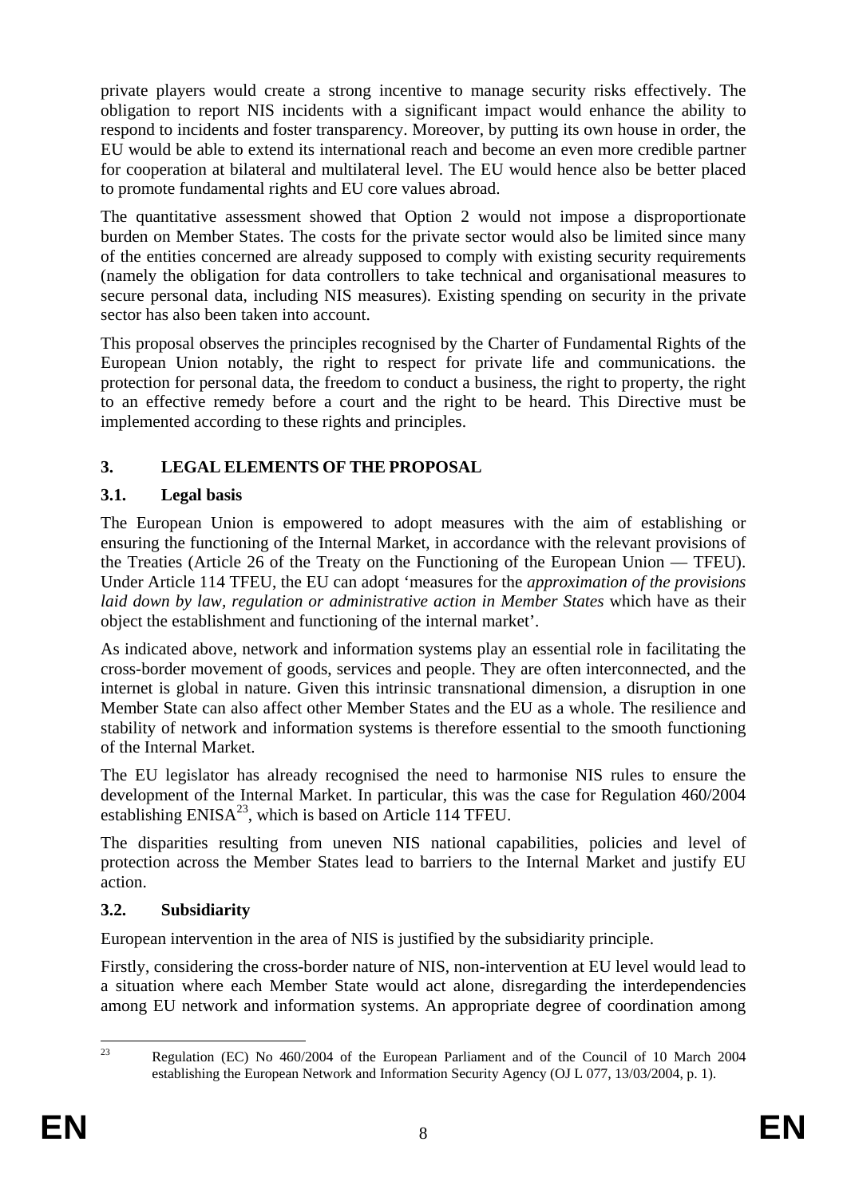private players would create a strong incentive to manage security risks effectively. The obligation to report NIS incidents with a significant impact would enhance the ability to respond to incidents and foster transparency. Moreover, by putting its own house in order, the EU would be able to extend its international reach and become an even more credible partner for cooperation at bilateral and multilateral level. The EU would hence also be better placed to promote fundamental rights and EU core values abroad.

The quantitative assessment showed that Option 2 would not impose a disproportionate burden on Member States. The costs for the private sector would also be limited since many of the entities concerned are already supposed to comply with existing security requirements (namely the obligation for data controllers to take technical and organisational measures to secure personal data, including NIS measures). Existing spending on security in the private sector has also been taken into account.

This proposal observes the principles recognised by the Charter of Fundamental Rights of the European Union notably, the right to respect for private life and communications. the protection for personal data, the freedom to conduct a business, the right to property, the right to an effective remedy before a court and the right to be heard. This Directive must be implemented according to these rights and principles.

## 3. LEGAL ELEMENTS OF THE PROPOSAL

### 3.1. Legal basis

The European Union is empowered to adopt measures with the aim of establishing or ensuring the functioning of the Internal Market, in accordance with the relevant provisions of the Treaties (Article 26 of the Treaty on the Functioning of the European Union — TFEU). Under Article 114 TFEU, the EU can adopt 'measures for the *approximation of the provisions laid down by law, regulation or administrative action in Member States* which have as their object the establishment and functioning of the internal market'.

As indicated above, network and information systems play an essential role in facilitating the cross-border movement of goods, services and people. They are often interconnected, and the internet is global in nature. Given this intrinsic transnational dimension, a disruption in one Member State can also affect other Member States and the EU as a whole. The resilience and stability of network and information systems is therefore essential to the smooth functioning of the Internal Market.

The EU legislator has already recognised the need to harmonise NIS rules to ensure the development of the Internal Market. In particular, this was the case for Regulation 460/2004 establishing ENISA[23], which is based on Article 114 TFEU.

The disparities resulting from uneven NIS national capabilities, policies and level of protection across the Member States lead to barriers to the Internal Market and justify EU action.

### 3.2. Subsidiarity

European intervention in the area of NIS is justified by the subsidiarity principle.

Firstly, considering the cross-border nature of NIS, non-intervention at EU level would lead to a situation where each Member State would act alone, disregarding the interdependencies among EU network and information systems. An appropriate degree of coordination among

[23] Regulation (EC) No 460/2004 of the European Parliament and of the Council of 10 March 2004 establishing the European Network and Information Security Agency (OJ L 077, 13/03/2004, p. 1).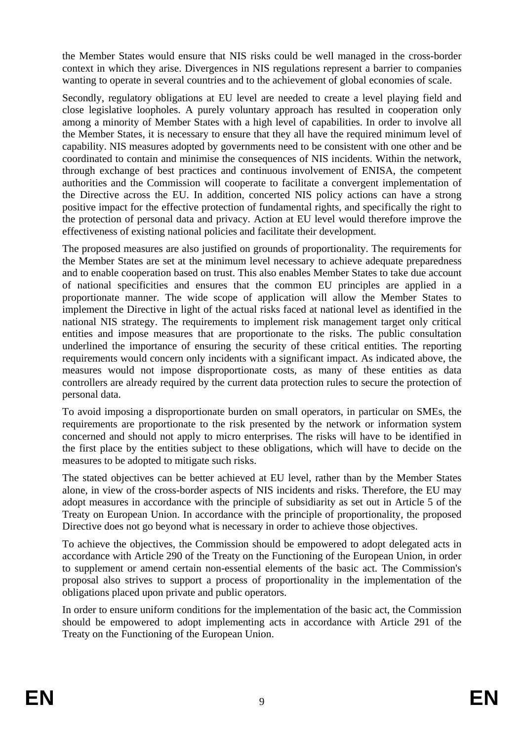the Member States would ensure that NIS risks could be well managed in the cross-border context in which they arise. Divergences in NIS regulations represent a barrier to companies wanting to operate in several countries and to the achievement of global economies of scale.

Secondly, regulatory obligations at EU level are needed to create a level playing field and close legislative loopholes. A purely voluntary approach has resulted in cooperation only among a minority of Member States with a high level of capabilities. In order to involve all the Member States, it is necessary to ensure that they all have the required minimum level of capability. NIS measures adopted by governments need to be consistent with one other and be coordinated to contain and minimise the consequences of NIS incidents. Within the network, through exchange of best practices and continuous involvement of ENISA, the competent authorities and the Commission will cooperate to facilitate a convergent implementation of the Directive across the EU. In addition, concerted NIS policy actions can have a strong positive impact for the effective protection of fundamental rights, and specifically the right to the protection of personal data and privacy. Action at EU level would therefore improve the effectiveness of existing national policies and facilitate their development.

The proposed measures are also justified on grounds of proportionality. The requirements for the Member States are set at the minimum level necessary to achieve adequate preparedness and to enable cooperation based on trust. This also enables Member States to take due account of national specificities and ensures that the common EU principles are applied in a proportionate manner. The wide scope of application will allow the Member States to implement the Directive in light of the actual risks faced at national level as identified in the national NIS strategy. The requirements to implement risk management target only critical entities and impose measures that are proportionate to the risks. The public consultation underlined the importance of ensuring the security of these critical entities. The reporting requirements would concern only incidents with a significant impact. As indicated above, the measures would not impose disproportionate costs, as many of these entities as data controllers are already required by the current data protection rules to secure the protection of personal data.

To avoid imposing a disproportionate burden on small operators, in particular on SMEs, the requirements are proportionate to the risk presented by the network or information system concerned and should not apply to micro enterprises. The risks will have to be identified in the first place by the entities subject to these obligations, which will have to decide on the measures to be adopted to mitigate such risks.

The stated objectives can be better achieved at EU level, rather than by the Member States alone, in view of the cross-border aspects of NIS incidents and risks. Therefore, the EU may adopt measures in accordance with the principle of subsidiarity as set out in Article 5 of the Treaty on European Union. In accordance with the principle of proportionality, the proposed Directive does not go beyond what is necessary in order to achieve those objectives.

To achieve the objectives, the Commission should be empowered to adopt delegated acts in accordance with Article 290 of the Treaty on the Functioning of the European Union, in order to supplement or amend certain non-essential elements of the basic act. The Commission's proposal also strives to support a process of proportionality in the implementation of the obligations placed upon private and public operators.

In order to ensure uniform conditions for the implementation of the basic act, the Commission should be empowered to adopt implementing acts in accordance with Article 291 of the Treaty on the Functioning of the European Union.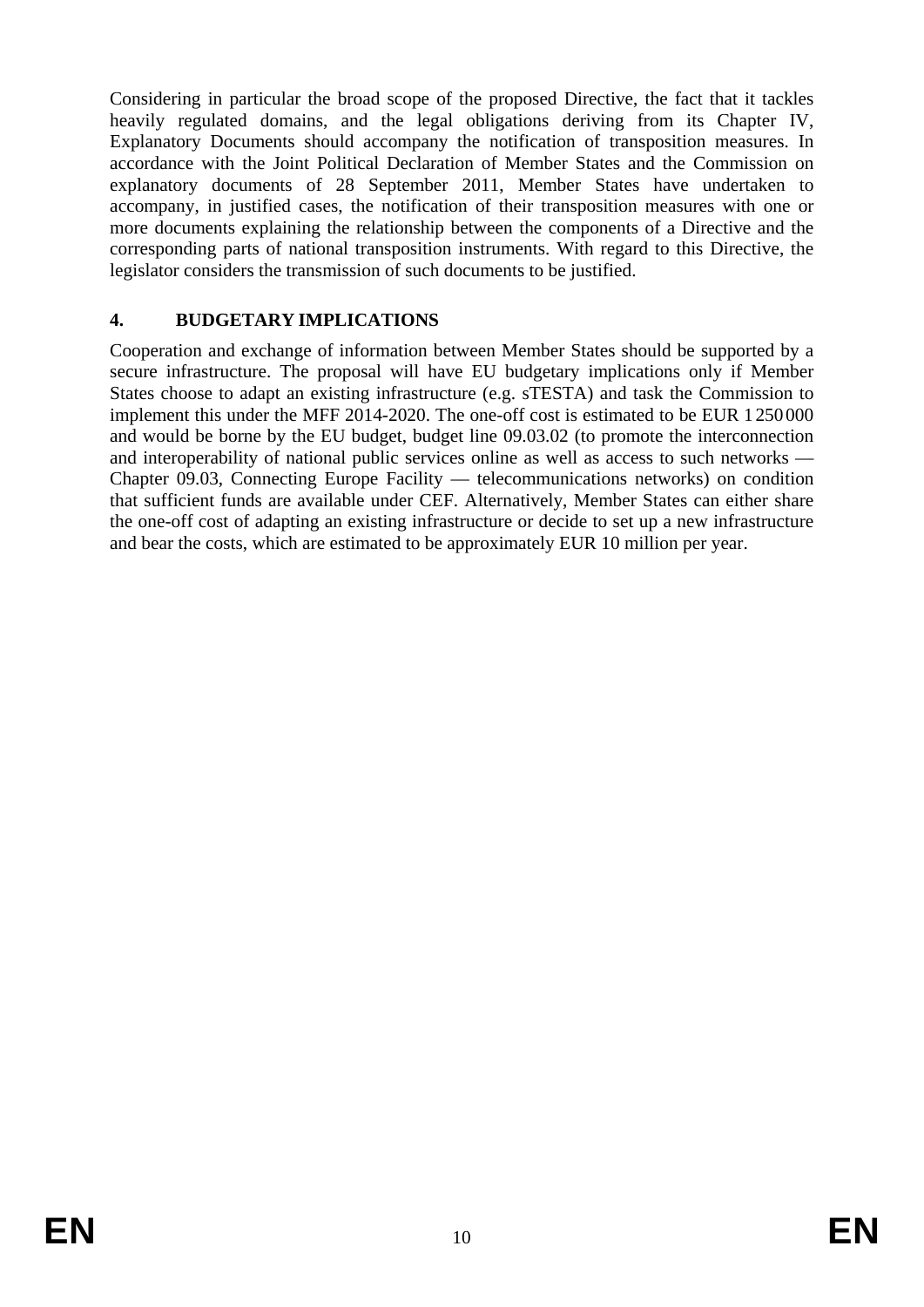Considering in particular the broad scope of the proposed Directive, the fact that it tackles heavily regulated domains, and the legal obligations deriving from its Chapter IV, Explanatory Documents should accompany the notification of transposition measures. In accordance with the Joint Political Declaration of Member States and the Commission on explanatory documents of 28 September 2011, Member States have undertaken to accompany, in justified cases, the notification of their transposition measures with one or more documents explaining the relationship between the components of a Directive and the corresponding parts of national transposition instruments. With regard to this Directive, the legislator considers the transmission of such documents to be justified.

## 4. BUDGETARY IMPLICATIONS

Cooperation and exchange of information between Member States should be supported by a secure infrastructure. The proposal will have EU budgetary implications only if Member States choose to adapt an existing infrastructure (e.g. sTESTA) and task the Commission to implement this under the MFF 2014-2020. The one-off cost is estimated to be EUR 1 250 000 and would be borne by the EU budget, budget line 09.03.02 (to promote the interconnection and interoperability of national public services online as well as access to such networks — Chapter 09.03, Connecting Europe Facility — telecommunications networks) on condition that sufficient funds are available under CEF. Alternatively, Member States can either share the one-off cost of adapting an existing infrastructure or decide to set up a new infrastructure and bear the costs, which are estimated to be approximately EUR 10 million per year.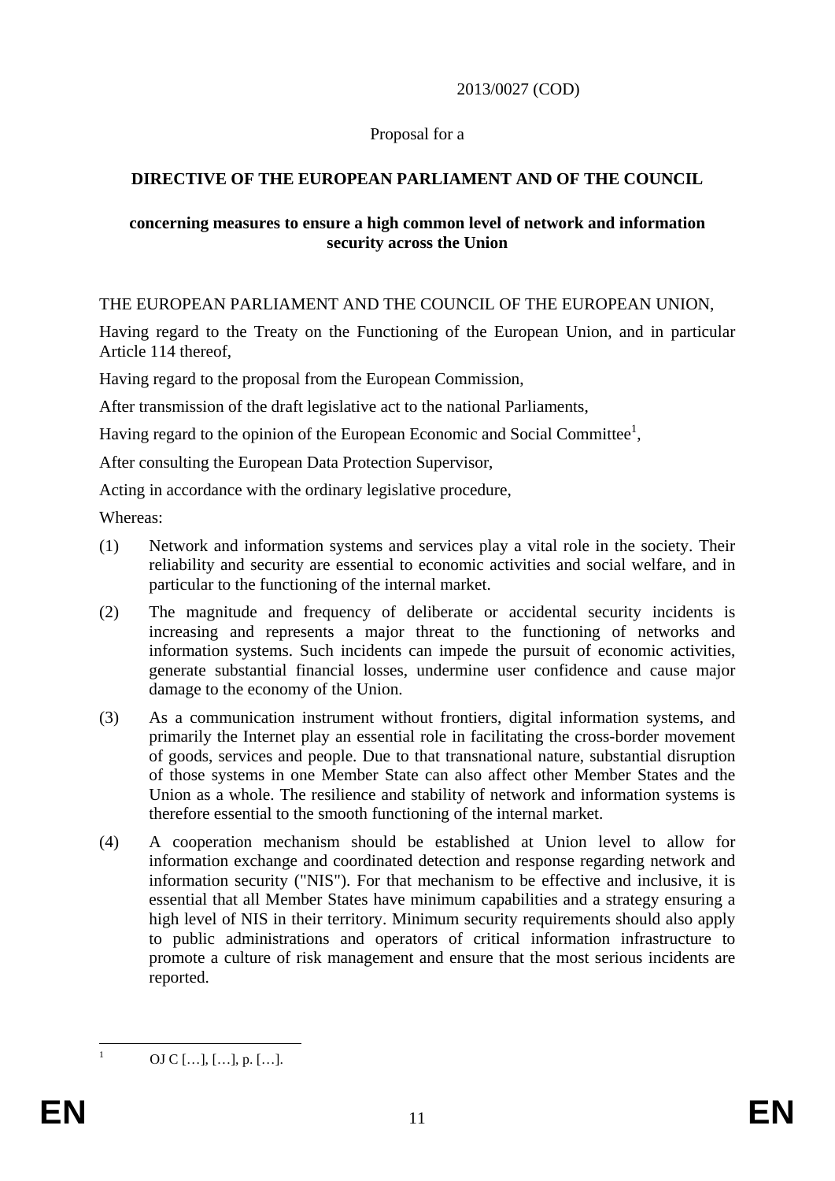2013/0027 (COD)

Proposal for a

**DIRECTIVE OF THE EUROPEAN PARLIAMENT AND OF THE COUNCIL**

**concerning measures to ensure a high common level of network and information security across the Union**

THE EUROPEAN PARLIAMENT AND THE COUNCIL OF THE EUROPEAN UNION,

Having regard to the Treaty on the Functioning of the European Union, and in particular Article 114 thereof,

Having regard to the proposal from the European Commission,

After transmission of the draft legislative act to the national Parliaments,

Having regard to the opinion of the European Economic and Social Committee[1],

After consulting the European Data Protection Supervisor,

Acting in accordance with the ordinary legislative procedure,

Whereas:

(1) Network and information systems and services play a vital role in the society. Their reliability and security are essential to economic activities and social welfare, and in particular to the functioning of the internal market.

(2) The magnitude and frequency of deliberate or accidental security incidents is increasing and represents a major threat to the functioning of networks and information systems. Such incidents can impede the pursuit of economic activities, generate substantial financial losses, undermine user confidence and cause major damage to the economy of the Union.

(3) As a communication instrument without frontiers, digital information systems, and primarily the Internet play an essential role in facilitating the cross-border movement of goods, services and people. Due to that transnational nature, substantial disruption of those systems in one Member State can also affect other Member States and the Union as a whole. The resilience and stability of network and information systems is therefore essential to the smooth functioning of the internal market.

(4) A cooperation mechanism should be established at Union level to allow for information exchange and coordinated detection and response regarding network and information security ("NIS"). For that mechanism to be effective and inclusive, it is essential that all Member States have minimum capabilities and a strategy ensuring a high level of NIS in their territory. Minimum security requirements should also apply to public administrations and operators of critical information infrastructure to promote a culture of risk management and ensure that the most serious incidents are reported.

[1] OJ C […], […], p. […].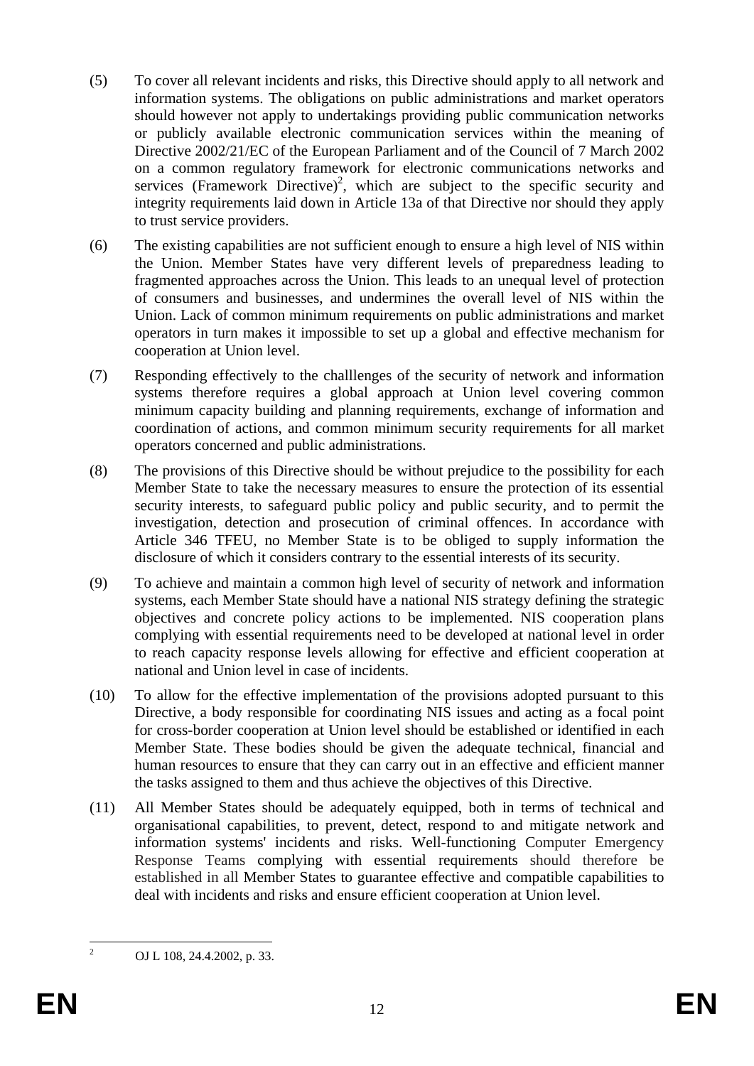(5) To cover all relevant incidents and risks, this Directive should apply to all network and information systems. The obligations on public administrations and market operators should however not apply to undertakings providing public communication networks or publicly available electronic communication services within the meaning of Directive 2002/21/EC of the European Parliament and of the Council of 7 March 2002 on a common regulatory framework for electronic communications networks and services (Framework Directive)[2], which are subject to the specific security and integrity requirements laid down in Article 13a of that Directive nor should they apply to trust service providers.

(6) The existing capabilities are not sufficient enough to ensure a high level of NIS within the Union. Member States have very different levels of preparedness leading to fragmented approaches across the Union. This leads to an unequal level of protection of consumers and businesses, and undermines the overall level of NIS within the Union. Lack of common minimum requirements on public administrations and market operators in turn makes it impossible to set up a global and effective mechanism for cooperation at Union level.

(7) Responding effectively to the challlenges of the security of network and information systems therefore requires a global approach at Union level covering common minimum capacity building and planning requirements, exchange of information and coordination of actions, and common minimum security requirements for all market operators concerned and public administrations.

(8) The provisions of this Directive should be without prejudice to the possibility for each Member State to take the necessary measures to ensure the protection of its essential security interests, to safeguard public policy and public security, and to permit the investigation, detection and prosecution of criminal offences. In accordance with Article 346 TFEU, no Member State is to be obliged to supply information the disclosure of which it considers contrary to the essential interests of its security.

(9) To achieve and maintain a common high level of security of network and information systems, each Member State should have a national NIS strategy defining the strategic objectives and concrete policy actions to be implemented. NIS cooperation plans complying with essential requirements need to be developed at national level in order to reach capacity response levels allowing for effective and efficient cooperation at national and Union level in case of incidents.

(10) To allow for the effective implementation of the provisions adopted pursuant to this Directive, a body responsible for coordinating NIS issues and acting as a focal point for cross-border cooperation at Union level should be established or identified in each Member State. These bodies should be given the adequate technical, financial and human resources to ensure that they can carry out in an effective and efficient manner the tasks assigned to them and thus achieve the objectives of this Directive.

(11) All Member States should be adequately equipped, both in terms of technical and organisational capabilities, to prevent, detect, respond to and mitigate network and information systems' incidents and risks. Well-functioning Computer Emergency Response Teams complying with essential requirements should therefore be established in all Member States to guarantee effective and compatible capabilities to deal with incidents and risks and ensure efficient cooperation at Union level.

---

[2] OJ L 108, 24.4.2002, p. 33.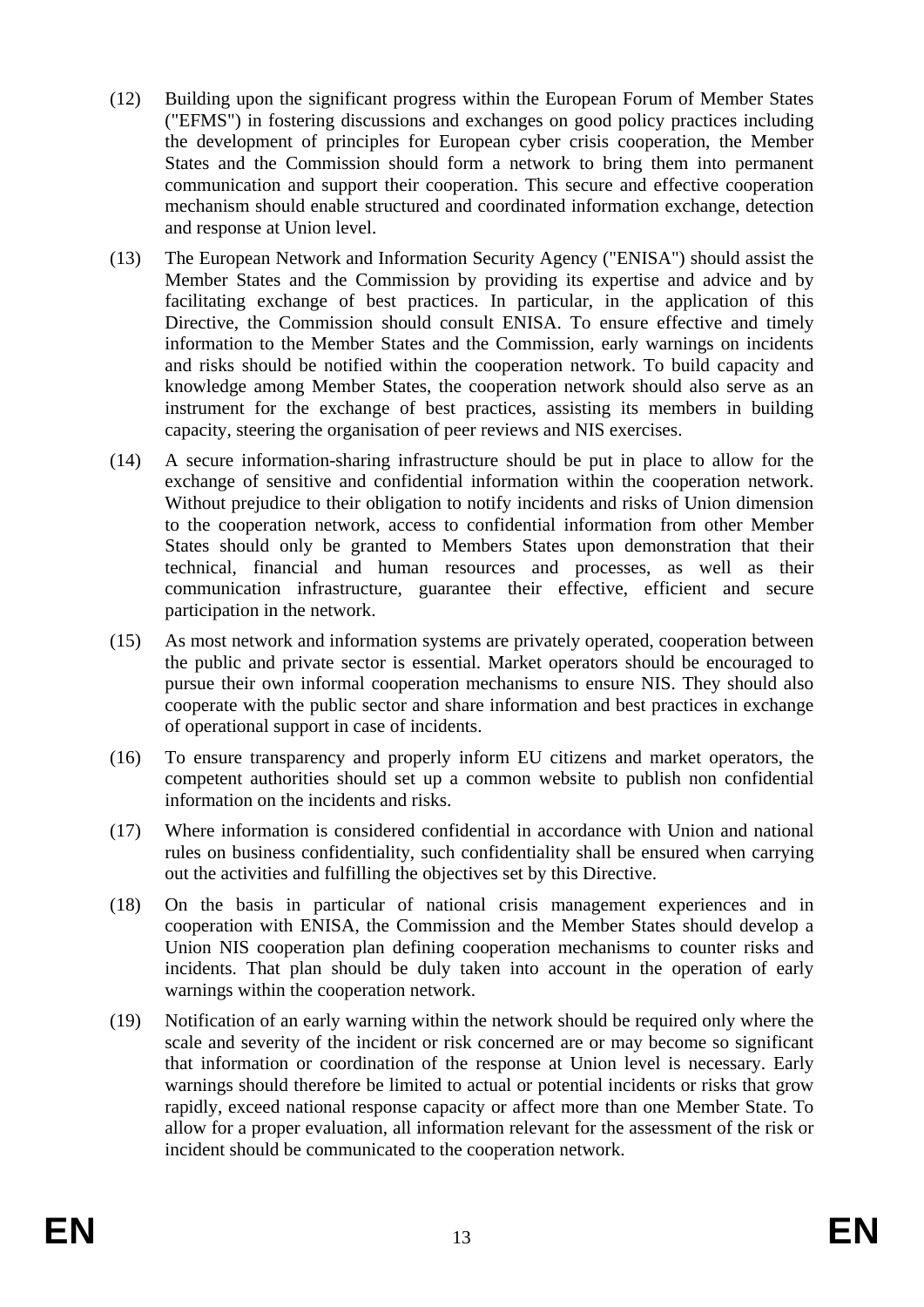(12) Building upon the significant progress within the European Forum of Member States ("EFMS") in fostering discussions and exchanges on good policy practices including the development of principles for European cyber crisis cooperation, the Member States and the Commission should form a network to bring them into permanent communication and support their cooperation. This secure and effective cooperation mechanism should enable structured and coordinated information exchange, detection and response at Union level.

(13) The European Network and Information Security Agency ("ENISA") should assist the Member States and the Commission by providing its expertise and advice and by facilitating exchange of best practices. In particular, in the application of this Directive, the Commission should consult ENISA. To ensure effective and timely information to the Member States and the Commission, early warnings on incidents and risks should be notified within the cooperation network. To build capacity and knowledge among Member States, the cooperation network should also serve as an instrument for the exchange of best practices, assisting its members in building capacity, steering the organisation of peer reviews and NIS exercises.

(14) A secure information-sharing infrastructure should be put in place to allow for the exchange of sensitive and confidential information within the cooperation network. Without prejudice to their obligation to notify incidents and risks of Union dimension to the cooperation network, access to confidential information from other Member States should only be granted to Members States upon demonstration that their technical, financial and human resources and processes, as well as their communication infrastructure, guarantee their effective, efficient and secure participation in the network.

(15) As most network and information systems are privately operated, cooperation between the public and private sector is essential. Market operators should be encouraged to pursue their own informal cooperation mechanisms to ensure NIS. They should also cooperate with the public sector and share information and best practices in exchange of operational support in case of incidents.

(16) To ensure transparency and properly inform EU citizens and market operators, the competent authorities should set up a common website to publish non confidential information on the incidents and risks.

(17) Where information is considered confidential in accordance with Union and national rules on business confidentiality, such confidentiality shall be ensured when carrying out the activities and fulfilling the objectives set by this Directive.

(18) On the basis in particular of national crisis management experiences and in cooperation with ENISA, the Commission and the Member States should develop a Union NIS cooperation plan defining cooperation mechanisms to counter risks and incidents. That plan should be duly taken into account in the operation of early warnings within the cooperation network.

(19) Notification of an early warning within the network should be required only where the scale and severity of the incident or risk concerned are or may become so significant that information or coordination of the response at Union level is necessary. Early warnings should therefore be limited to actual or potential incidents or risks that grow rapidly, exceed national response capacity or affect more than one Member State. To allow for a proper evaluation, all information relevant for the assessment of the risk or incident should be communicated to the cooperation network.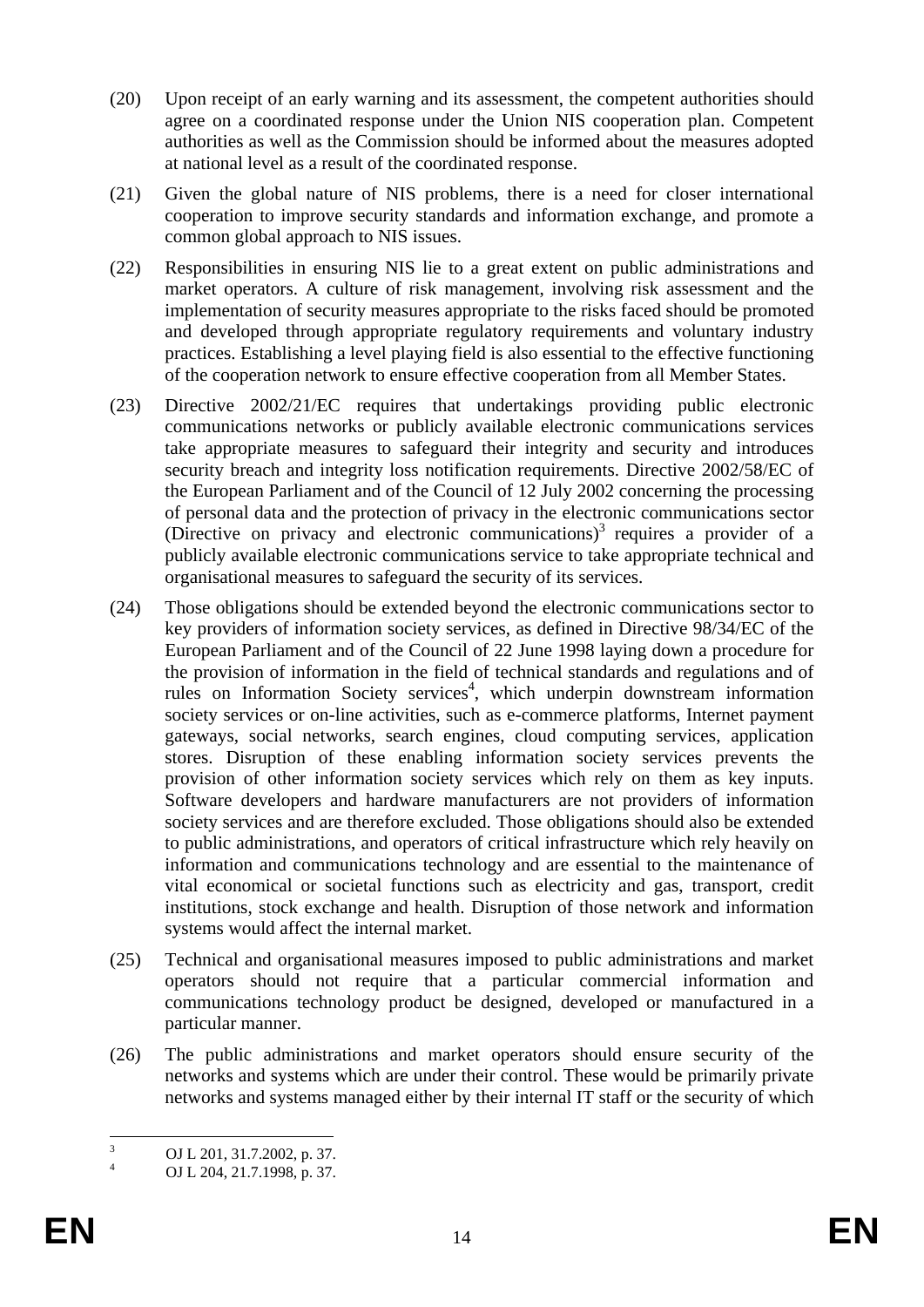(20) Upon receipt of an early warning and its assessment, the competent authorities should agree on a coordinated response under the Union NIS cooperation plan. Competent authorities as well as the Commission should be informed about the measures adopted at national level as a result of the coordinated response.

(21) Given the global nature of NIS problems, there is a need for closer international cooperation to improve security standards and information exchange, and promote a common global approach to NIS issues.

(22) Responsibilities in ensuring NIS lie to a great extent on public administrations and market operators. A culture of risk management, involving risk assessment and the implementation of security measures appropriate to the risks faced should be promoted and developed through appropriate regulatory requirements and voluntary industry practices. Establishing a level playing field is also essential to the effective functioning of the cooperation network to ensure effective cooperation from all Member States.

(23) Directive 2002/21/EC requires that undertakings providing public electronic communications networks or publicly available electronic communications services take appropriate measures to safeguard their integrity and security and introduces security breach and integrity loss notification requirements. Directive 2002/58/EC of the European Parliament and of the Council of 12 July 2002 concerning the processing of personal data and the protection of privacy in the electronic communications sector (Directive on privacy and electronic communications)[3] requires a provider of a publicly available electronic communications service to take appropriate technical and organisational measures to safeguard the security of its services.

(24) Those obligations should be extended beyond the electronic communications sector to key providers of information society services, as defined in Directive 98/34/EC of the European Parliament and of the Council of 22 June 1998 laying down a procedure for the provision of information in the field of technical standards and regulations and of rules on Information Society services[4], which underpin downstream information society services or on-line activities, such as e-commerce platforms, Internet payment gateways, social networks, search engines, cloud computing services, application stores. Disruption of these enabling information society services prevents the provision of other information society services which rely on them as key inputs. Software developers and hardware manufacturers are not providers of information society services and are therefore excluded. Those obligations should also be extended to public administrations, and operators of critical infrastructure which rely heavily on information and communications technology and are essential to the maintenance of vital economical or societal functions such as electricity and gas, transport, credit institutions, stock exchange and health. Disruption of those network and information systems would affect the internal market.

(25) Technical and organisational measures imposed to public administrations and market operators should not require that a particular commercial information and communications technology product be designed, developed or manufactured in a particular manner.

(26) The public administrations and market operators should ensure security of the networks and systems which are under their control. These would be primarily private networks and systems managed either by their internal IT staff or the security of which

---

[3] OJ L 201, 31.7.2002, p. 37.

[4] OJ L 204, 21.7.1998, p. 37.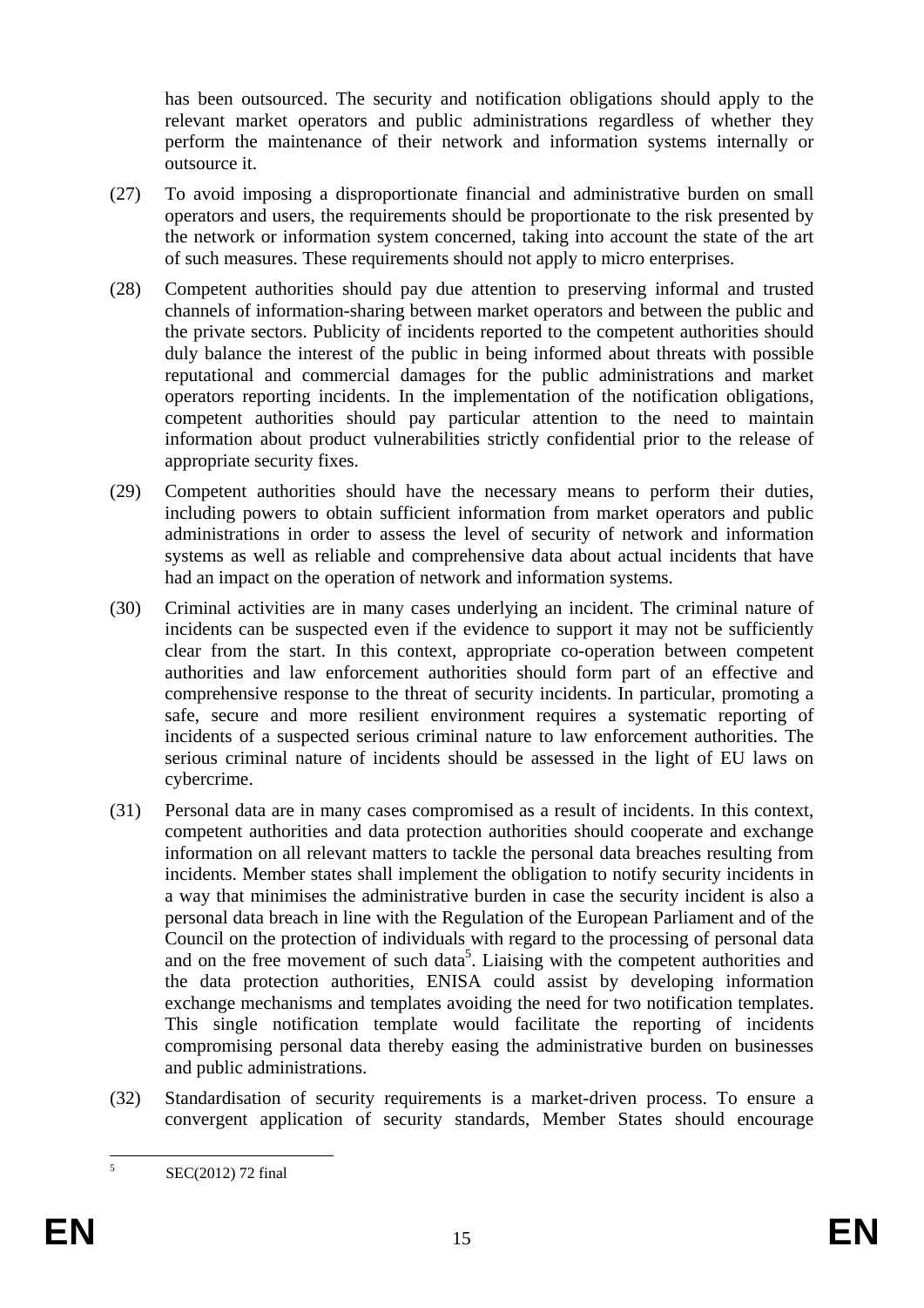has been outsourced. The security and notification obligations should apply to the relevant market operators and public administrations regardless of whether they perform the maintenance of their network and information systems internally or outsource it.

(27) To avoid imposing a disproportionate financial and administrative burden on small operators and users, the requirements should be proportionate to the risk presented by the network or information system concerned, taking into account the state of the art of such measures. These requirements should not apply to micro enterprises.

(28) Competent authorities should pay due attention to preserving informal and trusted channels of information-sharing between market operators and between the public and the private sectors. Publicity of incidents reported to the competent authorities should duly balance the interest of the public in being informed about threats with possible reputational and commercial damages for the public administrations and market operators reporting incidents. In the implementation of the notification obligations, competent authorities should pay particular attention to the need to maintain information about product vulnerabilities strictly confidential prior to the release of appropriate security fixes.

(29) Competent authorities should have the necessary means to perform their duties, including powers to obtain sufficient information from market operators and public administrations in order to assess the level of security of network and information systems as well as reliable and comprehensive data about actual incidents that have had an impact on the operation of network and information systems.

(30) Criminal activities are in many cases underlying an incident. The criminal nature of incidents can be suspected even if the evidence to support it may not be sufficiently clear from the start. In this context, appropriate co-operation between competent authorities and law enforcement authorities should form part of an effective and comprehensive response to the threat of security incidents. In particular, promoting a safe, secure and more resilient environment requires a systematic reporting of incidents of a suspected serious criminal nature to law enforcement authorities. The serious criminal nature of incidents should be assessed in the light of EU laws on cybercrime.

(31) Personal data are in many cases compromised as a result of incidents. In this context, competent authorities and data protection authorities should cooperate and exchange information on all relevant matters to tackle the personal data breaches resulting from incidents. Member states shall implement the obligation to notify security incidents in a way that minimises the administrative burden in case the security incident is also a personal data breach in line with the Regulation of the European Parliament and of the Council on the protection of individuals with regard to the processing of personal data and on the free movement of such data[5]. Liaising with the competent authorities and the data protection authorities, ENISA could assist by developing information exchange mechanisms and templates avoiding the need for two notification templates. This single notification template would facilitate the reporting of incidents compromising personal data thereby easing the administrative burden on businesses and public administrations.

(32) Standardisation of security requirements is a market-driven process. To ensure a convergent application of security standards, Member States should encourage

[5] SEC(2012) 72 final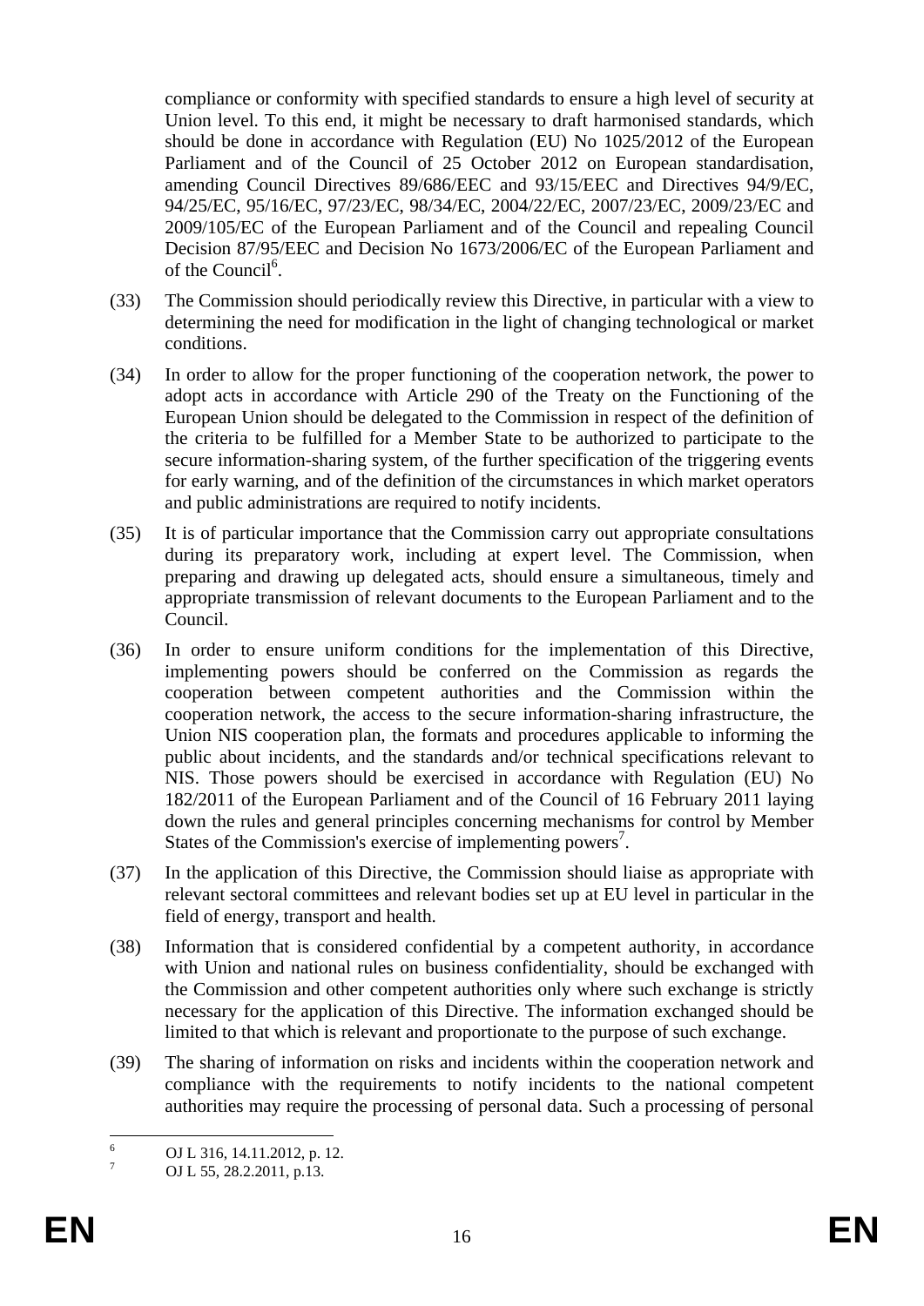compliance or conformity with specified standards to ensure a high level of security at Union level. To this end, it might be necessary to draft harmonised standards, which should be done in accordance with Regulation (EU) No 1025/2012 of the European Parliament and of the Council of 25 October 2012 on European standardisation, amending Council Directives 89/686/EEC and 93/15/EEC and Directives 94/9/EC, 94/25/EC, 95/16/EC, 97/23/EC, 98/34/EC, 2004/22/EC, 2007/23/EC, 2009/23/EC and 2009/105/EC of the European Parliament and of the Council and repealing Council Decision 87/95/EEC and Decision No 1673/2006/EC of the European Parliament and of the Council[6].

(33) The Commission should periodically review this Directive, in particular with a view to determining the need for modification in the light of changing technological or market conditions.

(34) In order to allow for the proper functioning of the cooperation network, the power to adopt acts in accordance with Article 290 of the Treaty on the Functioning of the European Union should be delegated to the Commission in respect of the definition of the criteria to be fulfilled for a Member State to be authorized to participate to the secure information-sharing system, of the further specification of the triggering events for early warning, and of the definition of the circumstances in which market operators and public administrations are required to notify incidents.

(35) It is of particular importance that the Commission carry out appropriate consultations during its preparatory work, including at expert level. The Commission, when preparing and drawing up delegated acts, should ensure a simultaneous, timely and appropriate transmission of relevant documents to the European Parliament and to the Council.

(36) In order to ensure uniform conditions for the implementation of this Directive, implementing powers should be conferred on the Commission as regards the cooperation between competent authorities and the Commission within the cooperation network, the access to the secure information-sharing infrastructure, the Union NIS cooperation plan, the formats and procedures applicable to informing the public about incidents, and the standards and/or technical specifications relevant to NIS. Those powers should be exercised in accordance with Regulation (EU) No 182/2011 of the European Parliament and of the Council of 16 February 2011 laying down the rules and general principles concerning mechanisms for control by Member States of the Commission's exercise of implementing powers[7].

(37) In the application of this Directive, the Commission should liaise as appropriate with relevant sectoral committees and relevant bodies set up at EU level in particular in the field of energy, transport and health.

(38) Information that is considered confidential by a competent authority, in accordance with Union and national rules on business confidentiality, should be exchanged with the Commission and other competent authorities only where such exchange is strictly necessary for the application of this Directive. The information exchanged should be limited to that which is relevant and proportionate to the purpose of such exchange.

(39) The sharing of information on risks and incidents within the cooperation network and compliance with the requirements to notify incidents to the national competent authorities may require the processing of personal data. Such a processing of personal

---

[6] OJ L 316, 14.11.2012, p. 12.

[7] OJ L 55, 28.2.2011, p.13.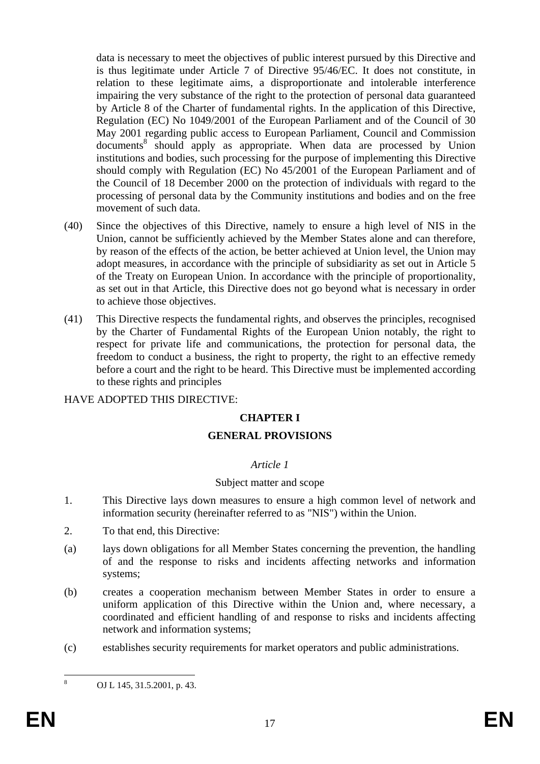data is necessary to meet the objectives of public interest pursued by this Directive and is thus legitimate under Article 7 of Directive 95/46/EC. It does not constitute, in relation to these legitimate aims, a disproportionate and intolerable interference impairing the very substance of the right to the protection of personal data guaranteed by Article 8 of the Charter of fundamental rights. In the application of this Directive, Regulation (EC) No 1049/2001 of the European Parliament and of the Council of 30 May 2001 regarding public access to European Parliament, Council and Commission documents[8] should apply as appropriate. When data are processed by Union institutions and bodies, such processing for the purpose of implementing this Directive should comply with Regulation (EC) No 45/2001 of the European Parliament and of the Council of 18 December 2000 on the protection of individuals with regard to the processing of personal data by the Community institutions and bodies and on the free movement of such data.

(40) Since the objectives of this Directive, namely to ensure a high level of NIS in the Union, cannot be sufficiently achieved by the Member States alone and can therefore, by reason of the effects of the action, be better achieved at Union level, the Union may adopt measures, in accordance with the principle of subsidiarity as set out in Article 5 of the Treaty on European Union. In accordance with the principle of proportionality, as set out in that Article, this Directive does not go beyond what is necessary in order to achieve those objectives.

(41) This Directive respects the fundamental rights, and observes the principles, recognised by the Charter of Fundamental Rights of the European Union notably, the right to respect for private life and communications, the protection for personal data, the freedom to conduct a business, the right to property, the right to an effective remedy before a court and the right to be heard. This Directive must be implemented according to these rights and principles

HAVE ADOPTED THIS DIRECTIVE:

## CHAPTER I

## GENERAL PROVISIONS

*Article 1*

Subject matter and scope

1. This Directive lays down measures to ensure a high common level of network and information security (hereinafter referred to as "NIS") within the Union.

2. To that end, this Directive:

(a) lays down obligations for all Member States concerning the prevention, the handling of and the response to risks and incidents affecting networks and information systems;

(b) creates a cooperation mechanism between Member States in order to ensure a uniform application of this Directive within the Union and, where necessary, a coordinated and efficient handling of and response to risks and incidents affecting network and information systems;

(c) establishes security requirements for market operators and public administrations.

[8] OJ L 145, 31.5.2001, p. 43.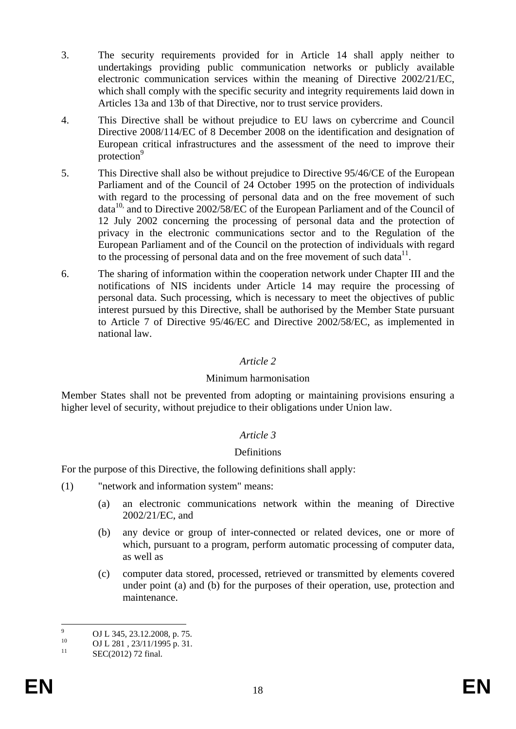3. The security requirements provided for in Article 14 shall apply neither to undertakings providing public communication networks or publicly available electronic communication services within the meaning of Directive 2002/21/EC, which shall comply with the specific security and integrity requirements laid down in Articles 13a and 13b of that Directive, nor to trust service providers.

4. This Directive shall be without prejudice to EU laws on cybercrime and Council Directive 2008/114/EC of 8 December 2008 on the identification and designation of European critical infrastructures and the assessment of the need to improve their protection[9]

5. This Directive shall also be without prejudice to Directive 95/46/CE of the European Parliament and of the Council of 24 October 1995 on the protection of individuals with regard to the processing of personal data and on the free movement of such data[10,] and to Directive 2002/58/EC of the European Parliament and of the Council of 12 July 2002 concerning the processing of personal data and the protection of privacy in the electronic communications sector and to the Regulation of the European Parliament and of the Council on the protection of individuals with regard to the processing of personal data and on the free movement of such data[11].

6. The sharing of information within the cooperation network under Chapter III and the notifications of NIS incidents under Article 14 may require the processing of personal data. Such processing, which is necessary to meet the objectives of public interest pursued by this Directive, shall be authorised by the Member State pursuant to Article 7 of Directive 95/46/EC and Directive 2002/58/EC, as implemented in national law.

*Article 2*

Minimum harmonisation

Member States shall not be prevented from adopting or maintaining provisions ensuring a higher level of security, without prejudice to their obligations under Union law.

*Article 3*

Definitions

For the purpose of this Directive, the following definitions shall apply:

(1) "network and information system" means:

  (a) an electronic communications network within the meaning of Directive 2002/21/EC, and

  (b) any device or group of inter-connected or related devices, one or more of which, pursuant to a program, perform automatic processing of computer data, as well as

  (c) computer data stored, processed, retrieved or transmitted by elements covered under point (a) and (b) for the purposes of their operation, use, protection and maintenance.

---

[9] OJ L 345, 23.12.2008, p. 75.

[10] OJ L 281 , 23/11/1995 p. 31.

[11] SEC(2012) 72 final.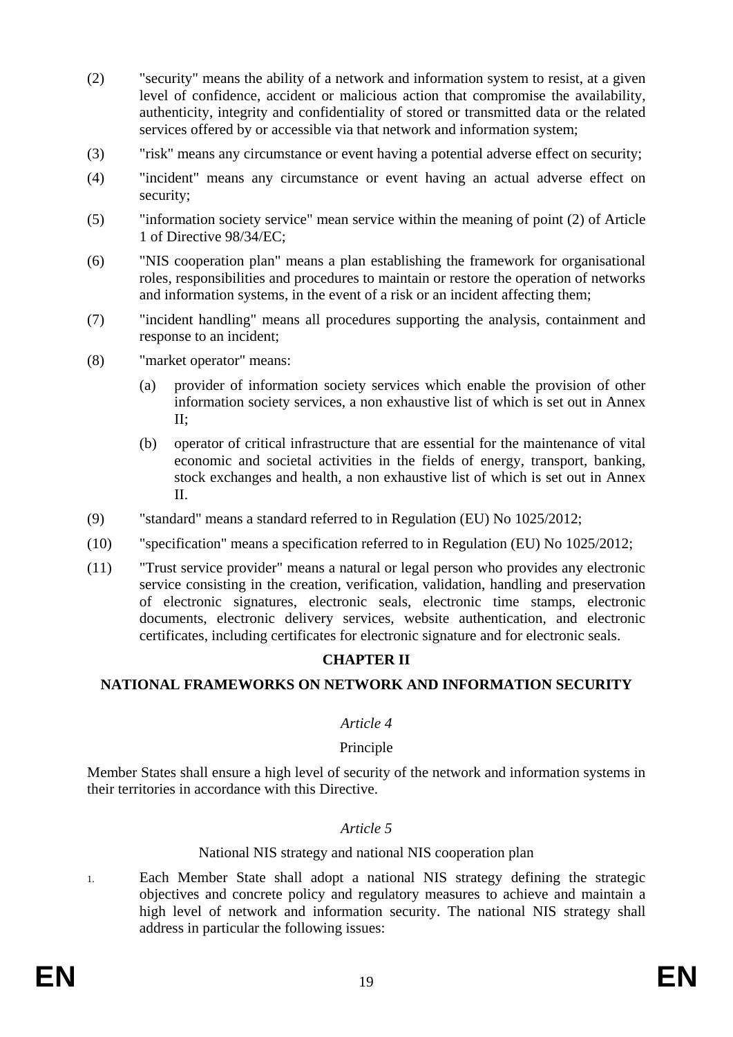(2) "security" means the ability of a network and information system to resist, at a given level of confidence, accident or malicious action that compromise the availability, authenticity, integrity and confidentiality of stored or transmitted data or the related services offered by or accessible via that network and information system;

(3) "risk" means any circumstance or event having a potential adverse effect on security;

(4) "incident" means any circumstance or event having an actual adverse effect on security;

(5) "information society service" mean service within the meaning of point (2) of Article 1 of Directive 98/34/EC;

(6) "NIS cooperation plan" means a plan establishing the framework for organisational roles, responsibilities and procedures to maintain or restore the operation of networks and information systems, in the event of a risk or an incident affecting them;

(7) "incident handling" means all procedures supporting the analysis, containment and response to an incident;

(8) "market operator" means:

(a) provider of information society services which enable the provision of other information society services, a non exhaustive list of which is set out in Annex II;

(b) operator of critical infrastructure that are essential for the maintenance of vital economic and societal activities in the fields of energy, transport, banking, stock exchanges and health, a non exhaustive list of which is set out in Annex II.

(9) "standard" means a standard referred to in Regulation (EU) No 1025/2012;

(10) "specification" means a specification referred to in Regulation (EU) No 1025/2012;

(11) "Trust service provider" means a natural or legal person who provides any electronic service consisting in the creation, verification, validation, handling and preservation of electronic signatures, electronic seals, electronic time stamps, electronic documents, electronic delivery services, website authentication, and electronic certificates, including certificates for electronic signature and for electronic seals.

## CHAPTER II

## NATIONAL FRAMEWORKS ON NETWORK AND INFORMATION SECURITY

*Article 4*

Principle

Member States shall ensure a high level of security of the network and information systems in their territories in accordance with this Directive.

*Article 5*

National NIS strategy and national NIS cooperation plan

1. Each Member State shall adopt a national NIS strategy defining the strategic objectives and concrete policy and regulatory measures to achieve and maintain a high level of network and information security. The national NIS strategy shall address in particular the following issues: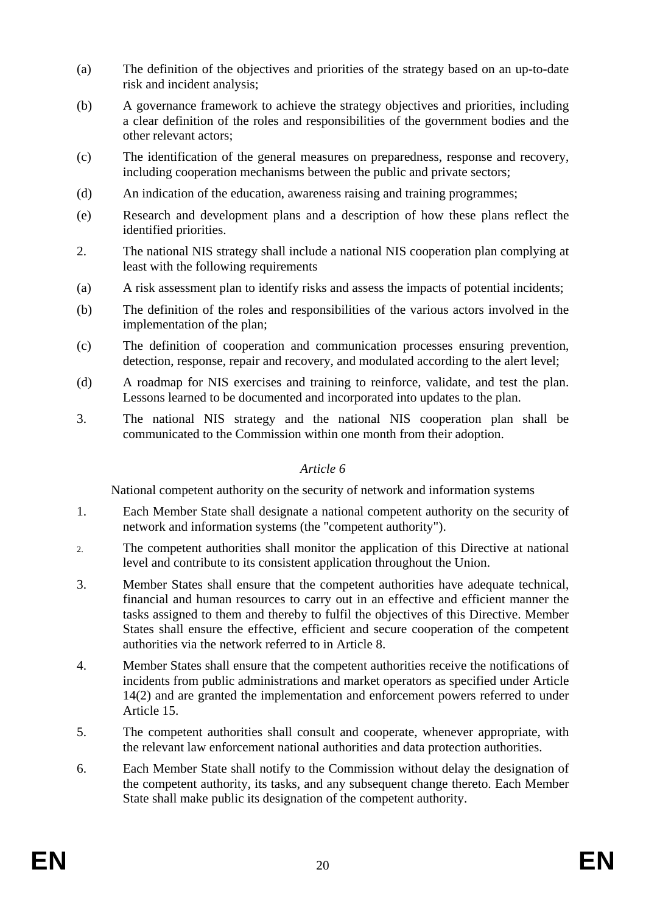(a) The definition of the objectives and priorities of the strategy based on an up-to-date risk and incident analysis;

(b) A governance framework to achieve the strategy objectives and priorities, including a clear definition of the roles and responsibilities of the government bodies and the other relevant actors;

(c) The identification of the general measures on preparedness, response and recovery, including cooperation mechanisms between the public and private sectors;

(d) An indication of the education, awareness raising and training programmes;

(e) Research and development plans and a description of how these plans reflect the identified priorities.

2. The national NIS strategy shall include a national NIS cooperation plan complying at least with the following requirements

(a) A risk assessment plan to identify risks and assess the impacts of potential incidents;

(b) The definition of the roles and responsibilities of the various actors involved in the implementation of the plan;

(c) The definition of cooperation and communication processes ensuring prevention, detection, response, repair and recovery, and modulated according to the alert level;

(d) A roadmap for NIS exercises and training to reinforce, validate, and test the plan. Lessons learned to be documented and incorporated into updates to the plan.

3. The national NIS strategy and the national NIS cooperation plan shall be communicated to the Commission within one month from their adoption.

*Article 6*

National competent authority on the security of network and information systems

1. Each Member State shall designate a national competent authority on the security of network and information systems (the "competent authority").

2. The competent authorities shall monitor the application of this Directive at national level and contribute to its consistent application throughout the Union.

3. Member States shall ensure that the competent authorities have adequate technical, financial and human resources to carry out in an effective and efficient manner the tasks assigned to them and thereby to fulfil the objectives of this Directive. Member States shall ensure the effective, efficient and secure cooperation of the competent authorities via the network referred to in Article 8.

4. Member States shall ensure that the competent authorities receive the notifications of incidents from public administrations and market operators as specified under Article 14(2) and are granted the implementation and enforcement powers referred to under Article 15.

5. The competent authorities shall consult and cooperate, whenever appropriate, with the relevant law enforcement national authorities and data protection authorities.

6. Each Member State shall notify to the Commission without delay the designation of the competent authority, its tasks, and any subsequent change thereto. Each Member State shall make public its designation of the competent authority.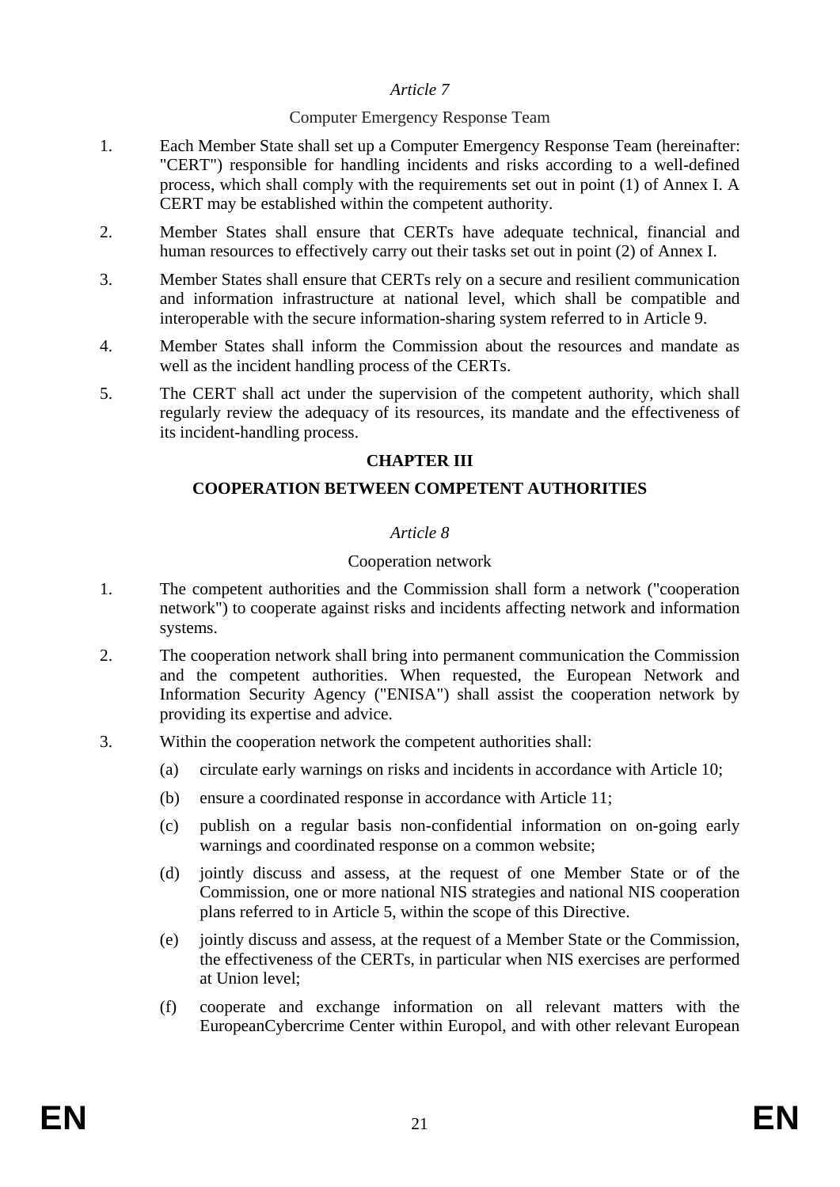*Article 7*

Computer Emergency Response Team

1. Each Member State shall set up a Computer Emergency Response Team (hereinafter: "CERT") responsible for handling incidents and risks according to a well-defined process, which shall comply with the requirements set out in point (1) of Annex I. A CERT may be established within the competent authority.

2. Member States shall ensure that CERTs have adequate technical, financial and human resources to effectively carry out their tasks set out in point (2) of Annex I.

3. Member States shall ensure that CERTs rely on a secure and resilient communication and information infrastructure at national level, which shall be compatible and interoperable with the secure information-sharing system referred to in Article 9.

4. Member States shall inform the Commission about the resources and mandate as well as the incident handling process of the CERTs.

5. The CERT shall act under the supervision of the competent authority, which shall regularly review the adequacy of its resources, its mandate and the effectiveness of its incident-handling process.

## CHAPTER III

## COOPERATION BETWEEN COMPETENT AUTHORITIES

*Article 8*

Cooperation network

1. The competent authorities and the Commission shall form a network ("cooperation network") to cooperate against risks and incidents affecting network and information systems.

2. The cooperation network shall bring into permanent communication the Commission and the competent authorities. When requested, the European Network and Information Security Agency ("ENISA") shall assist the cooperation network by providing its expertise and advice.

3. Within the cooperation network the competent authorities shall:

   (a) circulate early warnings on risks and incidents in accordance with Article 10;

   (b) ensure a coordinated response in accordance with Article 11;

   (c) publish on a regular basis non-confidential information on on-going early warnings and coordinated response on a common website;

   (d) jointly discuss and assess, at the request of one Member State or of the Commission, one or more national NIS strategies and national NIS cooperation plans referred to in Article 5, within the scope of this Directive.

   (e) jointly discuss and assess, at the request of a Member State or the Commission, the effectiveness of the CERTs, in particular when NIS exercises are performed at Union level;

   (f) cooperate and exchange information on all relevant matters with the EuropeanCybercrime Center within Europol, and with other relevant European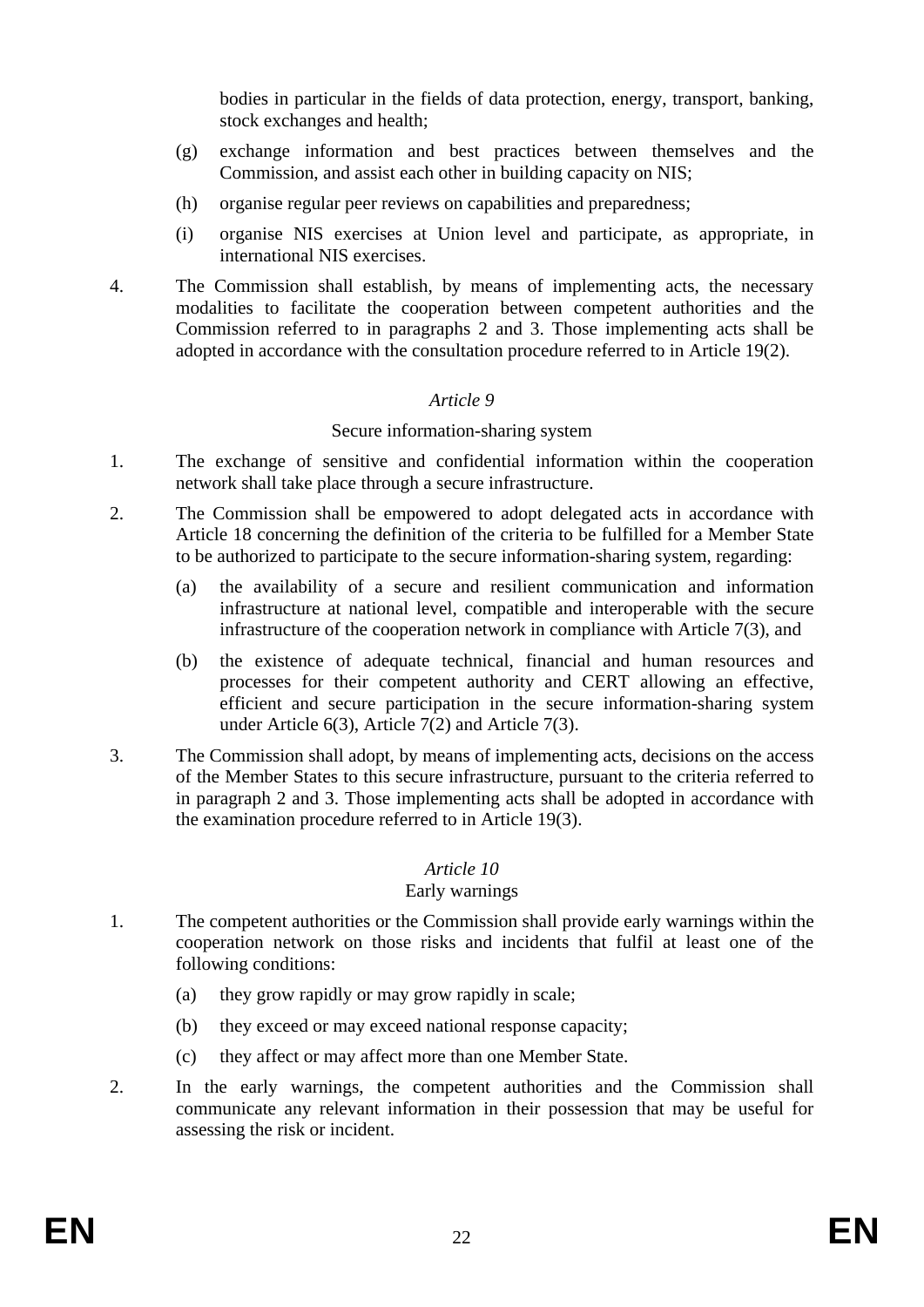bodies in particular in the fields of data protection, energy, transport, banking, stock exchanges and health;

(g) exchange information and best practices between themselves and the Commission, and assist each other in building capacity on NIS;

(h) organise regular peer reviews on capabilities and preparedness;

(i) organise NIS exercises at Union level and participate, as appropriate, in international NIS exercises.

4. The Commission shall establish, by means of implementing acts, the necessary modalities to facilitate the cooperation between competent authorities and the Commission referred to in paragraphs 2 and 3. Those implementing acts shall be adopted in accordance with the consultation procedure referred to in Article 19(2).

*Article 9*

Secure information-sharing system

1. The exchange of sensitive and confidential information within the cooperation network shall take place through a secure infrastructure.

2. The Commission shall be empowered to adopt delegated acts in accordance with Article 18 concerning the definition of the criteria to be fulfilled for a Member State to be authorized to participate to the secure information-sharing system, regarding:

   (a) the availability of a secure and resilient communication and information infrastructure at national level, compatible and interoperable with the secure infrastructure of the cooperation network in compliance with Article 7(3), and

   (b) the existence of adequate technical, financial and human resources and processes for their competent authority and CERT allowing an effective, efficient and secure participation in the secure information-sharing system under Article 6(3), Article 7(2) and Article 7(3).

3. The Commission shall adopt, by means of implementing acts, decisions on the access of the Member States to this secure infrastructure, pursuant to the criteria referred to in paragraph 2 and 3. Those implementing acts shall be adopted in accordance with the examination procedure referred to in Article 19(3).

*Article 10*

Early warnings

1. The competent authorities or the Commission shall provide early warnings within the cooperation network on those risks and incidents that fulfil at least one of the following conditions:

   (a) they grow rapidly or may grow rapidly in scale;

   (b) they exceed or may exceed national response capacity;

   (c) they affect or may affect more than one Member State.

2. In the early warnings, the competent authorities and the Commission shall communicate any relevant information in their possession that may be useful for assessing the risk or incident.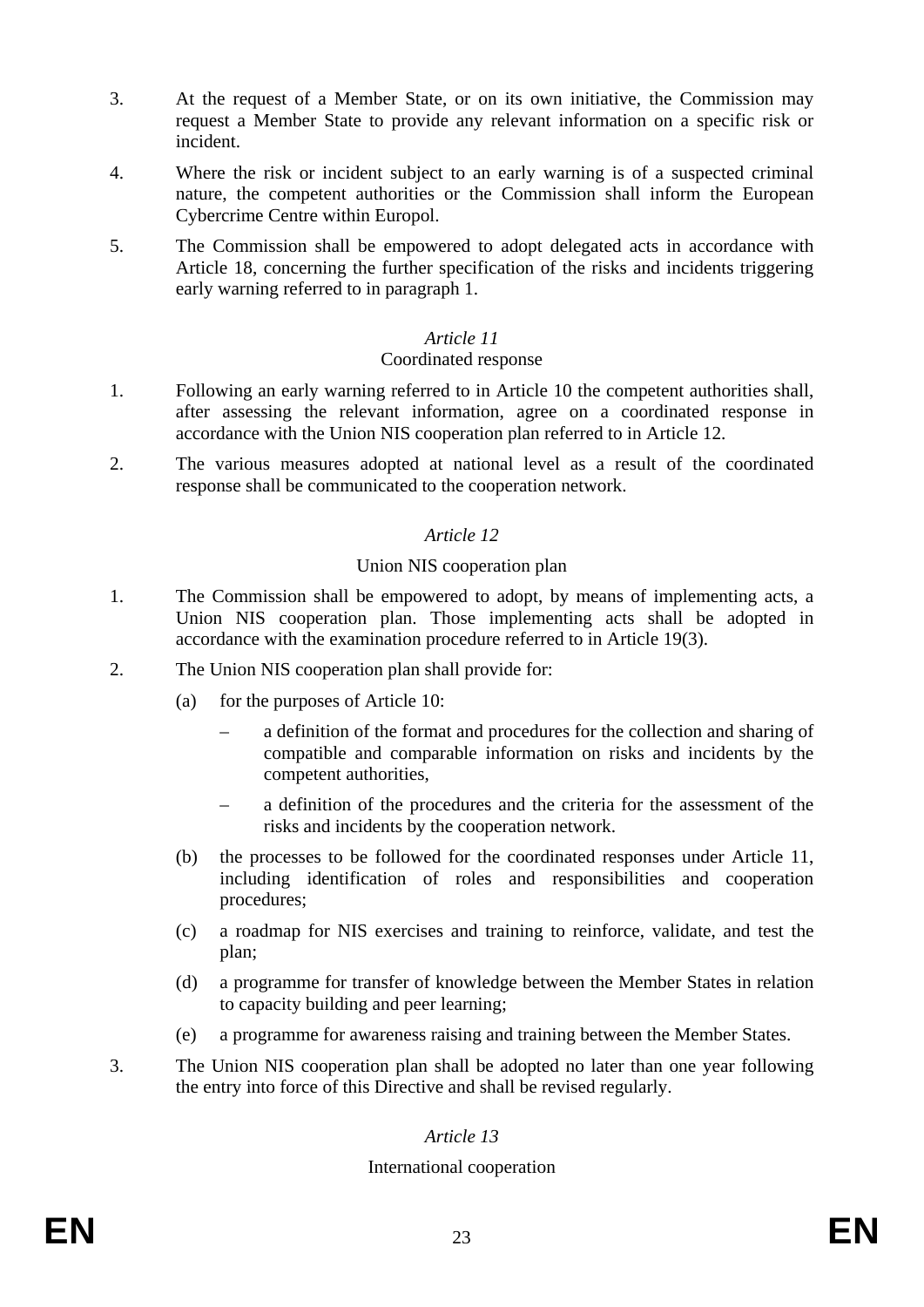3. At the request of a Member State, or on its own initiative, the Commission may request a Member State to provide any relevant information on a specific risk or incident.

4. Where the risk or incident subject to an early warning is of a suspected criminal nature, the competent authorities or the Commission shall inform the European Cybercrime Centre within Europol.

5. The Commission shall be empowered to adopt delegated acts in accordance with Article 18, concerning the further specification of the risks and incidents triggering early warning referred to in paragraph 1.

*Article 11*

Coordinated response

1. Following an early warning referred to in Article 10 the competent authorities shall, after assessing the relevant information, agree on a coordinated response in accordance with the Union NIS cooperation plan referred to in Article 12.

2. The various measures adopted at national level as a result of the coordinated response shall be communicated to the cooperation network.

*Article 12*

Union NIS cooperation plan

1. The Commission shall be empowered to adopt, by means of implementing acts, a Union NIS cooperation plan. Those implementing acts shall be adopted in accordance with the examination procedure referred to in Article 19(3).

2. The Union NIS cooperation plan shall provide for:

   (a) for the purposes of Article 10:

      – a definition of the format and procedures for the collection and sharing of compatible and comparable information on risks and incidents by the competent authorities,

      – a definition of the procedures and the criteria for the assessment of the risks and incidents by the cooperation network.

   (b) the processes to be followed for the coordinated responses under Article 11, including identification of roles and responsibilities and cooperation procedures;

   (c) a roadmap for NIS exercises and training to reinforce, validate, and test the plan;

   (d) a programme for transfer of knowledge between the Member States in relation to capacity building and peer learning;

   (e) a programme for awareness raising and training between the Member States.

3. The Union NIS cooperation plan shall be adopted no later than one year following the entry into force of this Directive and shall be revised regularly.

*Article 13*

International cooperation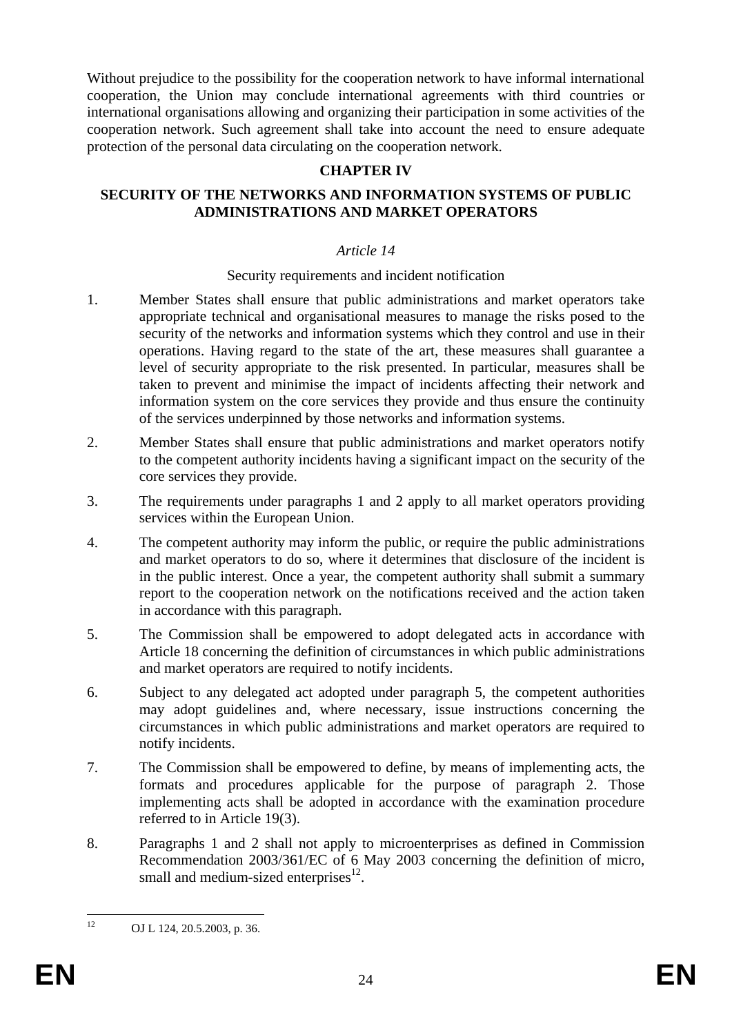Without prejudice to the possibility for the cooperation network to have informal international cooperation, the Union may conclude international agreements with third countries or international organisations allowing and organizing their participation in some activities of the cooperation network. Such agreement shall take into account the need to ensure adequate protection of the personal data circulating on the cooperation network.

## CHAPTER IV

## SECURITY OF THE NETWORKS AND INFORMATION SYSTEMS OF PUBLIC ADMINISTRATIONS AND MARKET OPERATORS

### *Article 14*

Security requirements and incident notification

1. Member States shall ensure that public administrations and market operators take appropriate technical and organisational measures to manage the risks posed to the security of the networks and information systems which they control and use in their operations. Having regard to the state of the art, these measures shall guarantee a level of security appropriate to the risk presented. In particular, measures shall be taken to prevent and minimise the impact of incidents affecting their network and information system on the core services they provide and thus ensure the continuity of the services underpinned by those networks and information systems.

2. Member States shall ensure that public administrations and market operators notify to the competent authority incidents having a significant impact on the security of the core services they provide.

3. The requirements under paragraphs 1 and 2 apply to all market operators providing services within the European Union.

4. The competent authority may inform the public, or require the public administrations and market operators to do so, where it determines that disclosure of the incident is in the public interest. Once a year, the competent authority shall submit a summary report to the cooperation network on the notifications received and the action taken in accordance with this paragraph.

5. The Commission shall be empowered to adopt delegated acts in accordance with Article 18 concerning the definition of circumstances in which public administrations and market operators are required to notify incidents.

6. Subject to any delegated act adopted under paragraph 5, the competent authorities may adopt guidelines and, where necessary, issue instructions concerning the circumstances in which public administrations and market operators are required to notify incidents.

7. The Commission shall be empowered to define, by means of implementing acts, the formats and procedures applicable for the purpose of paragraph 2. Those implementing acts shall be adopted in accordance with the examination procedure referred to in Article 19(3).

8. Paragraphs 1 and 2 shall not apply to microenterprises as defined in Commission Recommendation 2003/361/EC of 6 May 2003 concerning the definition of micro, small and medium-sized enterprises[12].

---

[12] OJ L 124, 20.5.2003, p. 36.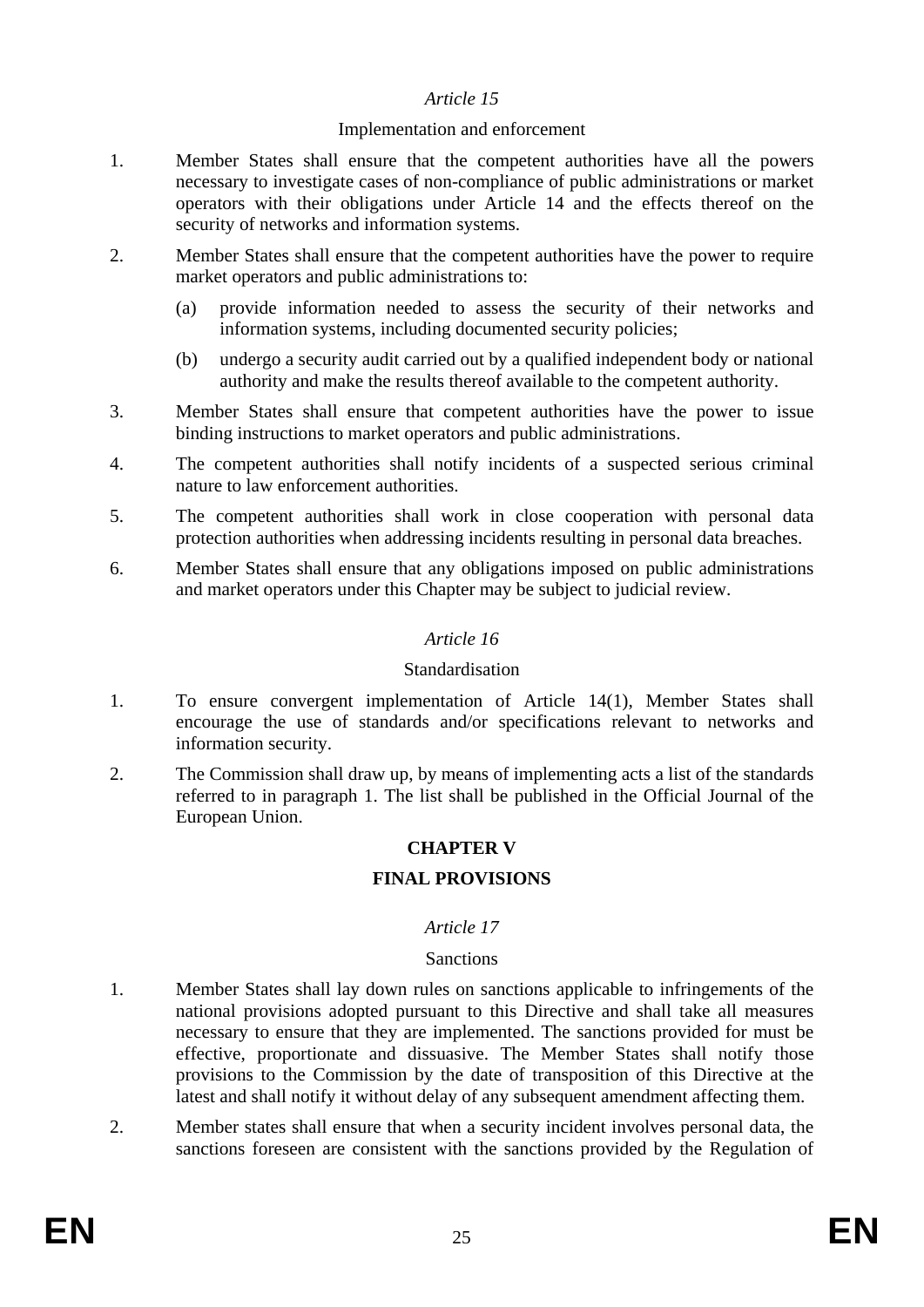*Article 15*

Implementation and enforcement

1. Member States shall ensure that the competent authorities have all the powers necessary to investigate cases of non-compliance of public administrations or market operators with their obligations under Article 14 and the effects thereof on the security of networks and information systems.

2. Member States shall ensure that the competent authorities have the power to require market operators and public administrations to:

   (a) provide information needed to assess the security of their networks and information systems, including documented security policies;

   (b) undergo a security audit carried out by a qualified independent body or national authority and make the results thereof available to the competent authority.

3. Member States shall ensure that competent authorities have the power to issue binding instructions to market operators and public administrations.

4. The competent authorities shall notify incidents of a suspected serious criminal nature to law enforcement authorities.

5. The competent authorities shall work in close cooperation with personal data protection authorities when addressing incidents resulting in personal data breaches.

6. Member States shall ensure that any obligations imposed on public administrations and market operators under this Chapter may be subject to judicial review.

*Article 16*

Standardisation

1. To ensure convergent implementation of Article 14(1), Member States shall encourage the use of standards and/or specifications relevant to networks and information security.

2. The Commission shall draw up, by means of implementing acts a list of the standards referred to in paragraph 1. The list shall be published in the Official Journal of the European Union.

## CHAPTER V

## FINAL PROVISIONS

*Article 17*

Sanctions

1. Member States shall lay down rules on sanctions applicable to infringements of the national provisions adopted pursuant to this Directive and shall take all measures necessary to ensure that they are implemented. The sanctions provided for must be effective, proportionate and dissuasive. The Member States shall notify those provisions to the Commission by the date of transposition of this Directive at the latest and shall notify it without delay of any subsequent amendment affecting them.

2. Member states shall ensure that when a security incident involves personal data, the sanctions foreseen are consistent with the sanctions provided by the Regulation of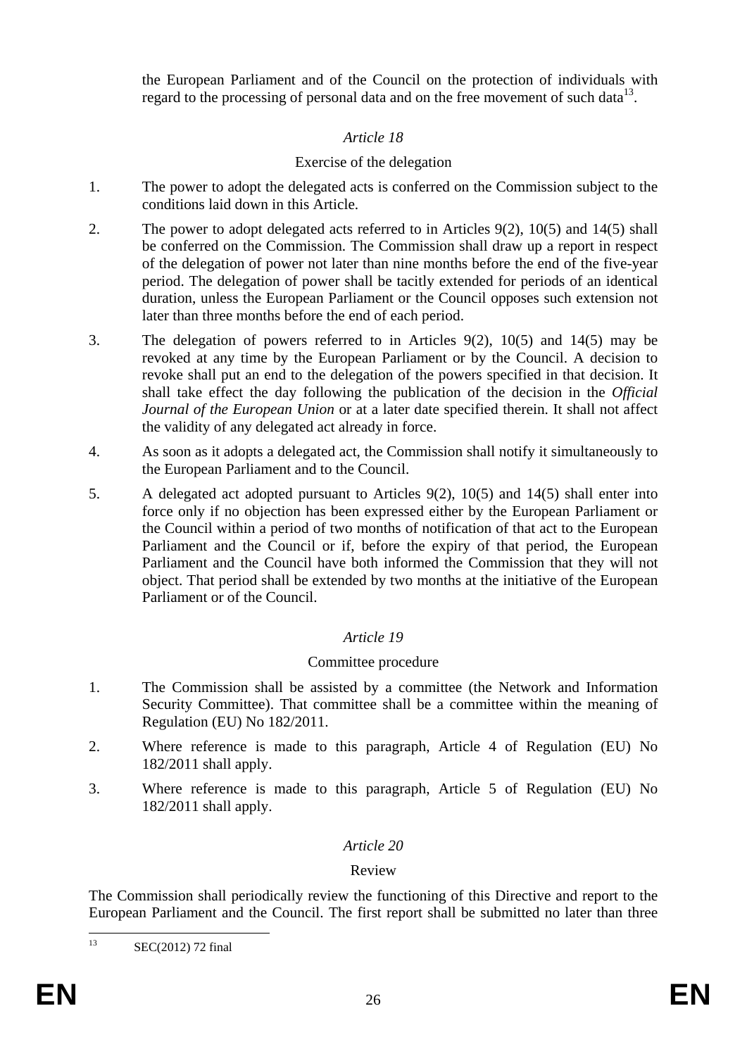the European Parliament and of the Council on the protection of individuals with regard to the processing of personal data and on the free movement of such data[13].

*Article 18*

Exercise of the delegation

1. The power to adopt the delegated acts is conferred on the Commission subject to the conditions laid down in this Article.

2. The power to adopt delegated acts referred to in Articles 9(2), 10(5) and 14(5) shall be conferred on the Commission. The Commission shall draw up a report in respect of the delegation of power not later than nine months before the end of the five-year period. The delegation of power shall be tacitly extended for periods of an identical duration, unless the European Parliament or the Council opposes such extension not later than three months before the end of each period.

3. The delegation of powers referred to in Articles 9(2), 10(5) and 14(5) may be revoked at any time by the European Parliament or by the Council. A decision to revoke shall put an end to the delegation of the powers specified in that decision. It shall take effect the day following the publication of the decision in the *Official Journal of the European Union* or at a later date specified therein. It shall not affect the validity of any delegated act already in force.

4. As soon as it adopts a delegated act, the Commission shall notify it simultaneously to the European Parliament and to the Council.

5. A delegated act adopted pursuant to Articles 9(2), 10(5) and 14(5) shall enter into force only if no objection has been expressed either by the European Parliament or the Council within a period of two months of notification of that act to the European Parliament and the Council or if, before the expiry of that period, the European Parliament and the Council have both informed the Commission that they will not object. That period shall be extended by two months at the initiative of the European Parliament or of the Council.

*Article 19*

Committee procedure

1. The Commission shall be assisted by a committee (the Network and Information Security Committee). That committee shall be a committee within the meaning of Regulation (EU) No 182/2011.

2. Where reference is made to this paragraph, Article 4 of Regulation (EU) No 182/2011 shall apply.

3. Where reference is made to this paragraph, Article 5 of Regulation (EU) No 182/2011 shall apply.

*Article 20*

Review

The Commission shall periodically review the functioning of this Directive and report to the European Parliament and the Council. The first report shall be submitted no later than three

[13] SEC(2012) 72 final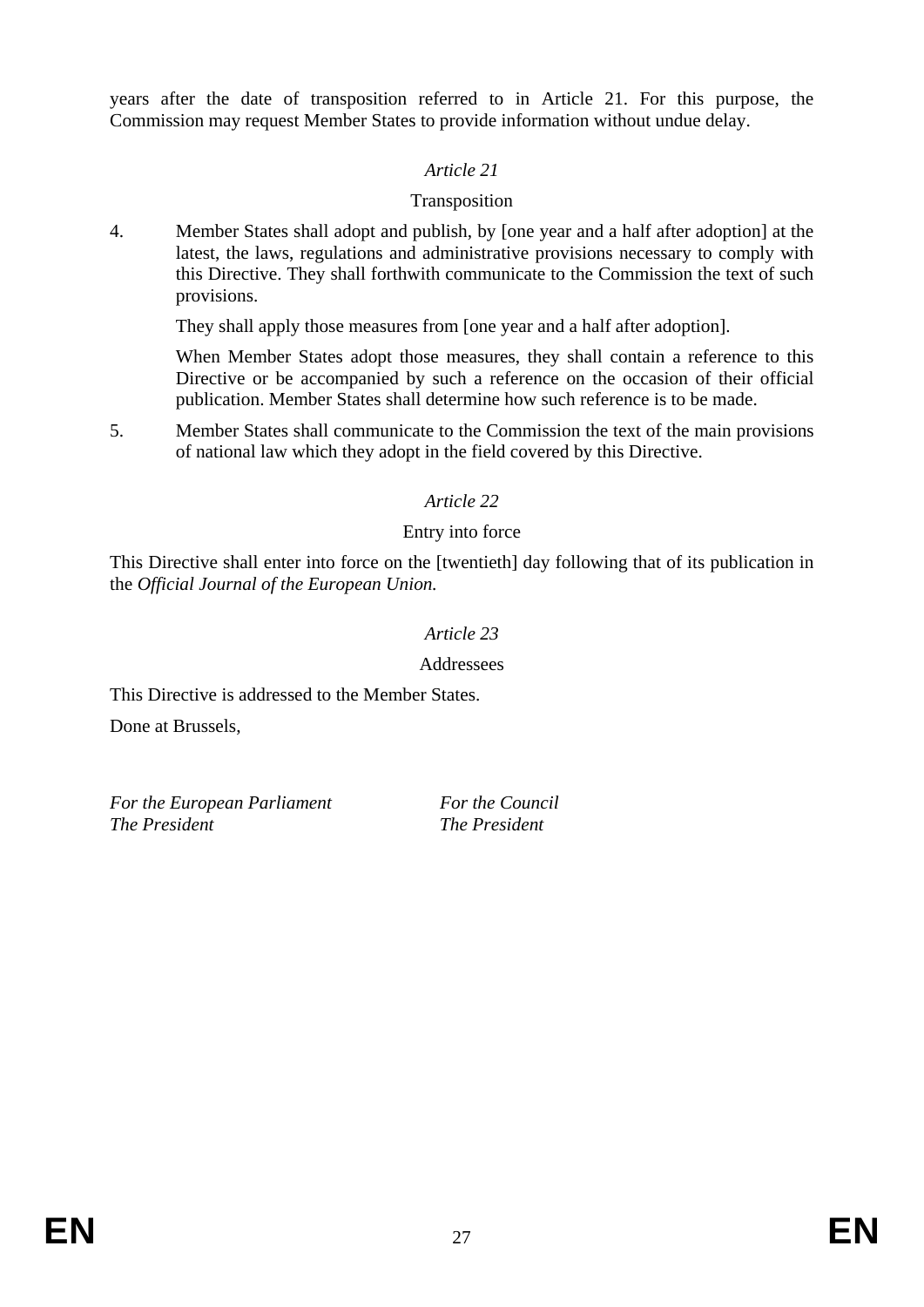years after the date of transposition referred to in Article 21. For this purpose, the Commission may request Member States to provide information without undue delay.

*Article 21*

Transposition

4. Member States shall adopt and publish, by [one year and a half after adoption] at the latest, the laws, regulations and administrative provisions necessary to comply with this Directive. They shall forthwith communicate to the Commission the text of such provisions.

   They shall apply those measures from [one year and a half after adoption].

   When Member States adopt those measures, they shall contain a reference to this Directive or be accompanied by such a reference on the occasion of their official publication. Member States shall determine how such reference is to be made.

5. Member States shall communicate to the Commission the text of the main provisions of national law which they adopt in the field covered by this Directive.

*Article 22*

Entry into force

This Directive shall enter into force on the [twentieth] day following that of its publication in the *Official Journal of the European Union.*

*Article 23*

Addressees

This Directive is addressed to the Member States.

Done at Brussels,

*For the European Parliament*
*The President*

*For the Council*
*The President*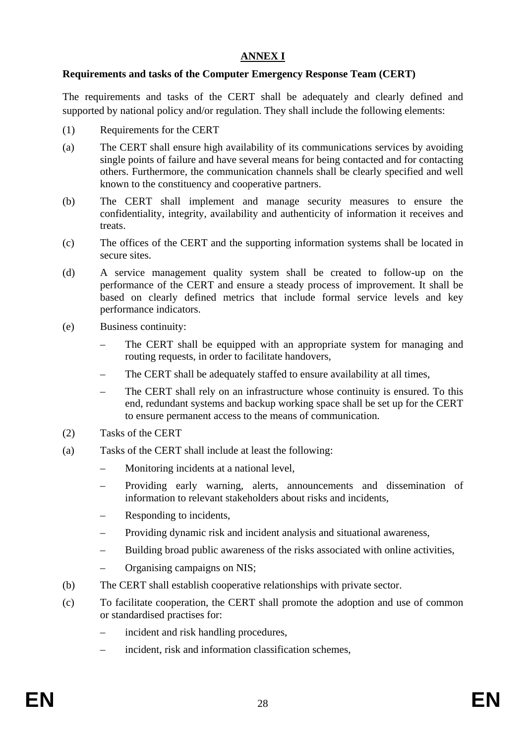## ANNEX I

**Requirements and tasks of the Computer Emergency Response Team (CERT)**

The requirements and tasks of the CERT shall be adequately and clearly defined and supported by national policy and/or regulation. They shall include the following elements:

(1) Requirements for the CERT

(a) The CERT shall ensure high availability of its communications services by avoiding single points of failure and have several means for being contacted and for contacting others. Furthermore, the communication channels shall be clearly specified and well known to the constituency and cooperative partners.

(b) The CERT shall implement and manage security measures to ensure the confidentiality, integrity, availability and authenticity of information it receives and treats.

(c) The offices of the CERT and the supporting information systems shall be located in secure sites.

(d) A service management quality system shall be created to follow-up on the performance of the CERT and ensure a steady process of improvement. It shall be based on clearly defined metrics that include formal service levels and key performance indicators.

(e) Business continuity:

– The CERT shall be equipped with an appropriate system for managing and routing requests, in order to facilitate handovers,

– The CERT shall be adequately staffed to ensure availability at all times,

– The CERT shall rely on an infrastructure whose continuity is ensured. To this end, redundant systems and backup working space shall be set up for the CERT to ensure permanent access to the means of communication.

(2) Tasks of the CERT

(a) Tasks of the CERT shall include at least the following:

– Monitoring incidents at a national level,

– Providing early warning, alerts, announcements and dissemination of information to relevant stakeholders about risks and incidents,

– Responding to incidents,

– Providing dynamic risk and incident analysis and situational awareness,

– Building broad public awareness of the risks associated with online activities,

– Organising campaigns on NIS;

(b) The CERT shall establish cooperative relationships with private sector.

(c) To facilitate cooperation, the CERT shall promote the adoption and use of common or standardised practises for:

– incident and risk handling procedures,

– incident, risk and information classification schemes,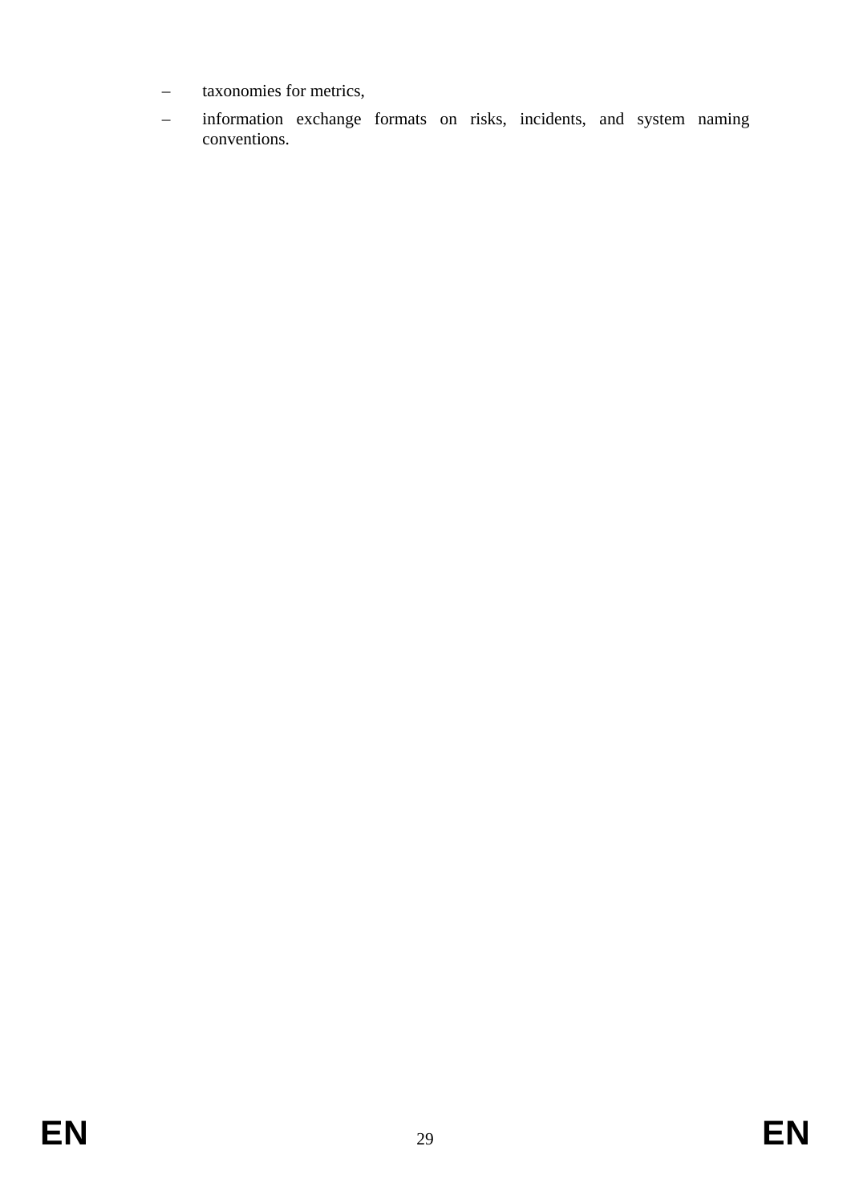– taxonomies for metrics,

– information exchange formats on risks, incidents, and system naming conventions.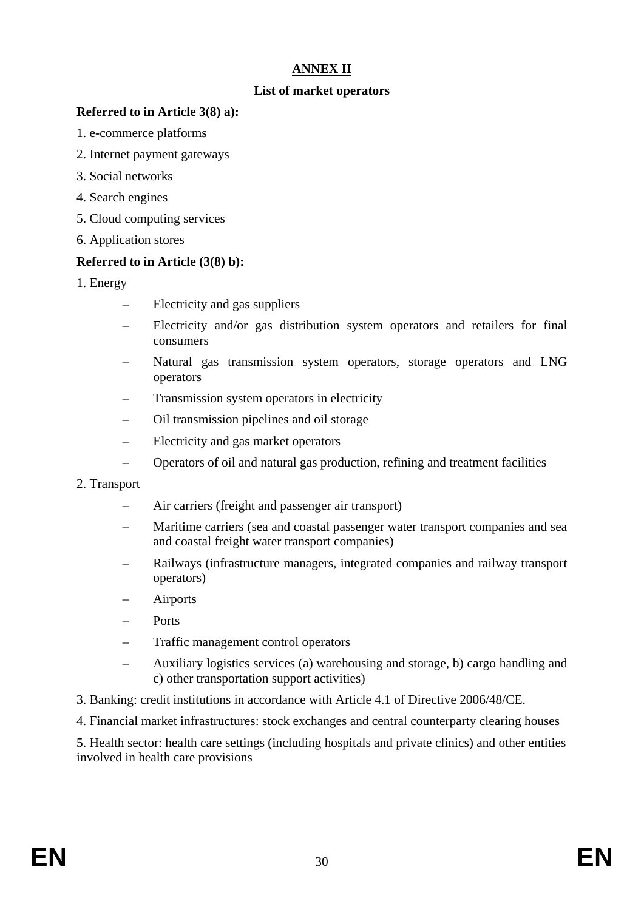# ANNEX II

## List of market operators

**Referred to in Article 3(8) a):**

1. e-commerce platforms
2. Internet payment gateways
3. Social networks
4. Search engines
5. Cloud computing services
6. Application stores

**Referred to in Article (3(8) b):**

1. Energy
   - Electricity and gas suppliers
   - Electricity and/or gas distribution system operators and retailers for final consumers
   - Natural gas transmission system operators, storage operators and LNG operators
   - Transmission system operators in electricity
   - Oil transmission pipelines and oil storage
   - Electricity and gas market operators
   - Operators of oil and natural gas production, refining and treatment facilities
2. Transport
   - Air carriers (freight and passenger air transport)
   - Maritime carriers (sea and coastal passenger water transport companies and sea and coastal freight water transport companies)
   - Railways (infrastructure managers, integrated companies and railway transport operators)
   - Airports
   - Ports
   - Traffic management control operators
   - Auxiliary logistics services (a) warehousing and storage, b) cargo handling and c) other transportation support activities)
3. Banking: credit institutions in accordance with Article 4.1 of Directive 2006/48/CE.
4. Financial market infrastructures: stock exchanges and central counterparty clearing houses
5. Health sector: health care settings (including hospitals and private clinics) and other entities involved in health care provisions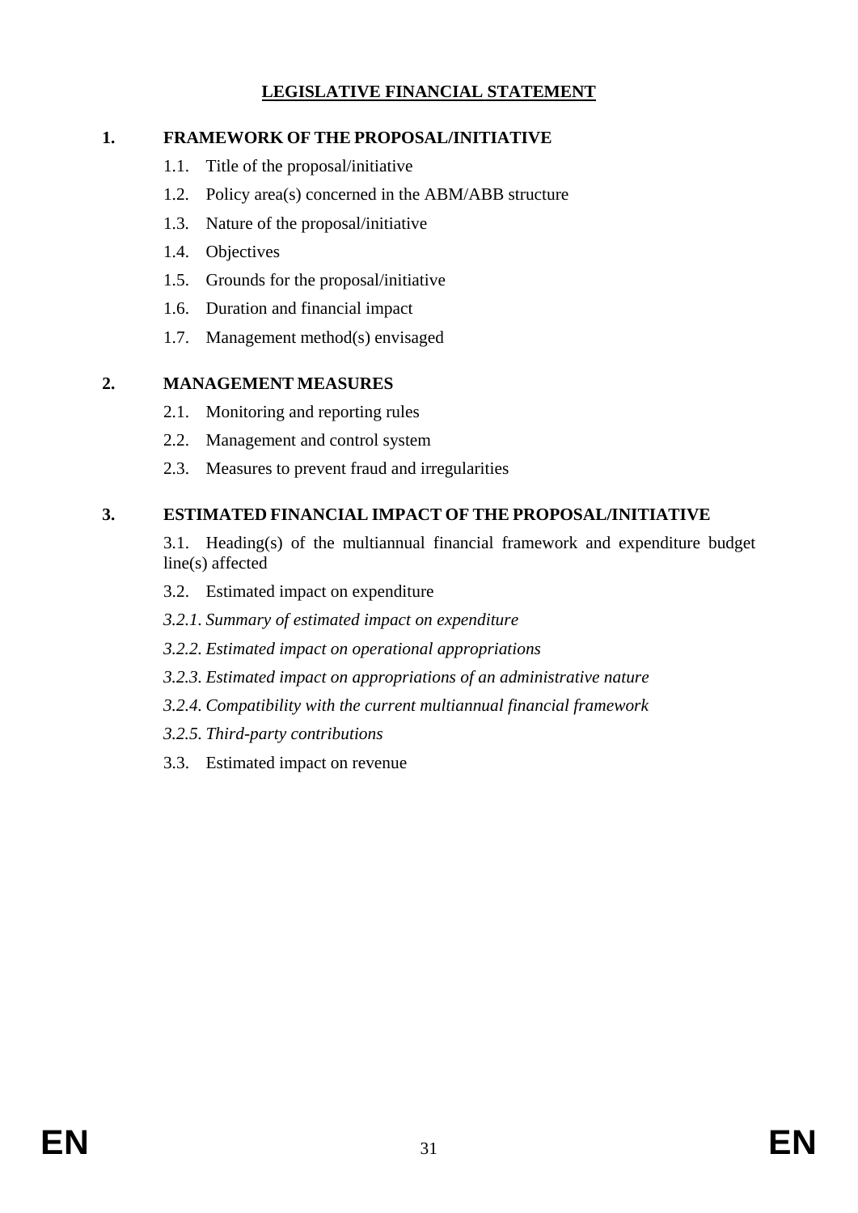# LEGISLATIVE FINANCIAL STATEMENT

## 1. FRAMEWORK OF THE PROPOSAL/INITIATIVE

1.1. Title of the proposal/initiative

1.2. Policy area(s) concerned in the ABM/ABB structure

1.3. Nature of the proposal/initiative

1.4. Objectives

1.5. Grounds for the proposal/initiative

1.6. Duration and financial impact

1.7. Management method(s) envisaged

## 2. MANAGEMENT MEASURES

2.1. Monitoring and reporting rules

2.2. Management and control system

2.3. Measures to prevent fraud and irregularities

## 3. ESTIMATED FINANCIAL IMPACT OF THE PROPOSAL/INITIATIVE

3.1. Heading(s) of the multiannual financial framework and expenditure budget line(s) affected

3.2. Estimated impact on expenditure

*3.2.1. Summary of estimated impact on expenditure*

*3.2.2. Estimated impact on operational appropriations*

*3.2.3. Estimated impact on appropriations of an administrative nature*

*3.2.4. Compatibility with the current multiannual financial framework*

*3.2.5. Third-party contributions*

3.3. Estimated impact on revenue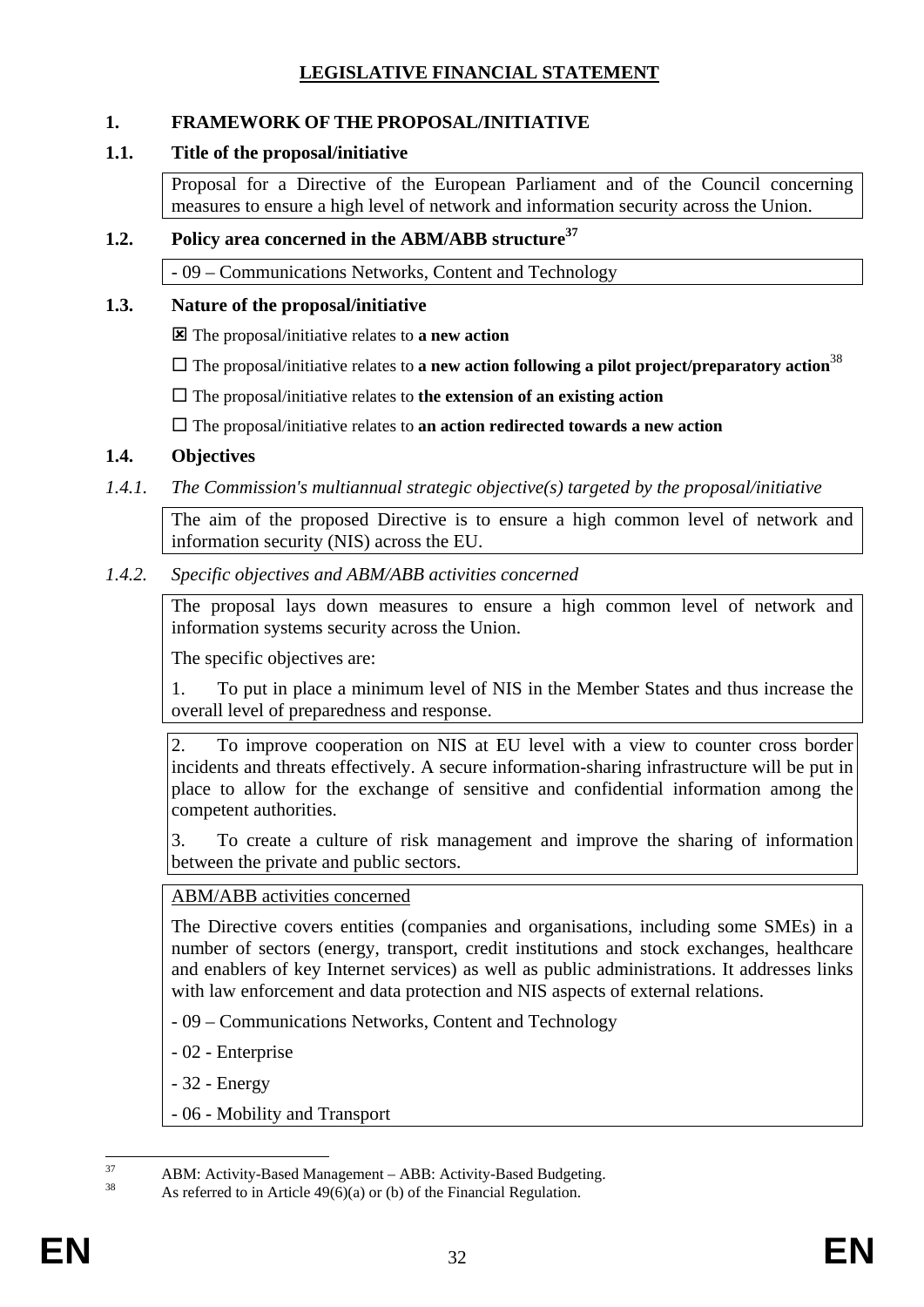# LEGISLATIVE FINANCIAL STATEMENT

## 1. FRAMEWORK OF THE PROPOSAL/INITIATIVE

### 1.1. Title of the proposal/initiative

Proposal for a Directive of the European Parliament and of the Council concerning measures to ensure a high level of network and information security across the Union.

### 1.2. Policy area concerned in the ABM/ABB structure[37]

- 09 – Communications Networks, Content and Technology

### 1.3. Nature of the proposal/initiative

☒ The proposal/initiative relates to **a new action**

☐ The proposal/initiative relates to **a new action following a pilot project/preparatory action**[38]

☐ The proposal/initiative relates to **the extension of an existing action**

☐ The proposal/initiative relates to **an action redirected towards a new action**

### 1.4. Objectives

#### *1.4.1. The Commission's multiannual strategic objective(s) targeted by the proposal/initiative*

The aim of the proposed Directive is to ensure a high common level of network and information security (NIS) across the EU.

#### *1.4.2. Specific objectives and ABM/ABB activities concerned*

The proposal lays down measures to ensure a high common level of network and information systems security across the Union.

The specific objectives are:

1. To put in place a minimum level of NIS in the Member States and thus increase the overall level of preparedness and response.

2. To improve cooperation on NIS at EU level with a view to counter cross border incidents and threats effectively. A secure information-sharing infrastructure will be put in place to allow for the exchange of sensitive and confidential information among the competent authorities.

3. To create a culture of risk management and improve the sharing of information between the private and public sectors.

<u>ABM/ABB activities concerned</u>

The Directive covers entities (companies and organisations, including some SMEs) in a number of sectors (energy, transport, credit institutions and stock exchanges, healthcare and enablers of key Internet services) as well as public administrations. It addresses links with law enforcement and data protection and NIS aspects of external relations.

- 09 – Communications Networks, Content and Technology

- 02 - Enterprise

- 32 - Energy

- 06 - Mobility and Transport

---

[37] ABM: Activity-Based Management – ABB: Activity-Based Budgeting.

[38] As referred to in Article 49(6)(a) or (b) of the Financial Regulation.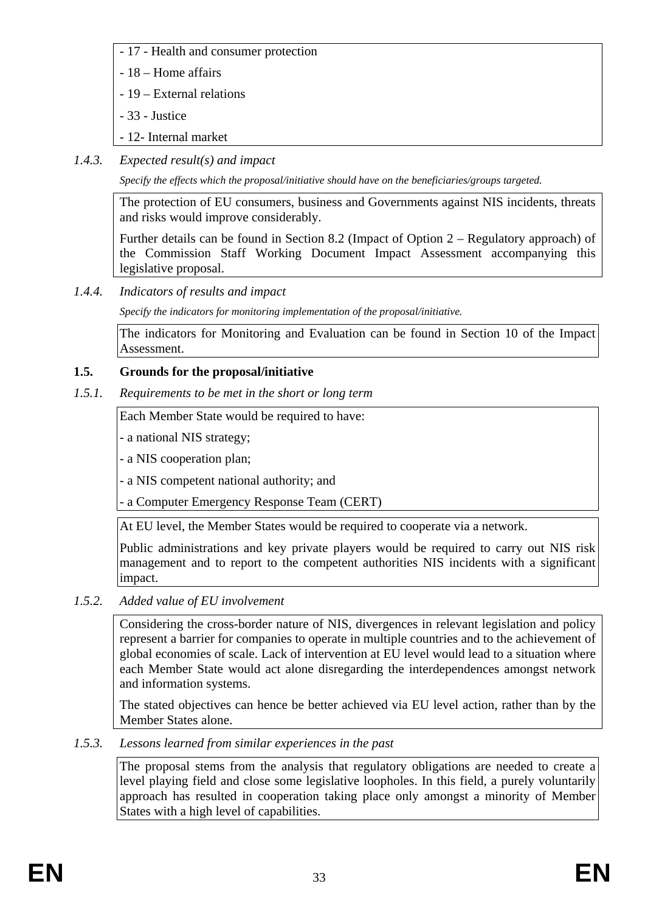- 17 - Health and consumer protection

- 18 – Home affairs

- 19 – External relations

- 33 - Justice

- 12- Internal market

*1.4.3. Expected result(s) and impact*

*Specify the effects which the proposal/initiative should have on the beneficiaries/groups targeted.*

The protection of EU consumers, business and Governments against NIS incidents, threats and risks would improve considerably.

Further details can be found in Section 8.2 (Impact of Option 2 – Regulatory approach) of the Commission Staff Working Document Impact Assessment accompanying this legislative proposal.

*1.4.4. Indicators of results and impact*

*Specify the indicators for monitoring implementation of the proposal/initiative.*

The indicators for Monitoring and Evaluation can be found in Section 10 of the Impact Assessment.

**1.5. Grounds for the proposal/initiative**

*1.5.1. Requirements to be met in the short or long term*

Each Member State would be required to have:

- a national NIS strategy;

- a NIS cooperation plan;

- a NIS competent national authority; and

- a Computer Emergency Response Team (CERT)

At EU level, the Member States would be required to cooperate via a network.

Public administrations and key private players would be required to carry out NIS risk management and to report to the competent authorities NIS incidents with a significant impact.

*1.5.2. Added value of EU involvement*

Considering the cross-border nature of NIS, divergences in relevant legislation and policy represent a barrier for companies to operate in multiple countries and to the achievement of global economies of scale. Lack of intervention at EU level would lead to a situation where each Member State would act alone disregarding the interdependences amongst network and information systems.

The stated objectives can hence be better achieved via EU level action, rather than by the Member States alone.

*1.5.3. Lessons learned from similar experiences in the past*

The proposal stems from the analysis that regulatory obligations are needed to create a level playing field and close some legislative loopholes. In this field, a purely voluntarily approach has resulted in cooperation taking place only amongst a minority of Member States with a high level of capabilities.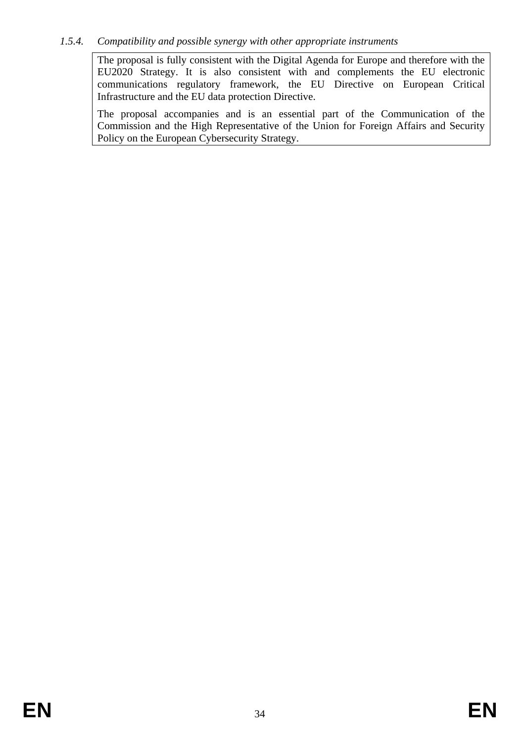*1.5.4. Compatibility and possible synergy with other appropriate instruments*

The proposal is fully consistent with the Digital Agenda for Europe and therefore with the EU2020 Strategy. It is also consistent with and complements the EU electronic communications regulatory framework, the EU Directive on European Critical Infrastructure and the EU data protection Directive.

The proposal accompanies and is an essential part of the Communication of the Commission and the High Representative of the Union for Foreign Affairs and Security Policy on the European Cybersecurity Strategy.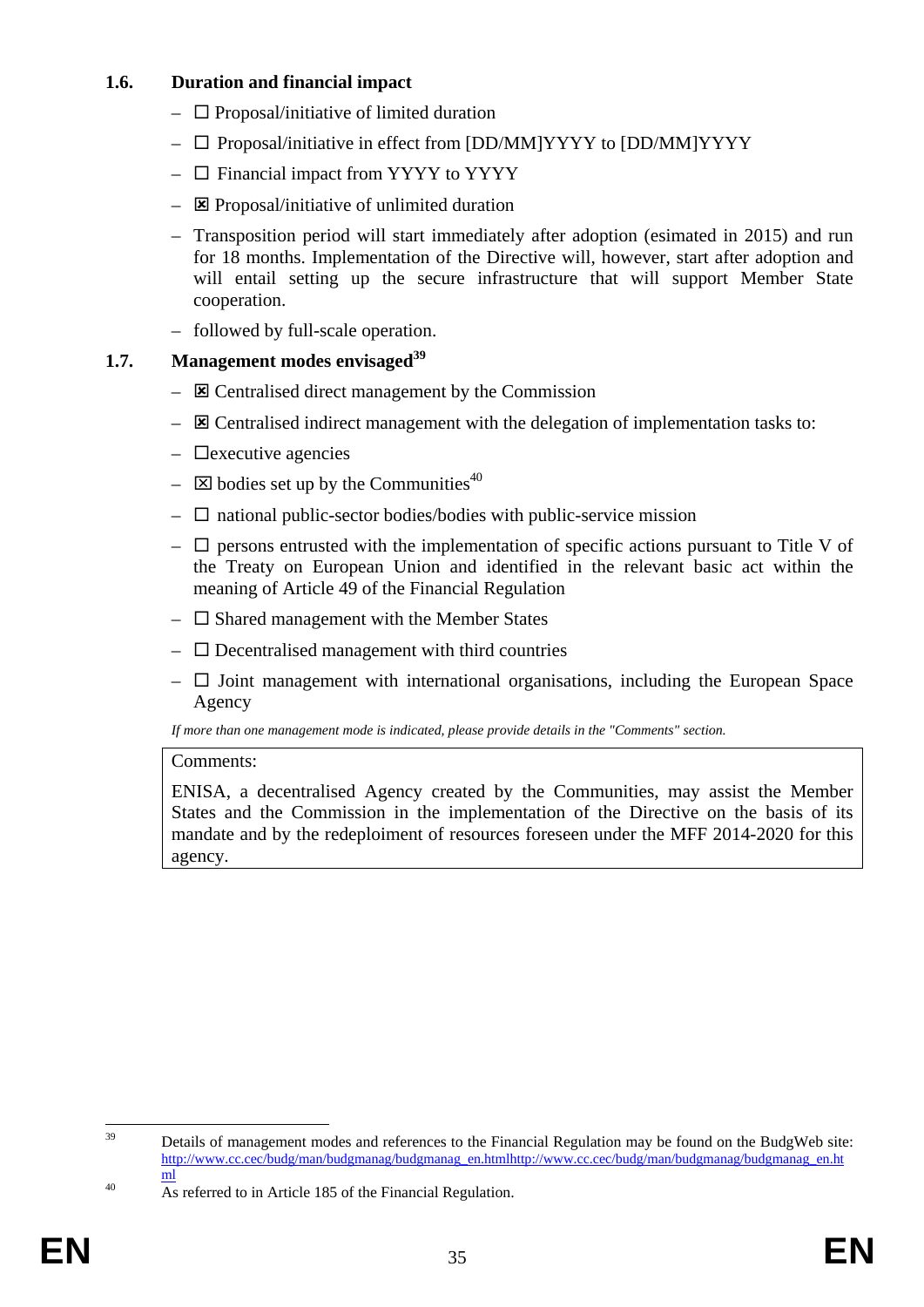### 1.6. Duration and financial impact

– ☐ Proposal/initiative of limited duration

– ☐ Proposal/initiative in effect from [DD/MM]YYYY to [DD/MM]YYYY

– ☐ Financial impact from YYYY to YYYY

– ☒ Proposal/initiative of unlimited duration

– Transposition period will start immediately after adoption (esimated in 2015) and run for 18 months. Implementation of the Directive will, however, start after adoption and will entail setting up the secure infrastructure that will support Member State cooperation.

– followed by full-scale operation.

### 1.7. Management modes envisaged[39]

– ☒ Centralised direct management by the Commission

– ☒ Centralised indirect management with the delegation of implementation tasks to:

– ☐executive agencies

– ☒ bodies set up by the Communities[40]

– ☐ national public-sector bodies/bodies with public-service mission

– ☐ persons entrusted with the implementation of specific actions pursuant to Title V of the Treaty on European Union and identified in the relevant basic act within the meaning of Article 49 of the Financial Regulation

– ☐ Shared management with the Member States

– ☐ Decentralised management with third countries

– ☐ Joint management with international organisations, including the European Space Agency

*If more than one management mode is indicated, please provide details in the "Comments" section.*

| Comments: |
|---|
| ENISA, a decentralised Agency created by the Communities, may assist the Member States and the Commission in the implementation of the Directive on the basis of its mandate and by the redeploiment of resources foreseen under the MFF 2014-2020 for this agency. |

---

[39] Details of management modes and references to the Financial Regulation may be found on the BudgWeb site: http://www.cc.cec/budg/man/budgmanag/budgmanag_en.htmlhttp://www.cc.cec/budg/man/budgmanag/budgmanag_en.html

[40] As referred to in Article 185 of the Financial Regulation.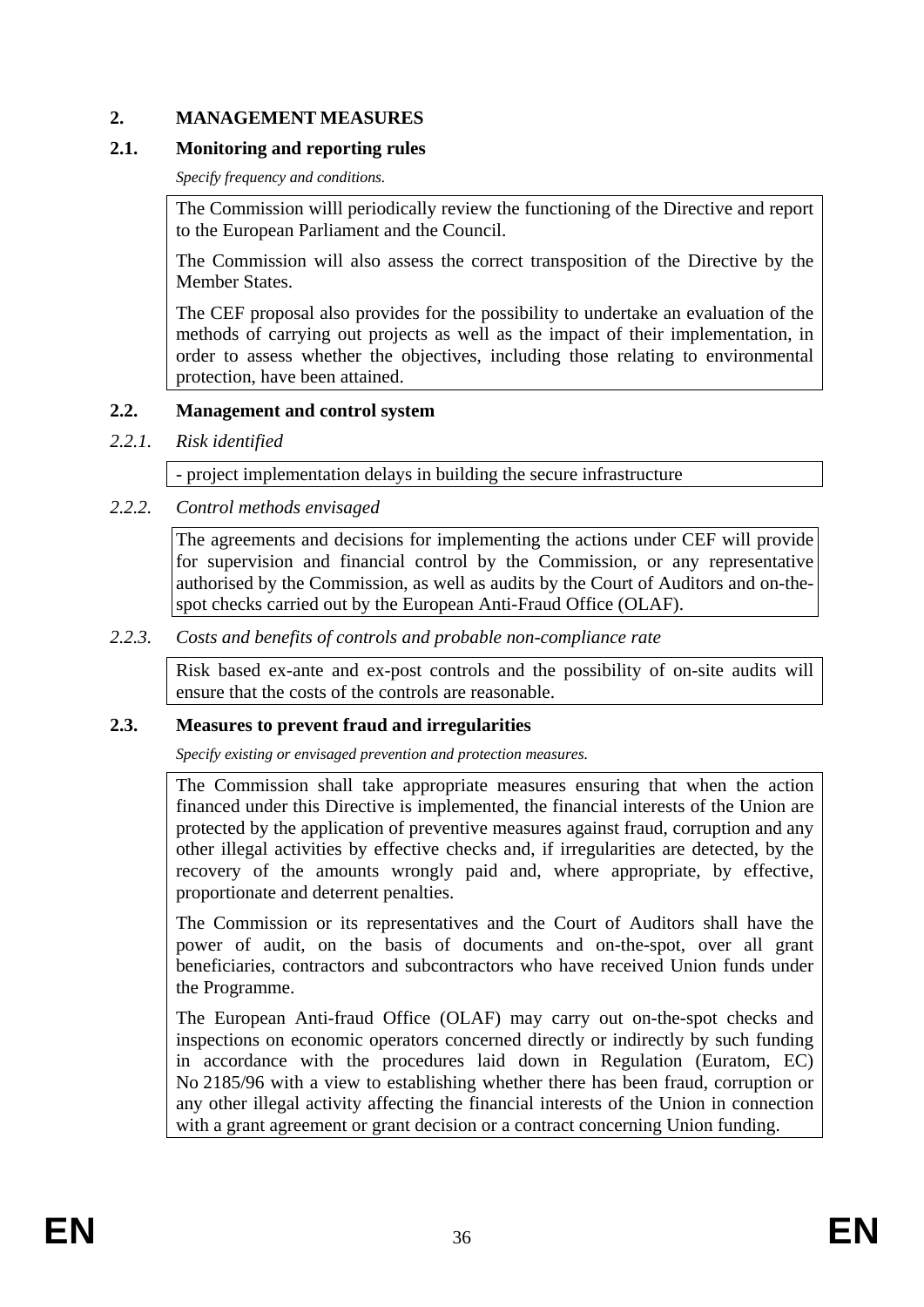## 2. MANAGEMENT MEASURES

### 2.1. Monitoring and reporting rules

*Specify frequency and conditions.*

The Commission willl periodically review the functioning of the Directive and report to the European Parliament and the Council.

The Commission will also assess the correct transposition of the Directive by the Member States.

The CEF proposal also provides for the possibility to undertake an evaluation of the methods of carrying out projects as well as the impact of their implementation, in order to assess whether the objectives, including those relating to environmental protection, have been attained.

### 2.2. Management and control system

#### *2.2.1. Risk identified*

- project implementation delays in building the secure infrastructure

#### *2.2.2. Control methods envisaged*

The agreements and decisions for implementing the actions under CEF will provide for supervision and financial control by the Commission, or any representative authorised by the Commission, as well as audits by the Court of Auditors and on-the-spot checks carried out by the European Anti-Fraud Office (OLAF).

#### *2.2.3. Costs and benefits of controls and probable non-compliance rate*

Risk based ex-ante and ex-post controls and the possibility of on-site audits will ensure that the costs of the controls are reasonable.

### 2.3. Measures to prevent fraud and irregularities

*Specify existing or envisaged prevention and protection measures.*

The Commission shall take appropriate measures ensuring that when the action financed under this Directive is implemented, the financial interests of the Union are protected by the application of preventive measures against fraud, corruption and any other illegal activities by effective checks and, if irregularities are detected, by the recovery of the amounts wrongly paid and, where appropriate, by effective, proportionate and deterrent penalties.

The Commission or its representatives and the Court of Auditors shall have the power of audit, on the basis of documents and on-the-spot, over all grant beneficiaries, contractors and subcontractors who have received Union funds under the Programme.

The European Anti-fraud Office (OLAF) may carry out on-the-spot checks and inspections on economic operators concerned directly or indirectly by such funding in accordance with the procedures laid down in Regulation (Euratom, EC) No 2185/96 with a view to establishing whether there has been fraud, corruption or any other illegal activity affecting the financial interests of the Union in connection with a grant agreement or grant decision or a contract concerning Union funding.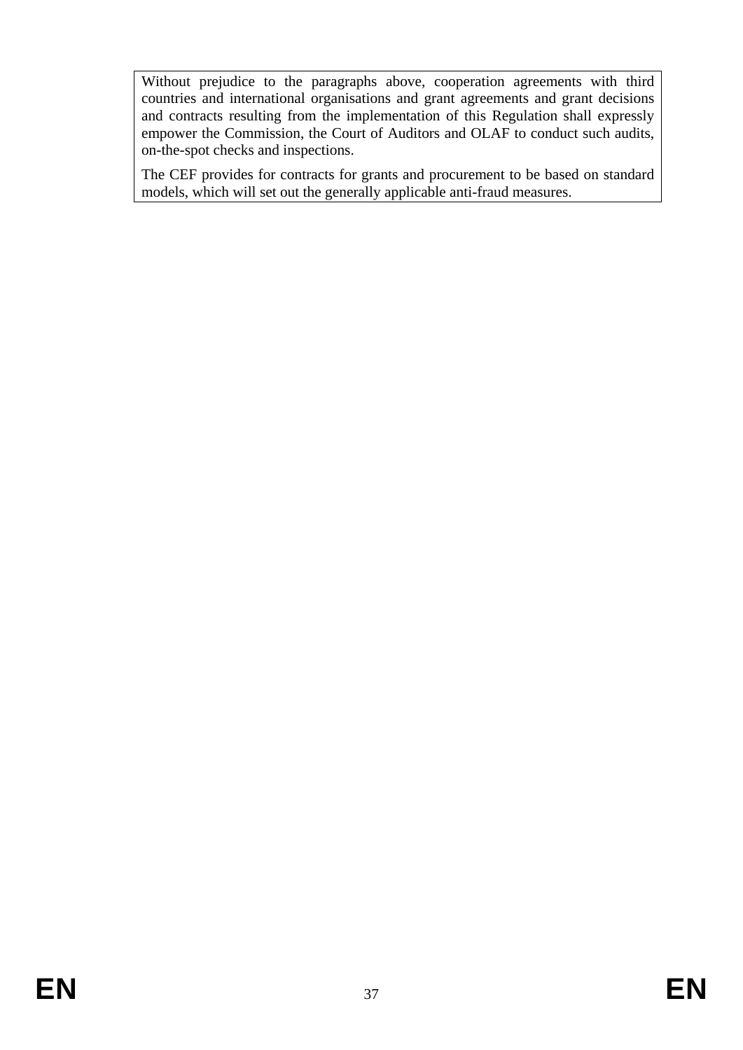Without prejudice to the paragraphs above, cooperation agreements with third countries and international organisations and grant agreements and grant decisions and contracts resulting from the implementation of this Regulation shall expressly empower the Commission, the Court of Auditors and OLAF to conduct such audits, on-the-spot checks and inspections.

The CEF provides for contracts for grants and procurement to be based on standard models, which will set out the generally applicable anti-fraud measures.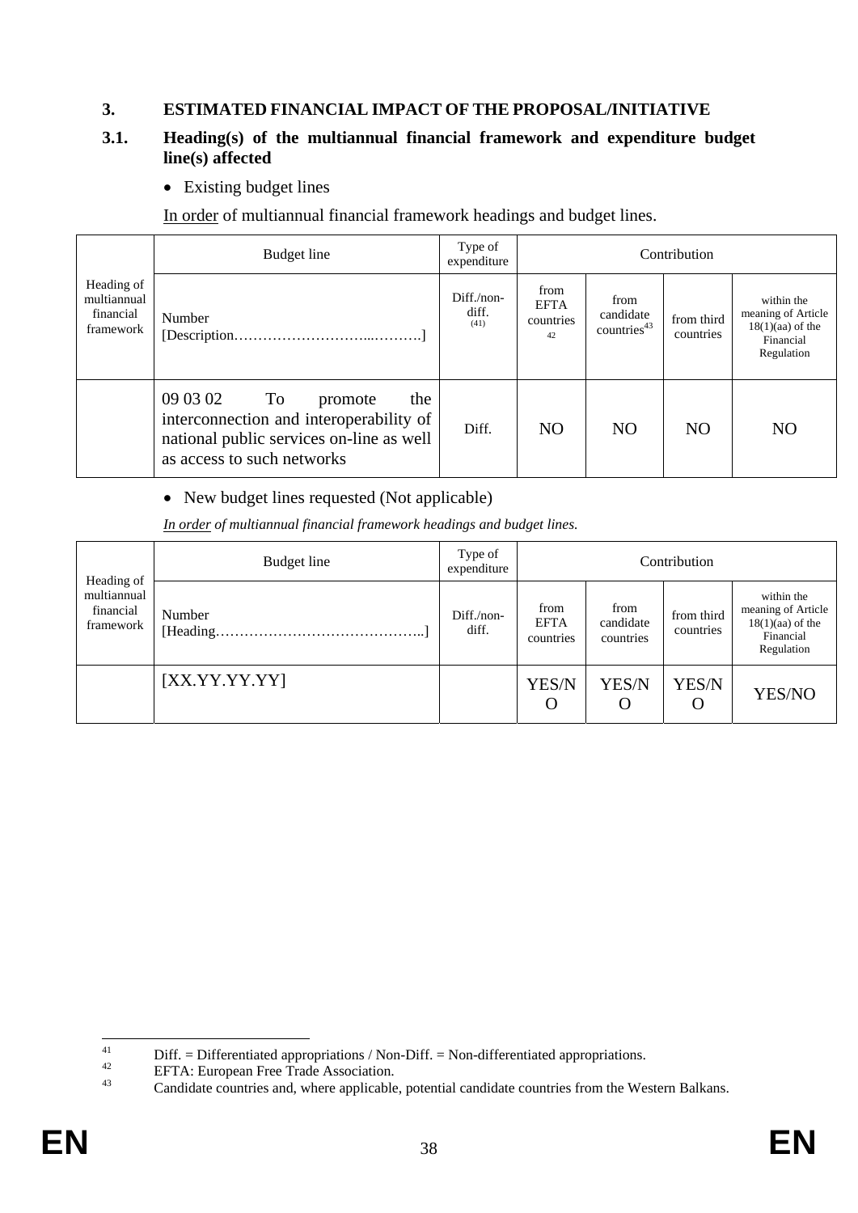## 3. ESTIMATED FINANCIAL IMPACT OF THE PROPOSAL/INITIATIVE

### 3.1. Heading(s) of the multiannual financial framework and expenditure budget line(s) affected

- Existing budget lines

In order of multiannual financial framework headings and budget lines.

| Heading of multiannual financial framework | Budget line | Type of expenditure | Contribution | | | |
|---|---|---|---|---|---|---|
| | Number [Description………………………...……….] | Diff./non-diff. (41) | from EFTA countries [42] | from candidate countries[43] | from third countries | within the meaning of Article 18(1)(aa) of the Financial Regulation |
| | 09 03 02 To promote the interconnection and interoperability of national public services on-line as well as access to such networks | Diff. | NO | NO | NO | NO |

- New budget lines requested (Not applicable)

*In order of multiannual financial framework headings and budget lines.*

| Heading of multiannual financial framework | Budget line | Type of expenditure | Contribution | | | |
|---|---|---|---|---|---|---|
| | Number [Heading……………………………………..] | Diff./non-diff. | from EFTA countries | from candidate countries | from third countries | within the meaning of Article 18(1)(aa) of the Financial Regulation |
| | [XX.YY.YY.YY] | | YES/NO | YES/NO | YES/NO | YES/NO |

---

[41] Diff. = Differentiated appropriations / Non-Diff. = Non-differentiated appropriations.

[42] EFTA: European Free Trade Association.

[43] Candidate countries and, where applicable, potential candidate countries from the Western Balkans.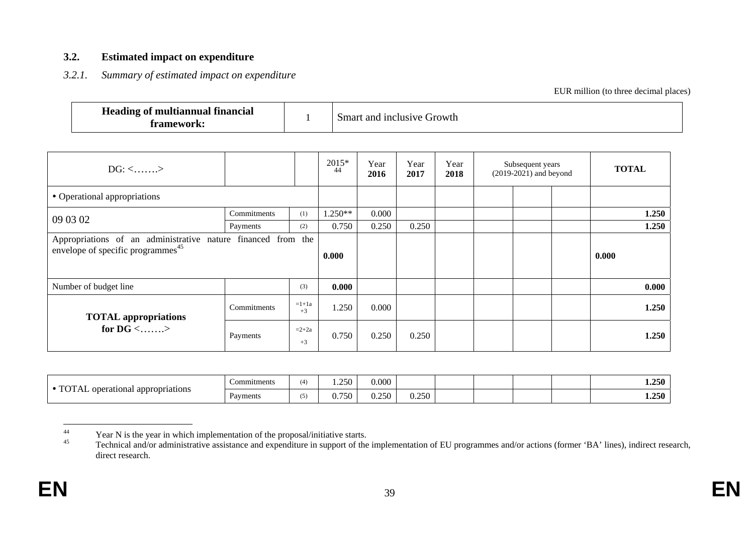### 3.2. Estimated impact on expenditure

#### *3.2.1. Summary of estimated impact on expenditure*

EUR million (to three decimal places)

| Heading of multiannual financial framework: | 1 | Smart and inclusive Growth |
|---|---|---|

| DG: <…….> | | | 2015*[44] | Year 2016 | Year 2017 | Year 2018 | Subsequent years (2019-2021) and beyond | | | TOTAL |
|---|---|---|---|---|---|---|---|---|---|---|
| • Operational appropriations | | | | | | | | | | |
| 09 03 02 | Commitments | (1) | 1.250** | 0.000 | | | | | | 1.250 |
| | Payments | (2) | 0.750 | 0.250 | 0.250 | | | | | 1.250 |
| Appropriations of an administrative nature financed from the envelope of specific programmes[45] | | | 0.000 | | | | | | | 0.000 |
| Number of budget line | | (3) | 0.000 | | | | | | | 0.000 |
| TOTAL appropriations for DG <…….> | Commitments | =1+1a +3 | 1.250 | 0.000 | | | | | | 1.250 |
| | Payments | =2+2a +3 | 0.750 | 0.250 | 0.250 | | | | | 1.250 |

| • TOTAL operational appropriations | Commitments | (4) | 1.250 | 0.000 | | | | | | 1.250 |
|---|---|---|---|---|---|---|---|---|---|---|
| | Payments | (5) | 0.750 | 0.250 | 0.250 | | | | | 1.250 |

---

[44] Year N is the year in which implementation of the proposal/initiative starts.

[45] Technical and/or administrative assistance and expenditure in support of the implementation of EU programmes and/or actions (former 'BA' lines), indirect research, direct research.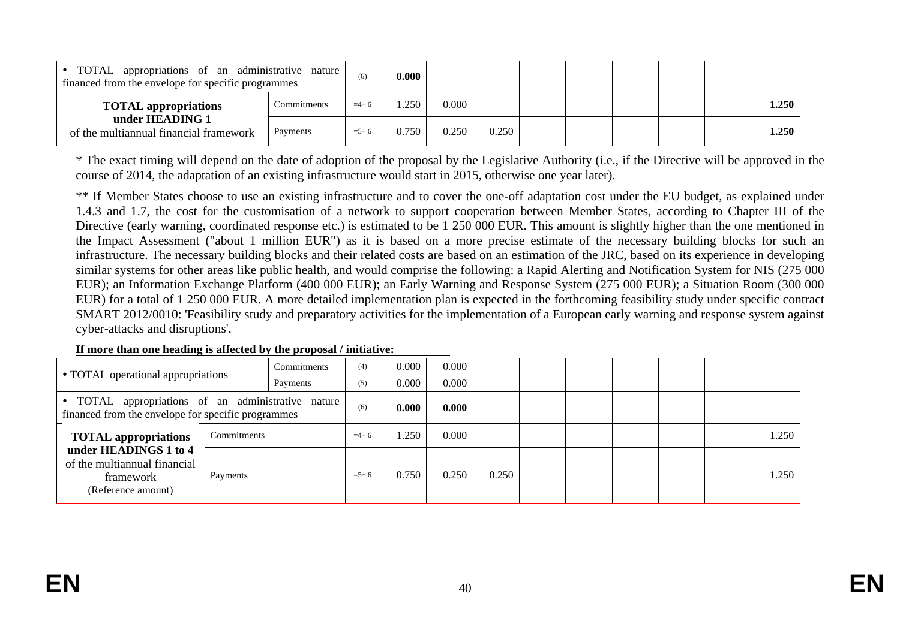| | | | | | | | | | | |
|---|---|---|---|---|---|---|---|---|---|---|
| • TOTAL appropriations of an administrative nature financed from the envelope for specific programmes | | (6) | **0.000** | | | | | | | |
| **TOTAL appropriations under HEADING 1** of the multiannual financial framework | Commitments | =4+ 6 | 1.250 | 0.000 | | | | | | **1.250** |
| | Payments | =5+ 6 | 0.750 | 0.250 | 0.250 | | | | | **1.250** |

* The exact timing will depend on the date of adoption of the proposal by the Legislative Authority (i.e., if the Directive will be approved in the course of 2014, the adaptation of an existing infrastructure would start in 2015, otherwise one year later).

** If Member States choose to use an existing infrastructure and to cover the one-off adaptation cost under the EU budget, as explained under 1.4.3 and 1.7, the cost for the customisation of a network to support cooperation between Member States, according to Chapter III of the Directive (early warning, coordinated response etc.) is estimated to be 1 250 000 EUR. This amount is slightly higher than the one mentioned in the Impact Assessment ("about 1 million EUR") as it is based on a more precise estimate of the necessary building blocks for such an infrastructure. The necessary building blocks and their related costs are based on an estimation of the JRC, based on its experience in developing similar systems for other areas like public health, and would comprise the following: a Rapid Alerting and Notification System for NIS (275 000 EUR); an Information Exchange Platform (400 000 EUR); an Early Warning and Response System (275 000 EUR); a Situation Room (300 000 EUR) for a total of 1 250 000 EUR. A more detailed implementation plan is expected in the forthcoming feasibility study under specific contract SMART 2012/0010: 'Feasibility study and preparatory activities for the implementation of a European early warning and response system against cyber-attacks and disruptions'.

**If more than one heading is affected by the proposal / initiative:**

| | | | | | | | | | | |
|---|---|---|---|---|---|---|---|---|---|---|
| • TOTAL operational appropriations | Commitments | (4) | 0.000 | 0.000 | | | | | | |
| | Payments | (5) | 0.000 | 0.000 | | | | | | |
| • TOTAL appropriations of an administrative nature financed from the envelope for specific programmes | | (6) | **0.000** | **0.000** | | | | | | |
| **TOTAL appropriations under HEADINGS 1 to 4** of the multiannual financial framework (Reference amount) | Commitments | =4+ 6 | 1.250 | 0.000 | | | | | | 1.250 |
| | Payments | =5+ 6 | 0.750 | 0.250 | 0.250 | | | | | 1.250 |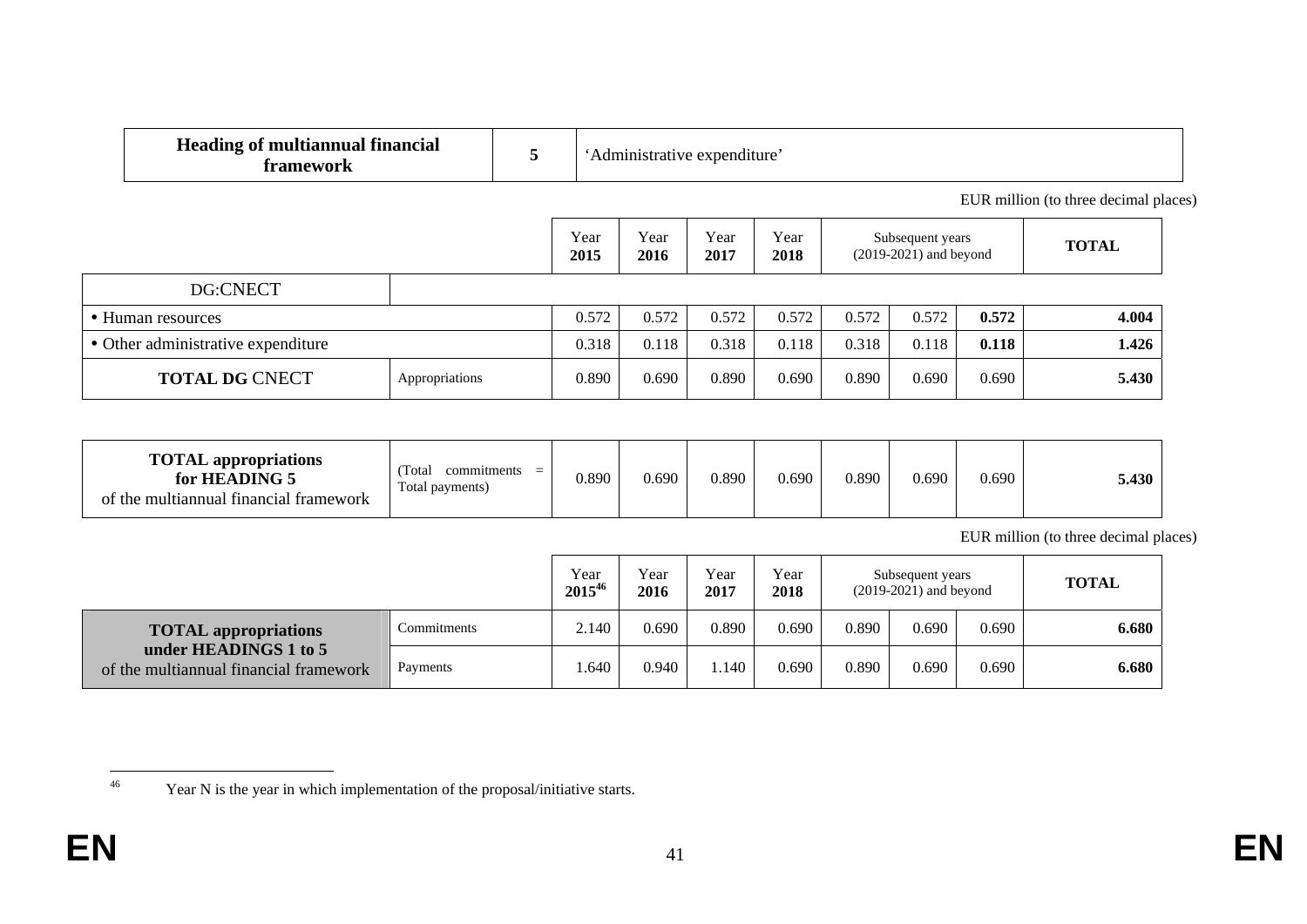| Heading of multiannual financial framework | 5 | 'Administrative expenditure' |
|---|---|---|

EUR million (to three decimal places)

| | | Year 2015 | Year 2016 | Year 2017 | Year 2018 | Subsequent years (2019-2021) and beyond | | | TOTAL |
|---|---|---|---|---|---|---|---|---|---|
| DG:CNECT | | | | | | | | | |
| • Human resources | | 0.572 | 0.572 | 0.572 | 0.572 | 0.572 | 0.572 | **0.572** | **4.004** |
| • Other administrative expenditure | | 0.318 | 0.118 | 0.318 | 0.118 | 0.318 | 0.118 | **0.118** | **1.426** |
| **TOTAL DG** CNECT | Appropriations | 0.890 | 0.690 | 0.890 | 0.690 | 0.890 | 0.690 | 0.690 | **5.430** |

| **TOTAL appropriations for HEADING 5** of the multiannual financial framework | (Total commitments = Total payments) | 0.890 | 0.690 | 0.890 | 0.690 | 0.890 | 0.690 | 0.690 | **5.430** |
|---|---|---|---|---|---|---|---|---|---|

EUR million (to three decimal places)

| | | Year 2015[46] | Year 2016 | Year 2017 | Year 2018 | Subsequent years (2019-2021) and beyond | | | TOTAL |
|---|---|---|---|---|---|---|---|---|---|
| **TOTAL appropriations under HEADINGS 1 to 5** of the multiannual financial framework | Commitments | 2.140 | 0.690 | 0.890 | 0.690 | 0.890 | 0.690 | 0.690 | **6.680** |
| | Payments | 1.640 | 0.940 | 1.140 | 0.690 | 0.890 | 0.690 | 0.690 | **6.680** |

[46] Year N is the year in which implementation of the proposal/initiative starts.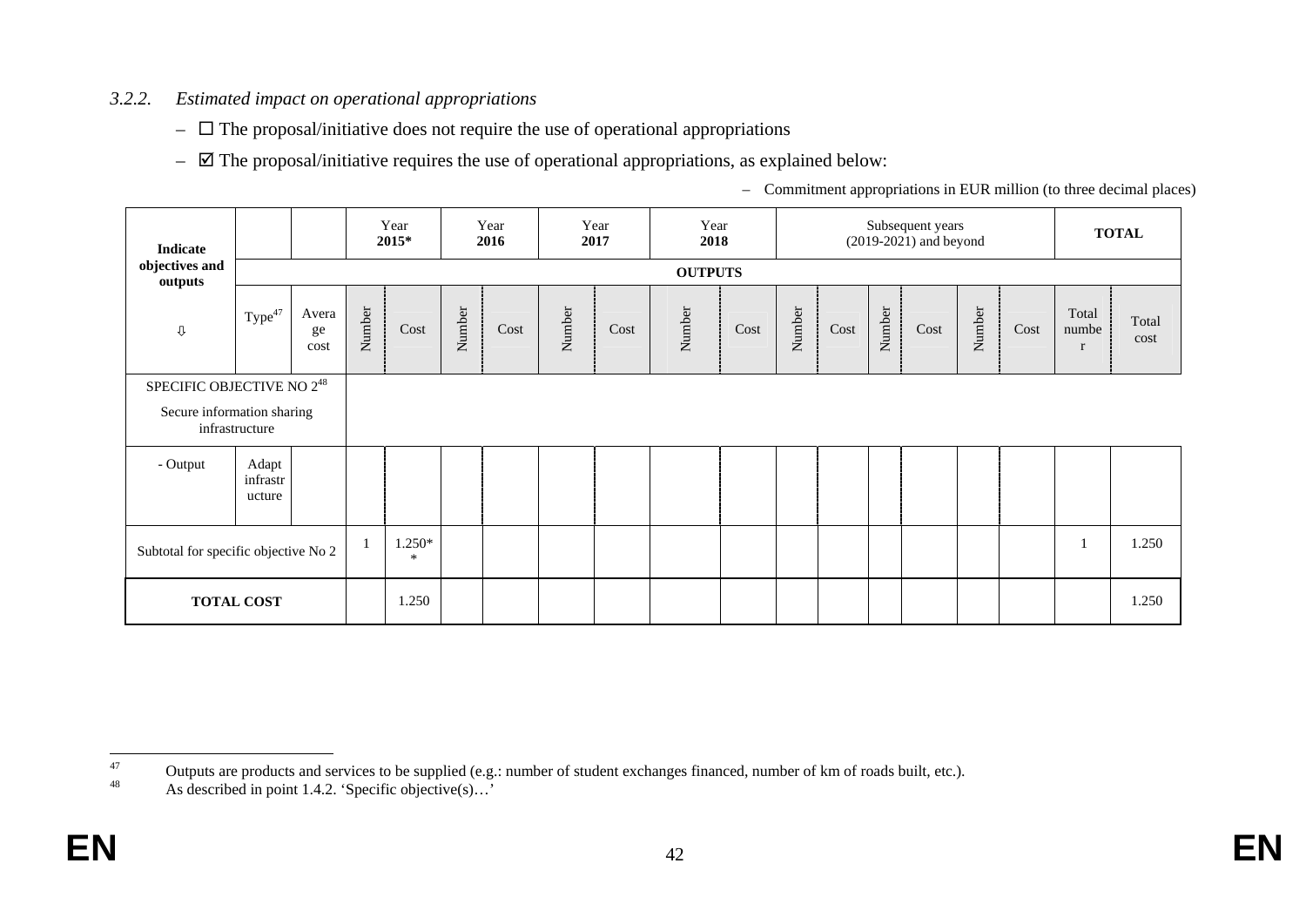### *3.2.2. Estimated impact on operational appropriations*

- ☐ The proposal/initiative does not require the use of operational appropriations
- ☑ The proposal/initiative requires the use of operational appropriations, as explained below:

– Commitment appropriations in EUR million (to three decimal places)

| Indicate objectives and outputs ⇩ | | | Year 2015* | | Year 2016 | | Year 2017 | | Year 2018 | | Subsequent years (2019-2021) and beyond | | | | | | TOTAL | |
|---|---|---|---|---|---|---|---|---|---|---|---|---|---|---|---|---|---|---|
| | OUTPUTS | | | | | | | | | | | | | | | | | |
| | Type[47] | Average cost | Number | Cost | Number | Cost | Number | Cost | Number | Cost | Number | Cost | Number | Cost | Number | Cost | Total number | Total cost |
| SPECIFIC OBJECTIVE NO 2[48] Secure information sharing infrastructure | | | | | | | | | | | | | | | | | | |
| - Output | Adapt infrastructure | | | | | | | | | | | | | | | | | |
| Subtotal for specific objective No 2 | | | 1 | 1.250** | | | | | | | | | | | | | 1 | 1.250 |
| **TOTAL COST** | | | | 1.250 | | | | | | | | | | | | | | 1.250 |

[47] Outputs are products and services to be supplied (e.g.: number of student exchanges financed, number of km of roads built, etc.).

[48] As described in point 1.4.2. 'Specific objective(s)…'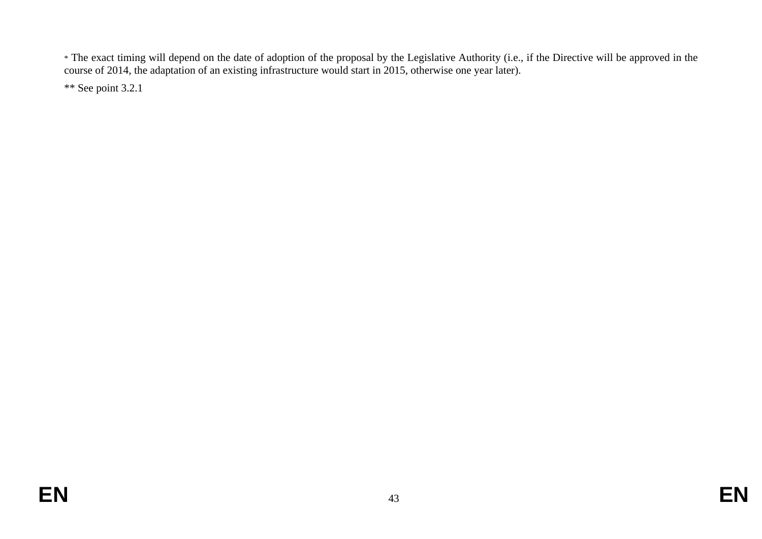* The exact timing will depend on the date of adoption of the proposal by the Legislative Authority (i.e., if the Directive will be approved in the course of 2014, the adaptation of an existing infrastructure would start in 2015, otherwise one year later).

** See point 3.2.1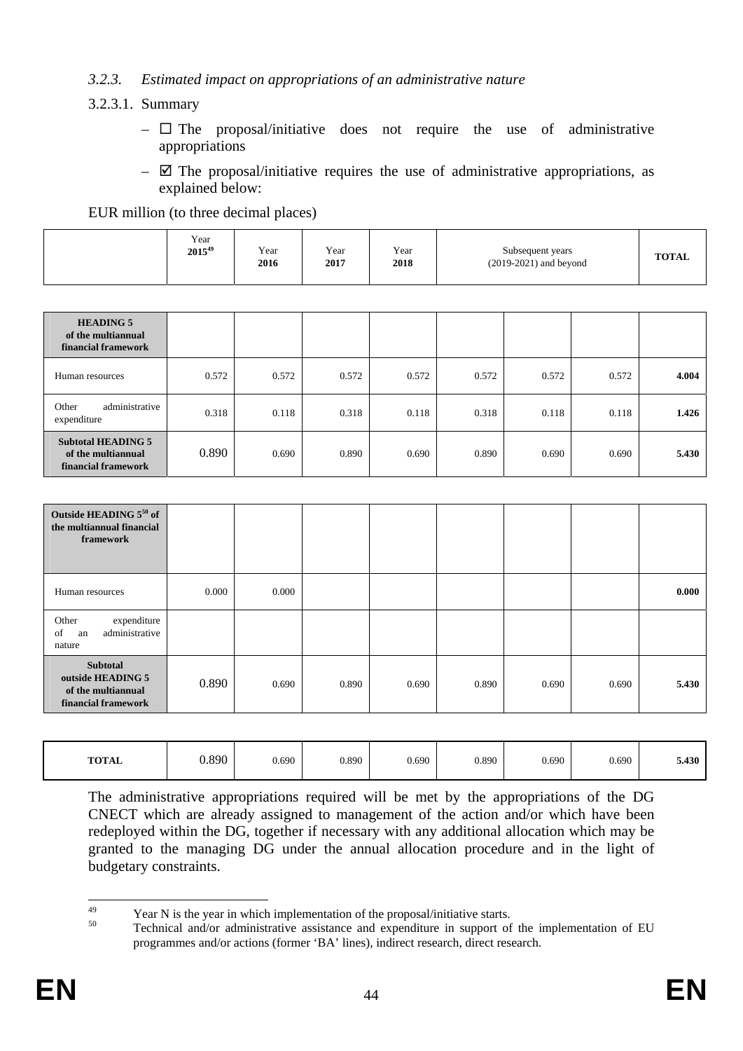### 3.2.3. *Estimated impact on appropriations of an administrative nature*

3.2.3.1. Summary

- ☐ The proposal/initiative does not require the use of administrative appropriations
- ☑ The proposal/initiative requires the use of administrative appropriations, as explained below:

EUR million (to three decimal places)

| | Year **2015**[49] | Year **2016** | Year **2017** | Year **2018** | Subsequent years (2019-2021) and beyond | | | **TOTAL** |
|---|---|---|---|---|---|---|---|---|
| **HEADING 5 of the multiannual financial framework** | | | | | | | | |
| Human resources | 0.572 | 0.572 | 0.572 | 0.572 | 0.572 | 0.572 | 0.572 | **4.004** |
| Other administrative expenditure | 0.318 | 0.118 | 0.318 | 0.118 | 0.318 | 0.118 | 0.118 | **1.426** |
| **Subtotal HEADING 5 of the multiannual financial framework** | 0.890 | 0.690 | 0.890 | 0.690 | 0.890 | 0.690 | 0.690 | **5.430** |
| **Outside HEADING 5**[50] **of the multiannual financial framework** | | | | | | | | |
| Human resources | 0.000 | 0.000 | | | | | | **0.000** |
| Other expenditure of an administrative nature | | | | | | | | |
| **Subtotal outside HEADING 5 of the multiannual financial framework** | 0.890 | 0.690 | 0.890 | 0.690 | 0.890 | 0.690 | 0.690 | **5.430** |
| **TOTAL** | 0.890 | 0.690 | 0.890 | 0.690 | 0.890 | 0.690 | 0.690 | **5.430** |

The administrative appropriations required will be met by the appropriations of the DG CNECT which are already assigned to management of the action and/or which have been redeployed within the DG, together if necessary with any additional allocation which may be granted to the managing DG under the annual allocation procedure and in the light of budgetary constraints.

---

[49] Year N is the year in which implementation of the proposal/initiative starts.

[50] Technical and/or administrative assistance and expenditure in support of the implementation of EU programmes and/or actions (former 'BA' lines), indirect research, direct research.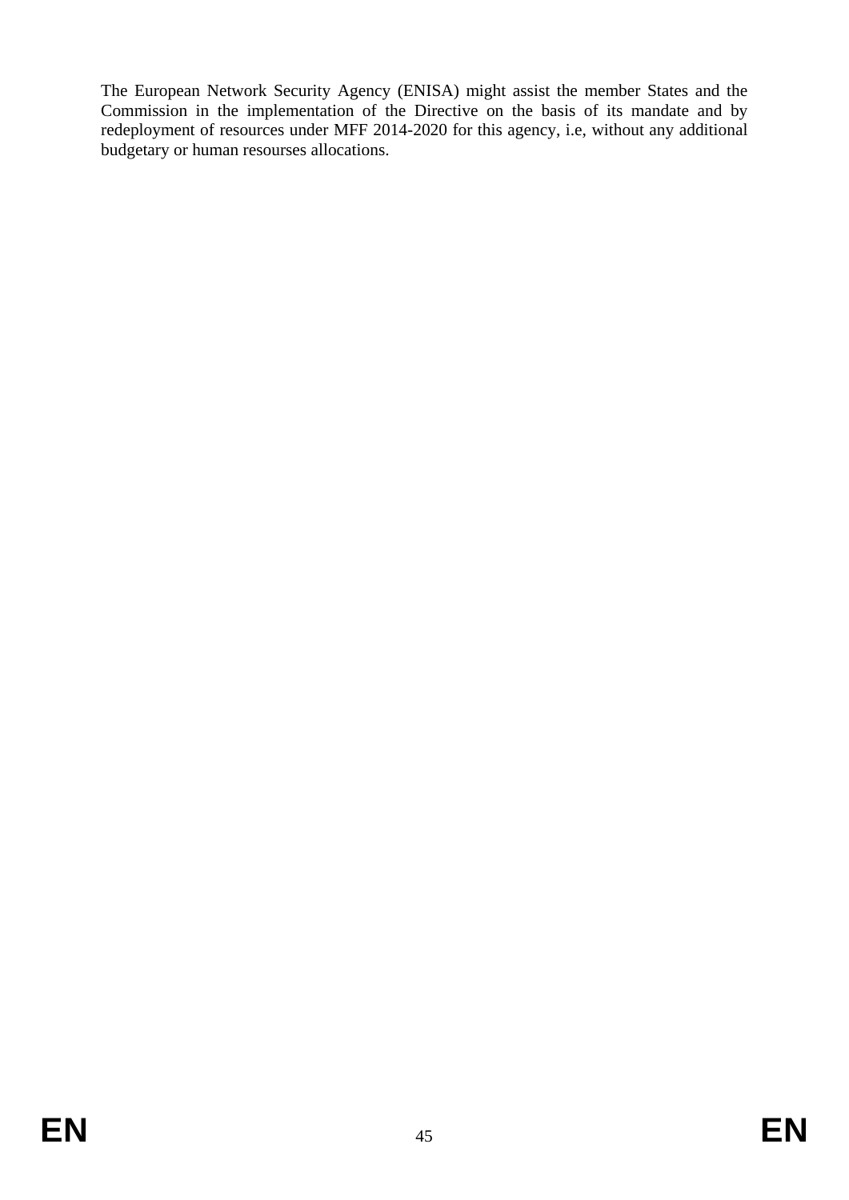The European Network Security Agency (ENISA) might assist the member States and the Commission in the implementation of the Directive on the basis of its mandate and by redeployment of resources under MFF 2014-2020 for this agency, i.e, without any additional budgetary or human resourses allocations.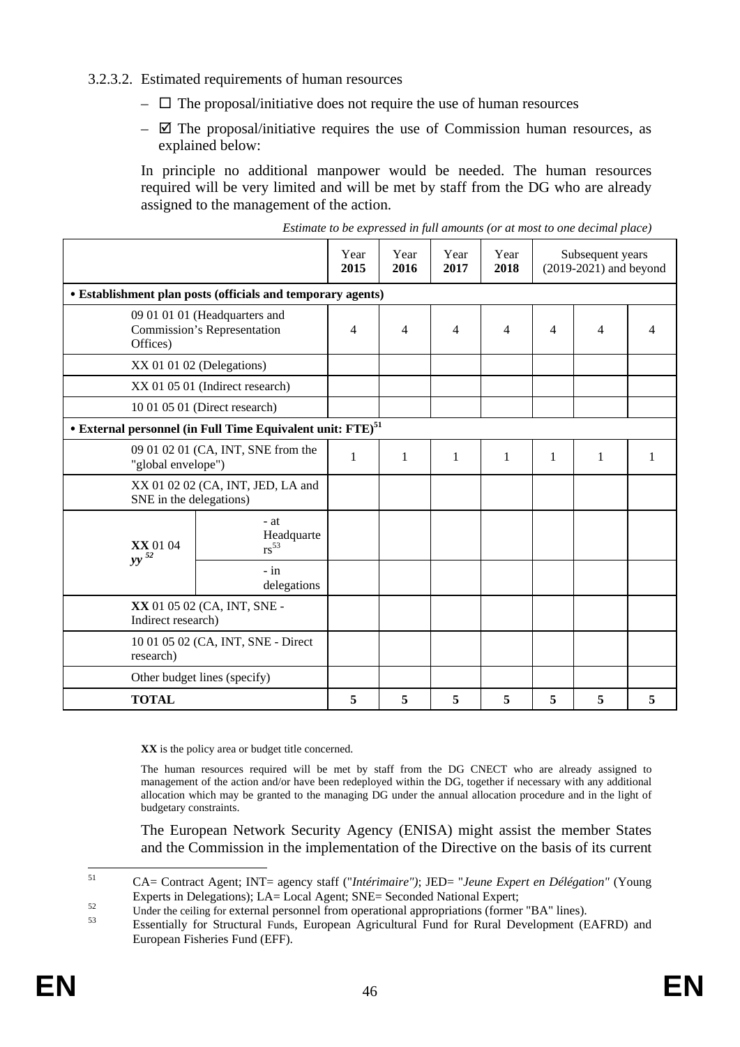3.2.3.2. Estimated requirements of human resources

- ☐ The proposal/initiative does not require the use of human resources
- ☑ The proposal/initiative requires the use of Commission human resources, as explained below:

In principle no additional manpower would be needed. The human resources required will be very limited and will be met by staff from the DG who are already assigned to the management of the action.

*Estimate to be expressed in full amounts (or at most to one decimal place)*

| | | Year **2015** | Year **2016** | Year **2017** | Year **2018** | Subsequent years (2019-2021) and beyond | | |
|---|---|---|---|---|---|---|---|---|
| **• Establishment plan posts (officials and temporary agents)** | | | | | | | | |
| 09 01 01 01 (Headquarters and Commission's Representation Offices) | | 4 | 4 | 4 | 4 | 4 | 4 | 4 |
| XX 01 01 02 (Delegations) | | | | | | | | |
| XX 01 05 01 (Indirect research) | | | | | | | | |
| 10 01 05 01 (Direct research) | | | | | | | | |
| **• External personnel (in Full Time Equivalent unit: FTE)**[51] | | | | | | | | |
| 09 01 02 01 (CA, INT, SNE from the "global envelope") | | 1 | 1 | 1 | 1 | 1 | 1 | 1 |
| XX 01 02 02 (CA, INT, JED, LA and SNE in the delegations) | | | | | | | | |
| **XX** 01 04 ***yy*** [52] | - at Headquarters[53] | | | | | | | |
| | - in delegations | | | | | | | |
| **XX** 01 05 02 (CA, INT, SNE - Indirect research) | | | | | | | | |
| 10 01 05 02 (CA, INT, SNE - Direct research) | | | | | | | | |
| Other budget lines (specify) | | | | | | | | |
| **TOTAL** | | **5** | **5** | **5** | **5** | **5** | **5** | **5** |

**XX** is the policy area or budget title concerned.

The human resources required will be met by staff from the DG CNECT who are already assigned to management of the action and/or have been redeployed within the DG, together if necessary with any additional allocation which may be granted to the managing DG under the annual allocation procedure and in the light of budgetary constraints.

The European Network Security Agency (ENISA) might assist the member States and the Commission in the implementation of the Directive on the basis of its current

---

[51] CA= Contract Agent; INT= agency staff ("*Intérimaire")*; JED= "*Jeune Expert en Délégation"* (Young Experts in Delegations); LA= Local Agent; SNE= Seconded National Expert;

[52] Under the ceiling for external personnel from operational appropriations (former "BA" lines).

[53] Essentially for Structural Funds, European Agricultural Fund for Rural Development (EAFRD) and European Fisheries Fund (EFF).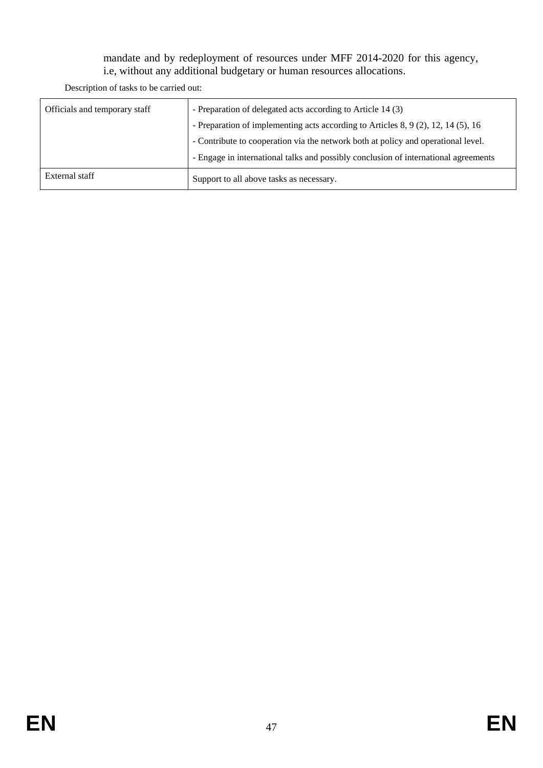mandate and by redeployment of resources under MFF 2014-2020 for this agency, i.e, without any additional budgetary or human resources allocations.

Description of tasks to be carried out:

| | |
|---|---|
| Officials and temporary staff | - Preparation of delegated acts according to Article 14 (3)<br>- Preparation of implementing acts according to Articles 8, 9 (2), 12, 14 (5), 16<br>- Contribute to cooperation via the network both at policy and operational level.<br>- Engage in international talks and possibly conclusion of international agreements |
| External staff | Support to all above tasks as necessary. |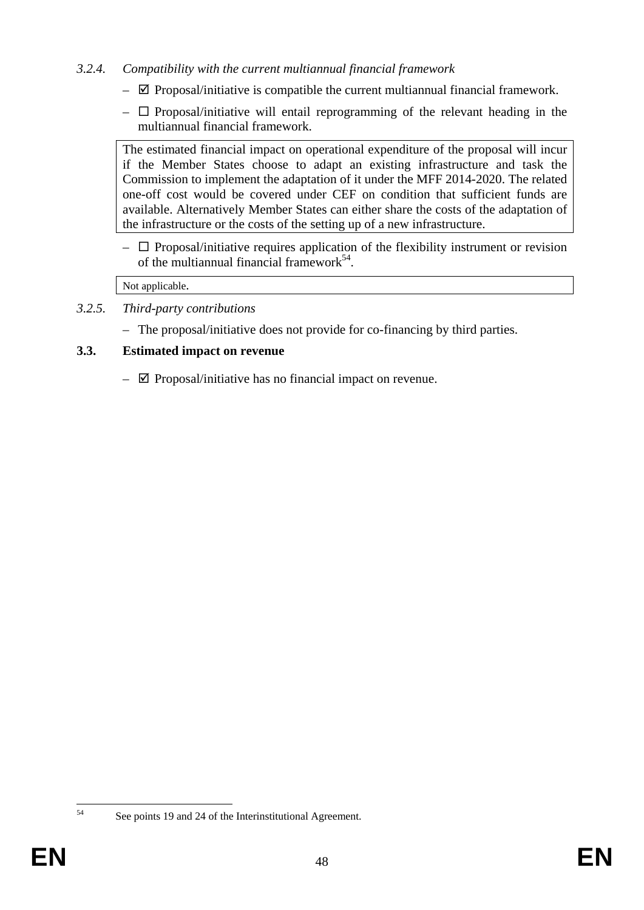*3.2.4. Compatibility with the current multiannual financial framework*

- ☑ Proposal/initiative is compatible the current multiannual financial framework.
- ☐ Proposal/initiative will entail reprogramming of the relevant heading in the multiannual financial framework.

| |
|---|
| The estimated financial impact on operational expenditure of the proposal will incur if the Member States choose to adapt an existing infrastructure and task the Commission to implement the adaptation of it under the MFF 2014-2020. The related one-off cost would be covered under CEF on condition that sufficient funds are available. Alternatively Member States can either share the costs of the adaptation of the infrastructure or the costs of the setting up of a new infrastructure. |

- ☐ Proposal/initiative requires application of the flexibility instrument or revision of the multiannual financial framework[54].

| |
|---|
| Not applicable. |

*3.2.5. Third-party contributions*

- The proposal/initiative does not provide for co-financing by third parties.

### 3.3. Estimated impact on revenue

- ☑ Proposal/initiative has no financial impact on revenue.

---

[54] See points 19 and 24 of the Interinstitutional Agreement.